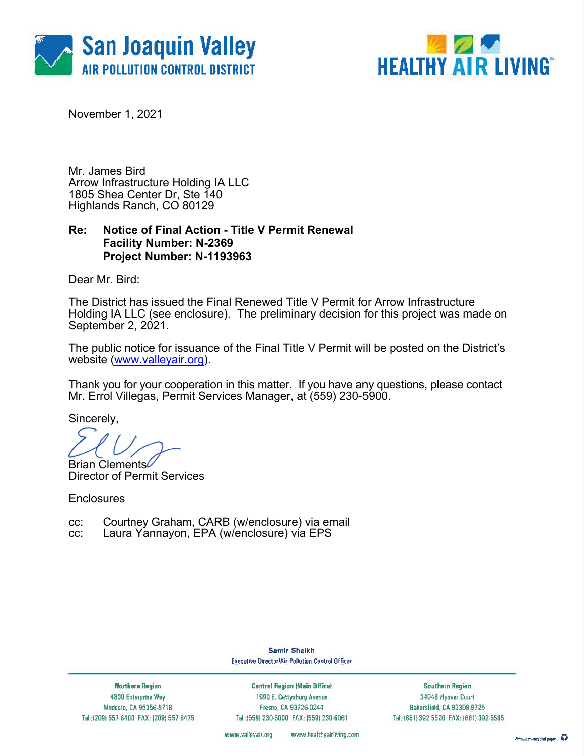San Joaquin Valley
AIR POLLUTION CONTROL DISTRICT

HEALTHY AIR LIVING™

November 1, 2021

Mr. James Bird
Arrow Infrastructure Holding IA LLC
1805 Shea Center Dr, Ste 140
Highlands Ranch, CO 80129

**Re: Notice of Final Action - Title V Permit Renewal**
**Facility Number: N-2369**
**Project Number: N-1193963**

Dear Mr. Bird:

The District has issued the Final Renewed Title V Permit for Arrow Infrastructure Holding IA LLC (see enclosure). The preliminary decision for this project was made on September 2, 2021.

The public notice for issuance of the Final Title V Permit will be posted on the District's website (www.valleyair.org).

Thank you for your cooperation in this matter. If you have any questions, please contact Mr. Errol Villegas, Permit Services Manager, at (559) 230-5900.

Sincerely,

Brian Clements
Director of Permit Services

Enclosures

cc: Courtney Graham, CARB (w/enclosure) via email
cc: Laura Yannayon, EPA (w/enclosure) via EPS

Samir Sheikh
Executive Director/Air Pollution Control Officer

| Northern Region | Central Region (Main Office) | Southern Region |
|---|---|---|
| 4800 Enterprise Way | 1990 E. Gettysburg Avenue | 34946 Flyover Court |
| Modesto, CA 95356-8718 | Fresno, CA 93726-0244 | Bakersfield, CA 93308-9725 |
| Tel: (209) 557-6400 FAX: (209) 557-6475 | Tel: (559) 230-6000 FAX: (559) 230-6061 | Tel: (661) 392-5500 FAX: (661) 392-5585 |

www.valleyair.org www.healthyairliving.com

Printed on recycled paper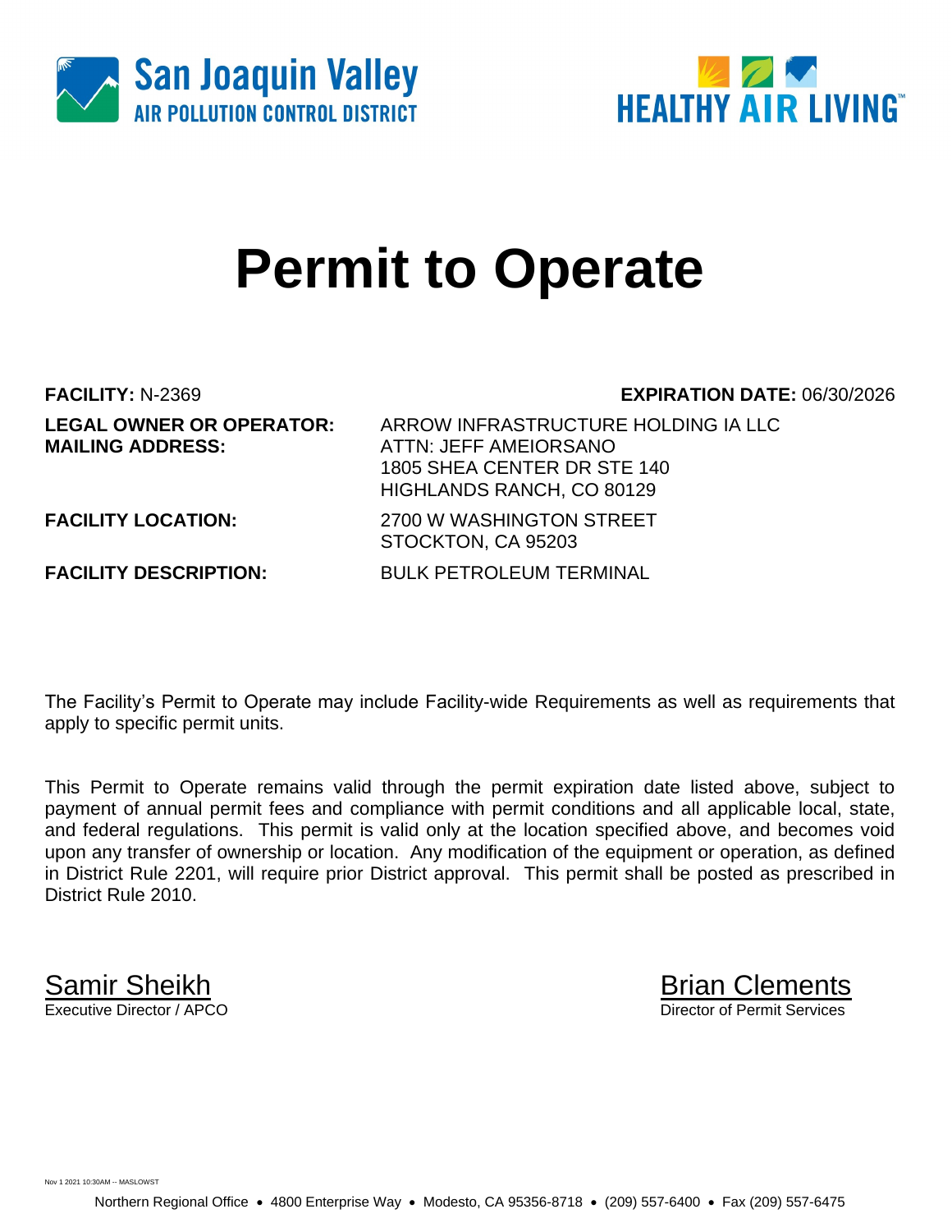San Joaquin Valley
AIR POLLUTION CONTROL DISTRICT

HEALTHY AIR LIVING™

# Permit to Operate

**FACILITY:** N-2369 **EXPIRATION DATE:** 06/30/2026

**LEGAL OWNER OR OPERATOR:** ARROW INFRASTRUCTURE HOLDING IA LLC

**MAILING ADDRESS:** ATTN: JEFF AMEIORSANO
1805 SHEA CENTER DR STE 140
HIGHLANDS RANCH, CO 80129

**FACILITY LOCATION:** 2700 W WASHINGTON STREET
STOCKTON, CA 95203

**FACILITY DESCRIPTION:** BULK PETROLEUM TERMINAL

The Facility's Permit to Operate may include Facility-wide Requirements as well as requirements that apply to specific permit units.

This Permit to Operate remains valid through the permit expiration date listed above, subject to payment of annual permit fees and compliance with permit conditions and all applicable local, state, and federal regulations. This permit is valid only at the location specified above, and becomes void upon any transfer of ownership or location. Any modification of the equipment or operation, as defined in District Rule 2201, will require prior District approval. This permit shall be posted as prescribed in District Rule 2010.

Samir Sheikh
Executive Director / APCO

Brian Clements
Director of Permit Services

Nov 1 2021 10:30AM -- MASLOWST

Northern Regional Office • 4800 Enterprise Way • Modesto, CA 95356-8718 • (209) 557-6400 • Fax (209) 557-6475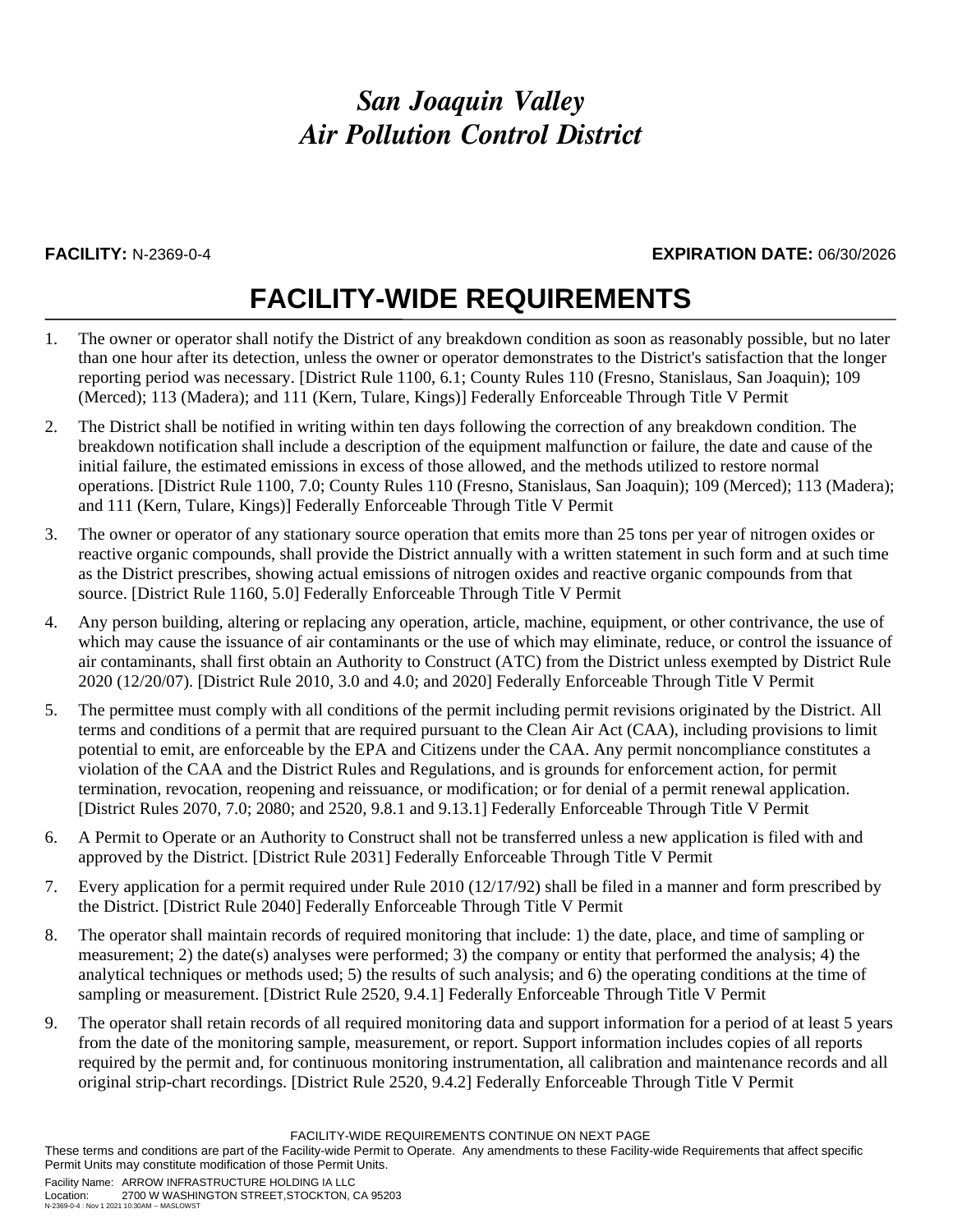# *San Joaquin Valley Air Pollution Control District*

**FACILITY:** N-2369-0-4 **EXPIRATION DATE:** 06/30/2026

## FACILITY-WIDE REQUIREMENTS

1. The owner or operator shall notify the District of any breakdown condition as soon as reasonably possible, but no later than one hour after its detection, unless the owner or operator demonstrates to the District's satisfaction that the longer reporting period was necessary. [District Rule 1100, 6.1; County Rules 110 (Fresno, Stanislaus, San Joaquin); 109 (Merced); 113 (Madera); and 111 (Kern, Tulare, Kings)] Federally Enforceable Through Title V Permit

2. The District shall be notified in writing within ten days following the correction of any breakdown condition. The breakdown notification shall include a description of the equipment malfunction or failure, the date and cause of the initial failure, the estimated emissions in excess of those allowed, and the methods utilized to restore normal operations. [District Rule 1100, 7.0; County Rules 110 (Fresno, Stanislaus, San Joaquin); 109 (Merced); 113 (Madera); and 111 (Kern, Tulare, Kings)] Federally Enforceable Through Title V Permit

3. The owner or operator of any stationary source operation that emits more than 25 tons per year of nitrogen oxides or reactive organic compounds, shall provide the District annually with a written statement in such form and at such time as the District prescribes, showing actual emissions of nitrogen oxides and reactive organic compounds from that source. [District Rule 1160, 5.0] Federally Enforceable Through Title V Permit

4. Any person building, altering or replacing any operation, article, machine, equipment, or other contrivance, the use of which may cause the issuance of air contaminants or the use of which may eliminate, reduce, or control the issuance of air contaminants, shall first obtain an Authority to Construct (ATC) from the District unless exempted by District Rule 2020 (12/20/07). [District Rule 2010, 3.0 and 4.0; and 2020] Federally Enforceable Through Title V Permit

5. The permittee must comply with all conditions of the permit including permit revisions originated by the District. All terms and conditions of a permit that are required pursuant to the Clean Air Act (CAA), including provisions to limit potential to emit, are enforceable by the EPA and Citizens under the CAA. Any permit noncompliance constitutes a violation of the CAA and the District Rules and Regulations, and is grounds for enforcement action, for permit termination, revocation, reopening and reissuance, or modification; or for denial of a permit renewal application. [District Rules 2070, 7.0; 2080; and 2520, 9.8.1 and 9.13.1] Federally Enforceable Through Title V Permit

6. A Permit to Operate or an Authority to Construct shall not be transferred unless a new application is filed with and approved by the District. [District Rule 2031] Federally Enforceable Through Title V Permit

7. Every application for a permit required under Rule 2010 (12/17/92) shall be filed in a manner and form prescribed by the District. [District Rule 2040] Federally Enforceable Through Title V Permit

8. The operator shall maintain records of required monitoring that include: 1) the date, place, and time of sampling or measurement; 2) the date(s) analyses were performed; 3) the company or entity that performed the analysis; 4) the analytical techniques or methods used; 5) the results of such analysis; and 6) the operating conditions at the time of sampling or measurement. [District Rule 2520, 9.4.1] Federally Enforceable Through Title V Permit

9. The operator shall retain records of all required monitoring data and support information for a period of at least 5 years from the date of the monitoring sample, measurement, or report. Support information includes copies of all reports required by the permit and, for continuous monitoring instrumentation, all calibration and maintenance records and all original strip-chart recordings. [District Rule 2520, 9.4.2] Federally Enforceable Through Title V Permit

FACILITY-WIDE REQUIREMENTS CONTINUE ON NEXT PAGE

These terms and conditions are part of the Facility-wide Permit to Operate. Any amendments to these Facility-wide Requirements that affect specific Permit Units may constitute modification of those Permit Units.

Facility Name: ARROW INFRASTRUCTURE HOLDING IA LLC
Location: 2700 W WASHINGTON STREET,STOCKTON, CA 95203
N-2369-0-4 : Nov 1 2021 10:30AM -- MASLOWST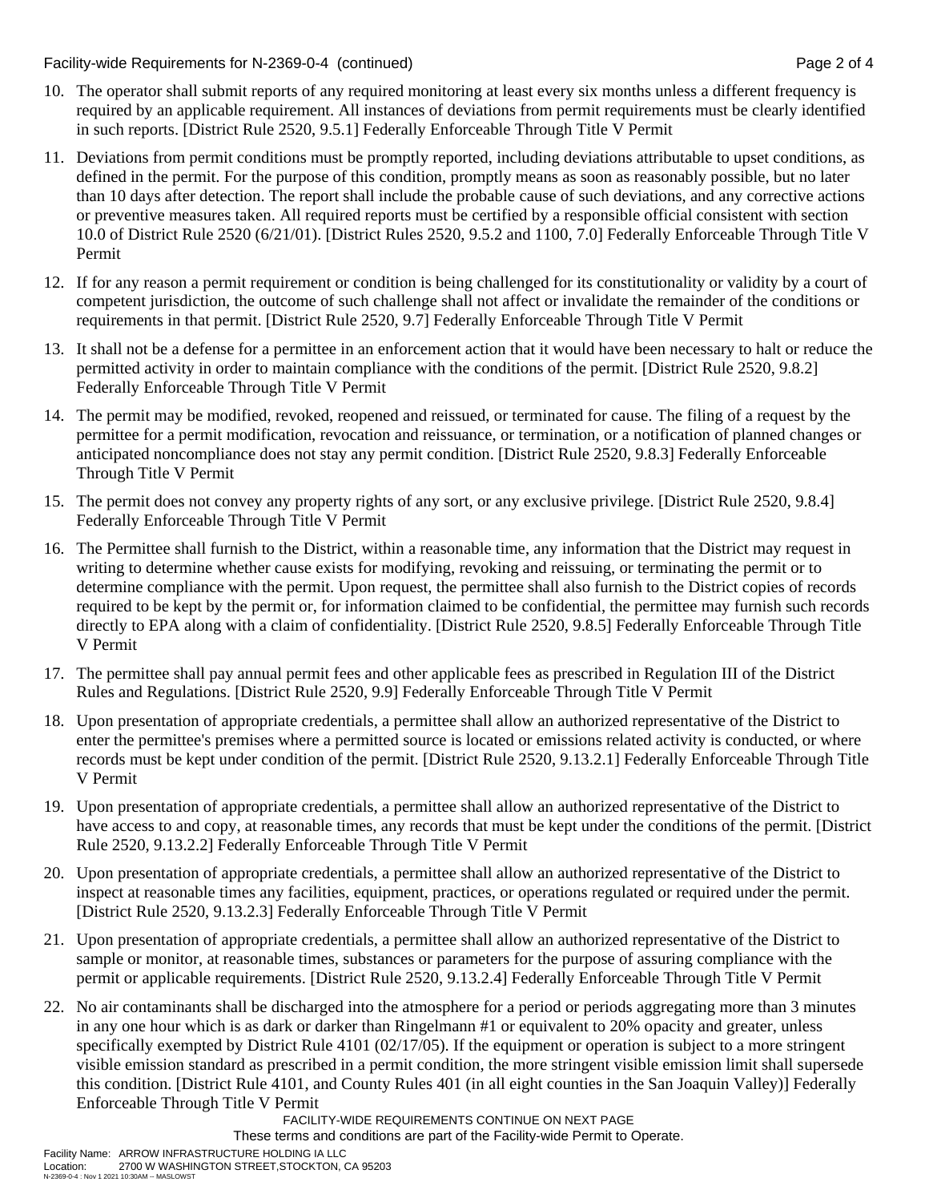10. The operator shall submit reports of any required monitoring at least every six months unless a different frequency is required by an applicable requirement. All instances of deviations from permit requirements must be clearly identified in such reports. [District Rule 2520, 9.5.1] Federally Enforceable Through Title V Permit

11. Deviations from permit conditions must be promptly reported, including deviations attributable to upset conditions, as defined in the permit. For the purpose of this condition, promptly means as soon as reasonably possible, but no later than 10 days after detection. The report shall include the probable cause of such deviations, and any corrective actions or preventive measures taken. All required reports must be certified by a responsible official consistent with section 10.0 of District Rule 2520 (6/21/01). [District Rules 2520, 9.5.2 and 1100, 7.0] Federally Enforceable Through Title V Permit

12. If for any reason a permit requirement or condition is being challenged for its constitutionality or validity by a court of competent jurisdiction, the outcome of such challenge shall not affect or invalidate the remainder of the conditions or requirements in that permit. [District Rule 2520, 9.7] Federally Enforceable Through Title V Permit

13. It shall not be a defense for a permittee in an enforcement action that it would have been necessary to halt or reduce the permitted activity in order to maintain compliance with the conditions of the permit. [District Rule 2520, 9.8.2] Federally Enforceable Through Title V Permit

14. The permit may be modified, revoked, reopened and reissued, or terminated for cause. The filing of a request by the permittee for a permit modification, revocation and reissuance, or termination, or a notification of planned changes or anticipated noncompliance does not stay any permit condition. [District Rule 2520, 9.8.3] Federally Enforceable Through Title V Permit

15. The permit does not convey any property rights of any sort, or any exclusive privilege. [District Rule 2520, 9.8.4] Federally Enforceable Through Title V Permit

16. The Permittee shall furnish to the District, within a reasonable time, any information that the District may request in writing to determine whether cause exists for modifying, revoking and reissuing, or terminating the permit or to determine compliance with the permit. Upon request, the permittee shall also furnish to the District copies of records required to be kept by the permit or, for information claimed to be confidential, the permittee may furnish such records directly to EPA along with a claim of confidentiality. [District Rule 2520, 9.8.5] Federally Enforceable Through Title V Permit

17. The permittee shall pay annual permit fees and other applicable fees as prescribed in Regulation III of the District Rules and Regulations. [District Rule 2520, 9.9] Federally Enforceable Through Title V Permit

18. Upon presentation of appropriate credentials, a permittee shall allow an authorized representative of the District to enter the permittee's premises where a permitted source is located or emissions related activity is conducted, or where records must be kept under condition of the permit. [District Rule 2520, 9.13.2.1] Federally Enforceable Through Title V Permit

19. Upon presentation of appropriate credentials, a permittee shall allow an authorized representative of the District to have access to and copy, at reasonable times, any records that must be kept under the conditions of the permit. [District Rule 2520, 9.13.2.2] Federally Enforceable Through Title V Permit

20. Upon presentation of appropriate credentials, a permittee shall allow an authorized representative of the District to inspect at reasonable times any facilities, equipment, practices, or operations regulated or required under the permit. [District Rule 2520, 9.13.2.3] Federally Enforceable Through Title V Permit

21. Upon presentation of appropriate credentials, a permittee shall allow an authorized representative of the District to sample or monitor, at reasonable times, substances or parameters for the purpose of assuring compliance with the permit or applicable requirements. [District Rule 2520, 9.13.2.4] Federally Enforceable Through Title V Permit

22. No air contaminants shall be discharged into the atmosphere for a period or periods aggregating more than 3 minutes in any one hour which is as dark or darker than Ringelmann #1 or equivalent to 20% opacity and greater, unless specifically exempted by District Rule 4101 (02/17/05). If the equipment or operation is subject to a more stringent visible emission standard as prescribed in a permit condition, the more stringent visible emission limit shall supersede this condition. [District Rule 4101, and County Rules 401 (in all eight counties in the San Joaquin Valley)] Federally Enforceable Through Title V Permit

FACILITY-WIDE REQUIREMENTS CONTINUE ON NEXT PAGE

These terms and conditions are part of the Facility-wide Permit to Operate.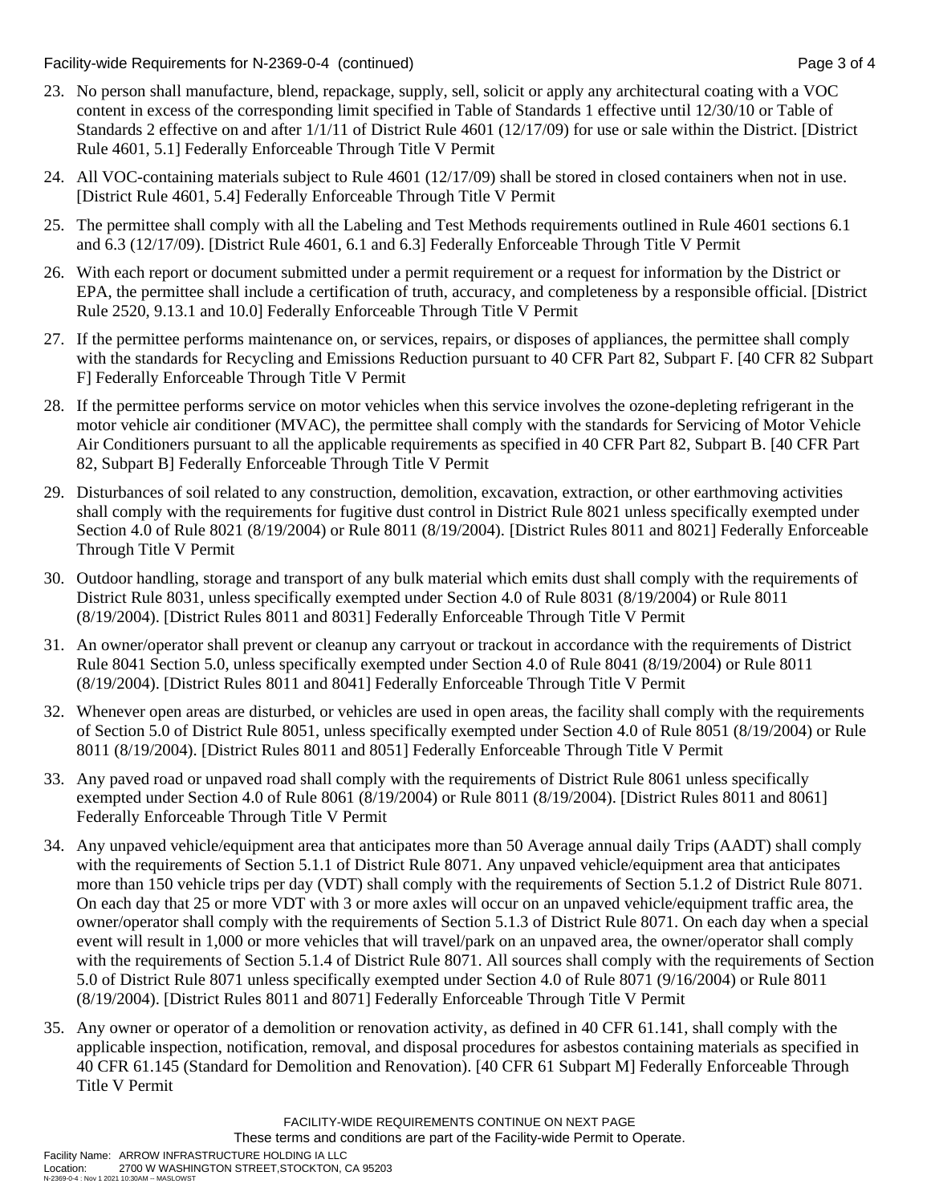23. No person shall manufacture, blend, repackage, supply, sell, solicit or apply any architectural coating with a VOC content in excess of the corresponding limit specified in Table of Standards 1 effective until 12/30/10 or Table of Standards 2 effective on and after 1/1/11 of District Rule 4601 (12/17/09) for use or sale within the District. [District Rule 4601, 5.1] Federally Enforceable Through Title V Permit

24. All VOC-containing materials subject to Rule 4601 (12/17/09) shall be stored in closed containers when not in use. [District Rule 4601, 5.4] Federally Enforceable Through Title V Permit

25. The permittee shall comply with all the Labeling and Test Methods requirements outlined in Rule 4601 sections 6.1 and 6.3 (12/17/09). [District Rule 4601, 6.1 and 6.3] Federally Enforceable Through Title V Permit

26. With each report or document submitted under a permit requirement or a request for information by the District or EPA, the permittee shall include a certification of truth, accuracy, and completeness by a responsible official. [District Rule 2520, 9.13.1 and 10.0] Federally Enforceable Through Title V Permit

27. If the permittee performs maintenance on, or services, repairs, or disposes of appliances, the permittee shall comply with the standards for Recycling and Emissions Reduction pursuant to 40 CFR Part 82, Subpart F. [40 CFR 82 Subpart F] Federally Enforceable Through Title V Permit

28. If the permittee performs service on motor vehicles when this service involves the ozone-depleting refrigerant in the motor vehicle air conditioner (MVAC), the permittee shall comply with the standards for Servicing of Motor Vehicle Air Conditioners pursuant to all the applicable requirements as specified in 40 CFR Part 82, Subpart B. [40 CFR Part 82, Subpart B] Federally Enforceable Through Title V Permit

29. Disturbances of soil related to any construction, demolition, excavation, extraction, or other earthmoving activities shall comply with the requirements for fugitive dust control in District Rule 8021 unless specifically exempted under Section 4.0 of Rule 8021 (8/19/2004) or Rule 8011 (8/19/2004). [District Rules 8011 and 8021] Federally Enforceable Through Title V Permit

30. Outdoor handling, storage and transport of any bulk material which emits dust shall comply with the requirements of District Rule 8031, unless specifically exempted under Section 4.0 of Rule 8031 (8/19/2004) or Rule 8011 (8/19/2004). [District Rules 8011 and 8031] Federally Enforceable Through Title V Permit

31. An owner/operator shall prevent or cleanup any carryout or trackout in accordance with the requirements of District Rule 8041 Section 5.0, unless specifically exempted under Section 4.0 of Rule 8041 (8/19/2004) or Rule 8011 (8/19/2004). [District Rules 8011 and 8041] Federally Enforceable Through Title V Permit

32. Whenever open areas are disturbed, or vehicles are used in open areas, the facility shall comply with the requirements of Section 5.0 of District Rule 8051, unless specifically exempted under Section 4.0 of Rule 8051 (8/19/2004) or Rule 8011 (8/19/2004). [District Rules 8011 and 8051] Federally Enforceable Through Title V Permit

33. Any paved road or unpaved road shall comply with the requirements of District Rule 8061 unless specifically exempted under Section 4.0 of Rule 8061 (8/19/2004) or Rule 8011 (8/19/2004). [District Rules 8011 and 8061] Federally Enforceable Through Title V Permit

34. Any unpaved vehicle/equipment area that anticipates more than 50 Average annual daily Trips (AADT) shall comply with the requirements of Section 5.1.1 of District Rule 8071. Any unpaved vehicle/equipment area that anticipates more than 150 vehicle trips per day (VDT) shall comply with the requirements of Section 5.1.2 of District Rule 8071. On each day that 25 or more VDT with 3 or more axles will occur on an unpaved vehicle/equipment traffic area, the owner/operator shall comply with the requirements of Section 5.1.3 of District Rule 8071. On each day when a special event will result in 1,000 or more vehicles that will travel/park on an unpaved area, the owner/operator shall comply with the requirements of Section 5.1.4 of District Rule 8071. All sources shall comply with the requirements of Section 5.0 of District Rule 8071 unless specifically exempted under Section 4.0 of Rule 8071 (9/16/2004) or Rule 8011 (8/19/2004). [District Rules 8011 and 8071] Federally Enforceable Through Title V Permit

35. Any owner or operator of a demolition or renovation activity, as defined in 40 CFR 61.141, shall comply with the applicable inspection, notification, removal, and disposal procedures for asbestos containing materials as specified in 40 CFR 61.145 (Standard for Demolition and Renovation). [40 CFR 61 Subpart M] Federally Enforceable Through Title V Permit

FACILITY-WIDE REQUIREMENTS CONTINUE ON NEXT PAGE

These terms and conditions are part of the Facility-wide Permit to Operate.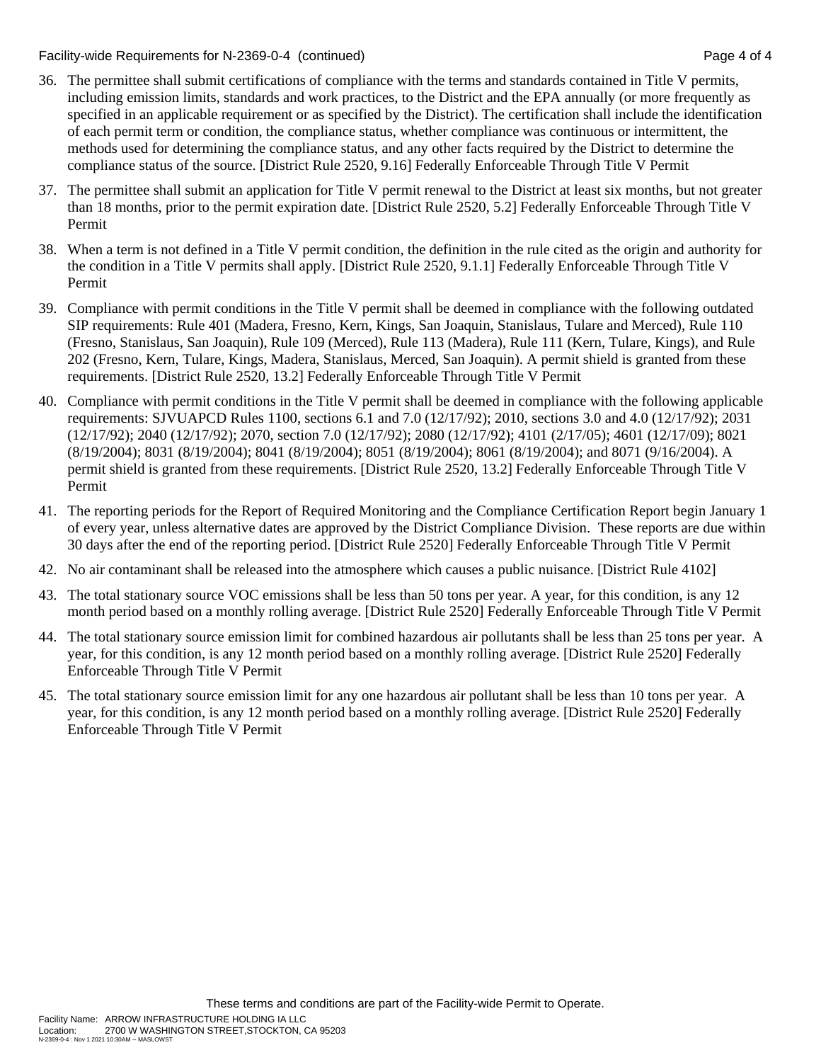36. The permittee shall submit certifications of compliance with the terms and standards contained in Title V permits, including emission limits, standards and work practices, to the District and the EPA annually (or more frequently as specified in an applicable requirement or as specified by the District). The certification shall include the identification of each permit term or condition, the compliance status, whether compliance was continuous or intermittent, the methods used for determining the compliance status, and any other facts required by the District to determine the compliance status of the source. [District Rule 2520, 9.16] Federally Enforceable Through Title V Permit

37. The permittee shall submit an application for Title V permit renewal to the District at least six months, but not greater than 18 months, prior to the permit expiration date. [District Rule 2520, 5.2] Federally Enforceable Through Title V Permit

38. When a term is not defined in a Title V permit condition, the definition in the rule cited as the origin and authority for the condition in a Title V permits shall apply. [District Rule 2520, 9.1.1] Federally Enforceable Through Title V Permit

39. Compliance with permit conditions in the Title V permit shall be deemed in compliance with the following outdated SIP requirements: Rule 401 (Madera, Fresno, Kern, Kings, San Joaquin, Stanislaus, Tulare and Merced), Rule 110 (Fresno, Stanislaus, San Joaquin), Rule 109 (Merced), Rule 113 (Madera), Rule 111 (Kern, Tulare, Kings), and Rule 202 (Fresno, Kern, Tulare, Kings, Madera, Stanislaus, Merced, San Joaquin). A permit shield is granted from these requirements. [District Rule 2520, 13.2] Federally Enforceable Through Title V Permit

40. Compliance with permit conditions in the Title V permit shall be deemed in compliance with the following applicable requirements: SJVUAPCD Rules 1100, sections 6.1 and 7.0 (12/17/92); 2010, sections 3.0 and 4.0 (12/17/92); 2031 (12/17/92); 2040 (12/17/92); 2070, section 7.0 (12/17/92); 2080 (12/17/92); 4101 (2/17/05); 4601 (12/17/09); 8021 (8/19/2004); 8031 (8/19/2004); 8041 (8/19/2004); 8051 (8/19/2004); 8061 (8/19/2004); and 8071 (9/16/2004). A permit shield is granted from these requirements. [District Rule 2520, 13.2] Federally Enforceable Through Title V Permit

41. The reporting periods for the Report of Required Monitoring and the Compliance Certification Report begin January 1 of every year, unless alternative dates are approved by the District Compliance Division. These reports are due within 30 days after the end of the reporting period. [District Rule 2520] Federally Enforceable Through Title V Permit

42. No air contaminant shall be released into the atmosphere which causes a public nuisance. [District Rule 4102]

43. The total stationary source VOC emissions shall be less than 50 tons per year. A year, for this condition, is any 12 month period based on a monthly rolling average. [District Rule 2520] Federally Enforceable Through Title V Permit

44. The total stationary source emission limit for combined hazardous air pollutants shall be less than 25 tons per year. A year, for this condition, is any 12 month period based on a monthly rolling average. [District Rule 2520] Federally Enforceable Through Title V Permit

45. The total stationary source emission limit for any one hazardous air pollutant shall be less than 10 tons per year. A year, for this condition, is any 12 month period based on a monthly rolling average. [District Rule 2520] Federally Enforceable Through Title V Permit

These terms and conditions are part of the Facility-wide Permit to Operate.

Facility Name: ARROW INFRASTRUCTURE HOLDING IA LLC
Location: 2700 W WASHINGTON STREET,STOCKTON, CA 95203
N-2369-0-4 : Nov 1 2021 10:30AM -- MASLOWST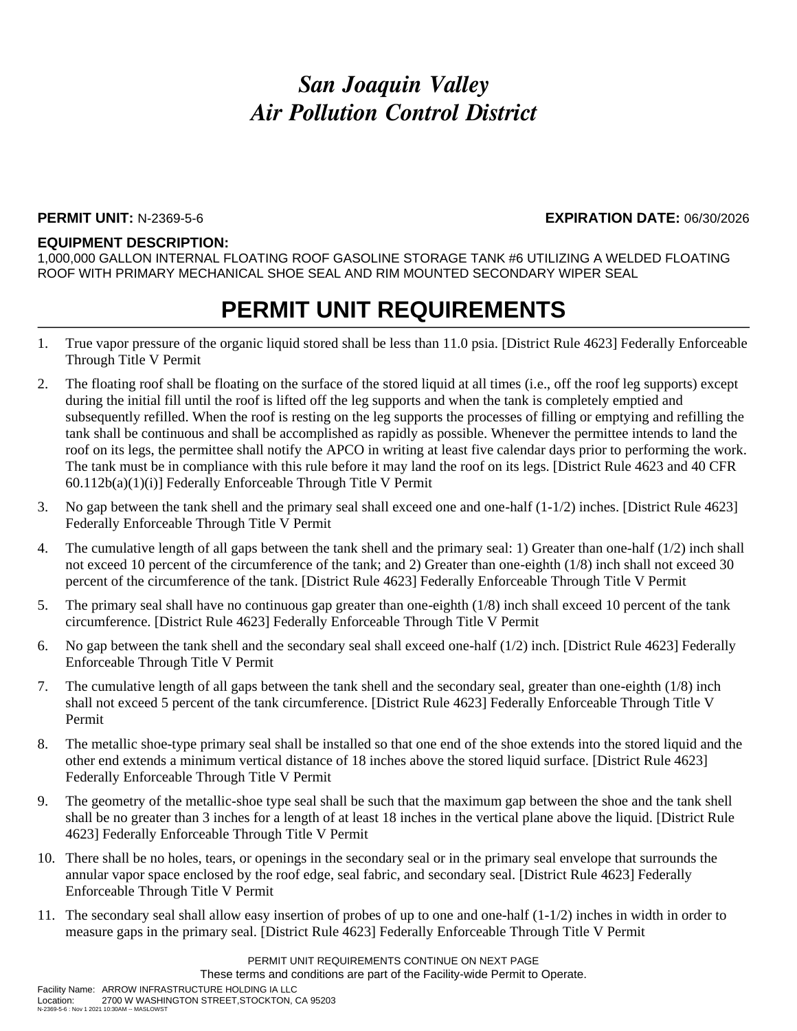# *San Joaquin Valley*
# *Air Pollution Control District*

**PERMIT UNIT:** N-2369-5-6 **EXPIRATION DATE:** 06/30/2026

**EQUIPMENT DESCRIPTION:**
1,000,000 GALLON INTERNAL FLOATING ROOF GASOLINE STORAGE TANK #6 UTILIZING A WELDED FLOATING ROOF WITH PRIMARY MECHANICAL SHOE SEAL AND RIM MOUNTED SECONDARY WIPER SEAL

## PERMIT UNIT REQUIREMENTS

1. True vapor pressure of the organic liquid stored shall be less than 11.0 psia. [District Rule 4623] Federally Enforceable Through Title V Permit
2. The floating roof shall be floating on the surface of the stored liquid at all times (i.e., off the roof leg supports) except during the initial fill until the roof is lifted off the leg supports and when the tank is completely emptied and subsequently refilled. When the roof is resting on the leg supports the processes of filling or emptying and refilling the tank shall be continuous and shall be accomplished as rapidly as possible. Whenever the permittee intends to land the roof on its legs, the permittee shall notify the APCO in writing at least five calendar days prior to performing the work. The tank must be in compliance with this rule before it may land the roof on its legs. [District Rule 4623 and 40 CFR 60.112b(a)(1)(i)] Federally Enforceable Through Title V Permit
3. No gap between the tank shell and the primary seal shall exceed one and one-half (1-1/2) inches. [District Rule 4623] Federally Enforceable Through Title V Permit
4. The cumulative length of all gaps between the tank shell and the primary seal: 1) Greater than one-half (1/2) inch shall not exceed 10 percent of the circumference of the tank; and 2) Greater than one-eighth (1/8) inch shall not exceed 30 percent of the circumference of the tank. [District Rule 4623] Federally Enforceable Through Title V Permit
5. The primary seal shall have no continuous gap greater than one-eighth (1/8) inch shall exceed 10 percent of the tank circumference. [District Rule 4623] Federally Enforceable Through Title V Permit
6. No gap between the tank shell and the secondary seal shall exceed one-half (1/2) inch. [District Rule 4623] Federally Enforceable Through Title V Permit
7. The cumulative length of all gaps between the tank shell and the secondary seal, greater than one-eighth (1/8) inch shall not exceed 5 percent of the tank circumference. [District Rule 4623] Federally Enforceable Through Title V Permit
8. The metallic shoe-type primary seal shall be installed so that one end of the shoe extends into the stored liquid and the other end extends a minimum vertical distance of 18 inches above the stored liquid surface. [District Rule 4623] Federally Enforceable Through Title V Permit
9. The geometry of the metallic-shoe type seal shall be such that the maximum gap between the shoe and the tank shell shall be no greater than 3 inches for a length of at least 18 inches in the vertical plane above the liquid. [District Rule 4623] Federally Enforceable Through Title V Permit
10. There shall be no holes, tears, or openings in the secondary seal or in the primary seal envelope that surrounds the annular vapor space enclosed by the roof edge, seal fabric, and secondary seal. [District Rule 4623] Federally Enforceable Through Title V Permit
11. The secondary seal shall allow easy insertion of probes of up to one and one-half (1-1/2) inches in width in order to measure gaps in the primary seal. [District Rule 4623] Federally Enforceable Through Title V Permit

PERMIT UNIT REQUIREMENTS CONTINUE ON NEXT PAGE
These terms and conditions are part of the Facility-wide Permit to Operate.

Facility Name: ARROW INFRASTRUCTURE HOLDING IA LLC
Location: 2700 W WASHINGTON STREET,STOCKTON, CA 95203
N-2369-5-6 : Nov 1 2021 10:30AM -- MASLOWST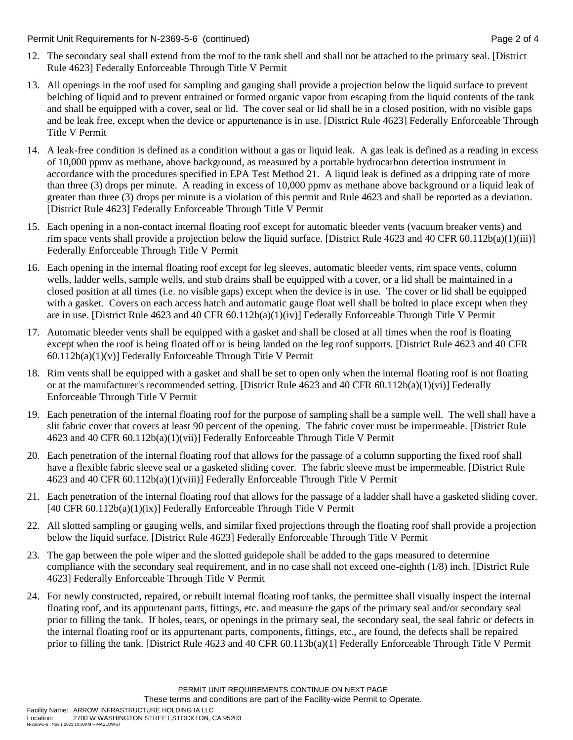12. The secondary seal shall extend from the roof to the tank shell and shall not be attached to the primary seal. [District Rule 4623] Federally Enforceable Through Title V Permit

13. All openings in the roof used for sampling and gauging shall provide a projection below the liquid surface to prevent belching of liquid and to prevent entrained or formed organic vapor from escaping from the liquid contents of the tank and shall be equipped with a cover, seal or lid. The cover seal or lid shall be in a closed position, with no visible gaps and be leak free, except when the device or appurtenance is in use. [District Rule 4623] Federally Enforceable Through Title V Permit

14. A leak-free condition is defined as a condition without a gas or liquid leak. A gas leak is defined as a reading in excess of 10,000 ppmv as methane, above background, as measured by a portable hydrocarbon detection instrument in accordance with the procedures specified in EPA Test Method 21. A liquid leak is defined as a dripping rate of more than three (3) drops per minute. A reading in excess of 10,000 ppmv as methane above background or a liquid leak of greater than three (3) drops per minute is a violation of this permit and Rule 4623 and shall be reported as a deviation. [District Rule 4623] Federally Enforceable Through Title V Permit

15. Each opening in a non-contact internal floating roof except for automatic bleeder vents (vacuum breaker vents) and rim space vents shall provide a projection below the liquid surface. [District Rule 4623 and 40 CFR 60.112b(a)(1)(iii)] Federally Enforceable Through Title V Permit

16. Each opening in the internal floating roof except for leg sleeves, automatic bleeder vents, rim space vents, column wells, ladder wells, sample wells, and stub drains shall be equipped with a cover, or a lid shall be maintained in a closed position at all times (i.e. no visible gaps) except when the device is in use. The cover or lid shall be equipped with a gasket. Covers on each access hatch and automatic gauge float well shall be bolted in place except when they are in use. [District Rule 4623 and 40 CFR 60.112b(a)(1)(iv)] Federally Enforceable Through Title V Permit

17. Automatic bleeder vents shall be equipped with a gasket and shall be closed at all times when the roof is floating except when the roof is being floated off or is being landed on the leg roof supports. [District Rule 4623 and 40 CFR 60.112b(a)(1)(v)] Federally Enforceable Through Title V Permit

18. Rim vents shall be equipped with a gasket and shall be set to open only when the internal floating roof is not floating or at the manufacturer's recommended setting. [District Rule 4623 and 40 CFR 60.112b(a)(1)(vi)] Federally Enforceable Through Title V Permit

19. Each penetration of the internal floating roof for the purpose of sampling shall be a sample well. The well shall have a slit fabric cover that covers at least 90 percent of the opening. The fabric cover must be impermeable. [District Rule 4623 and 40 CFR 60.112b(a)(1)(vii)] Federally Enforceable Through Title V Permit

20. Each penetration of the internal floating roof that allows for the passage of a column supporting the fixed roof shall have a flexible fabric sleeve seal or a gasketed sliding cover. The fabric sleeve must be impermeable. [District Rule 4623 and 40 CFR 60.112b(a)(1)(viii)] Federally Enforceable Through Title V Permit

21. Each penetration of the internal floating roof that allows for the passage of a ladder shall have a gasketed sliding cover. [40 CFR 60.112b(a)(1)(ix)] Federally Enforceable Through Title V Permit

22. All slotted sampling or gauging wells, and similar fixed projections through the floating roof shall provide a projection below the liquid surface. [District Rule 4623] Federally Enforceable Through Title V Permit

23. The gap between the pole wiper and the slotted guidepole shall be added to the gaps measured to determine compliance with the secondary seal requirement, and in no case shall not exceed one-eighth (1/8) inch. [District Rule 4623] Federally Enforceable Through Title V Permit

24. For newly constructed, repaired, or rebuilt internal floating roof tanks, the permittee shall visually inspect the internal floating roof, and its appurtenant parts, fittings, etc. and measure the gaps of the primary seal and/or secondary seal prior to filling the tank. If holes, tears, or openings in the primary seal, the secondary seal, the seal fabric or defects in the internal floating roof or its appurtenant parts, components, fittings, etc., are found, the defects shall be repaired prior to filling the tank. [District Rule 4623 and 40 CFR 60.113b(a)(1] Federally Enforceable Through Title V Permit

PERMIT UNIT REQUIREMENTS CONTINUE ON NEXT PAGE
These terms and conditions are part of the Facility-wide Permit to Operate.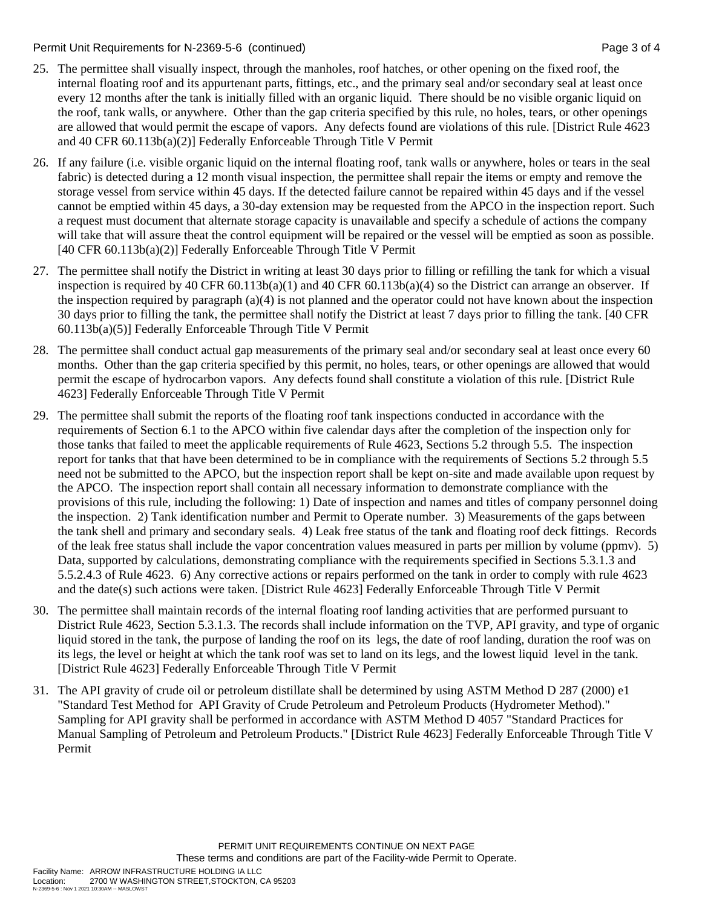25. The permittee shall visually inspect, through the manholes, roof hatches, or other opening on the fixed roof, the internal floating roof and its appurtenant parts, fittings, etc., and the primary seal and/or secondary seal at least once every 12 months after the tank is initially filled with an organic liquid. There should be no visible organic liquid on the roof, tank walls, or anywhere. Other than the gap criteria specified by this rule, no holes, tears, or other openings are allowed that would permit the escape of vapors. Any defects found are violations of this rule. [District Rule 4623 and 40 CFR 60.113b(a)(2)] Federally Enforceable Through Title V Permit

26. If any failure (i.e. visible organic liquid on the internal floating roof, tank walls or anywhere, holes or tears in the seal fabric) is detected during a 12 month visual inspection, the permittee shall repair the items or empty and remove the storage vessel from service within 45 days. If the detected failure cannot be repaired within 45 days and if the vessel cannot be emptied within 45 days, a 30-day extension may be requested from the APCO in the inspection report. Such a request must document that alternate storage capacity is unavailable and specify a schedule of actions the company will take that will assure theat the control equipment will be repaired or the vessel will be emptied as soon as possible. [40 CFR 60.113b(a)(2)] Federally Enforceable Through Title V Permit

27. The permittee shall notify the District in writing at least 30 days prior to filling or refilling the tank for which a visual inspection is required by 40 CFR 60.113b(a)(1) and 40 CFR 60.113b(a)(4) so the District can arrange an observer. If the inspection required by paragraph (a)(4) is not planned and the operator could not have known about the inspection 30 days prior to filling the tank, the permittee shall notify the District at least 7 days prior to filling the tank. [40 CFR 60.113b(a)(5)] Federally Enforceable Through Title V Permit

28. The permittee shall conduct actual gap measurements of the primary seal and/or secondary seal at least once every 60 months. Other than the gap criteria specified by this permit, no holes, tears, or other openings are allowed that would permit the escape of hydrocarbon vapors. Any defects found shall constitute a violation of this rule. [District Rule 4623] Federally Enforceable Through Title V Permit

29. The permittee shall submit the reports of the floating roof tank inspections conducted in accordance with the requirements of Section 6.1 to the APCO within five calendar days after the completion of the inspection only for those tanks that failed to meet the applicable requirements of Rule 4623, Sections 5.2 through 5.5. The inspection report for tanks that that have been determined to be in compliance with the requirements of Sections 5.2 through 5.5 need not be submitted to the APCO, but the inspection report shall be kept on-site and made available upon request by the APCO. The inspection report shall contain all necessary information to demonstrate compliance with the provisions of this rule, including the following: 1) Date of inspection and names and titles of company personnel doing the inspection. 2) Tank identification number and Permit to Operate number. 3) Measurements of the gaps between the tank shell and primary and secondary seals. 4) Leak free status of the tank and floating roof deck fittings. Records of the leak free status shall include the vapor concentration values measured in parts per million by volume (ppmv). 5) Data, supported by calculations, demonstrating compliance with the requirements specified in Sections 5.3.1.3 and 5.5.2.4.3 of Rule 4623. 6) Any corrective actions or repairs performed on the tank in order to comply with rule 4623 and the date(s) such actions were taken. [District Rule 4623] Federally Enforceable Through Title V Permit

30. The permittee shall maintain records of the internal floating roof landing activities that are performed pursuant to District Rule 4623, Section 5.3.1.3. The records shall include information on the TVP, API gravity, and type of organic liquid stored in the tank, the purpose of landing the roof on its legs, the date of roof landing, duration the roof was on its legs, the level or height at which the tank roof was set to land on its legs, and the lowest liquid level in the tank. [District Rule 4623] Federally Enforceable Through Title V Permit

31. The API gravity of crude oil or petroleum distillate shall be determined by using ASTM Method D 287 (2000) e1 "Standard Test Method for API Gravity of Crude Petroleum and Petroleum Products (Hydrometer Method)." Sampling for API gravity shall be performed in accordance with ASTM Method D 4057 "Standard Practices for Manual Sampling of Petroleum and Petroleum Products." [District Rule 4623] Federally Enforceable Through Title V Permit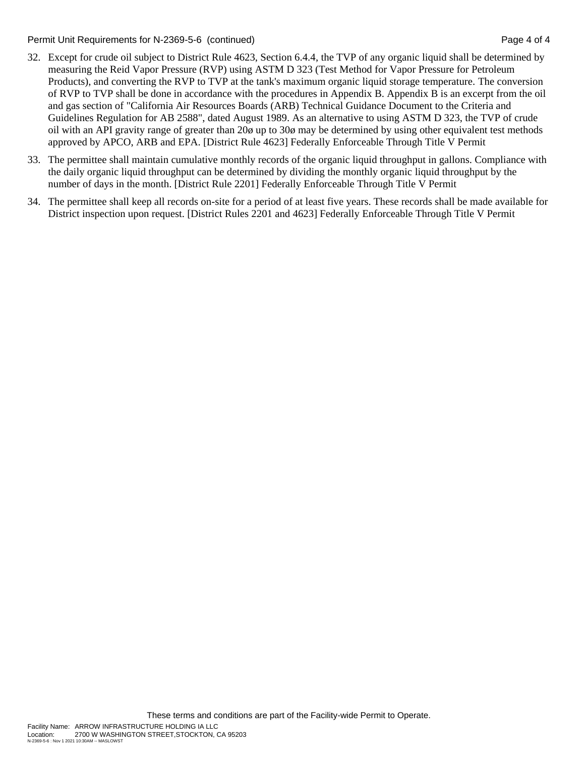32. Except for crude oil subject to District Rule 4623, Section 6.4.4, the TVP of any organic liquid shall be determined by measuring the Reid Vapor Pressure (RVP) using ASTM D 323 (Test Method for Vapor Pressure for Petroleum Products), and converting the RVP to TVP at the tank's maximum organic liquid storage temperature. The conversion of RVP to TVP shall be done in accordance with the procedures in Appendix B. Appendix B is an excerpt from the oil and gas section of "California Air Resources Boards (ARB) Technical Guidance Document to the Criteria and Guidelines Regulation for AB 2588", dated August 1989. As an alternative to using ASTM D 323, the TVP of crude oil with an API gravity range of greater than 20ø up to 30ø may be determined by using other equivalent test methods approved by APCO, ARB and EPA. [District Rule 4623] Federally Enforceable Through Title V Permit

33. The permittee shall maintain cumulative monthly records of the organic liquid throughput in gallons. Compliance with the daily organic liquid throughput can be determined by dividing the monthly organic liquid throughput by the number of days in the month. [District Rule 2201] Federally Enforceable Through Title V Permit

34. The permittee shall keep all records on-site for a period of at least five years. These records shall be made available for District inspection upon request. [District Rules 2201 and 4623] Federally Enforceable Through Title V Permit

These terms and conditions are part of the Facility-wide Permit to Operate.

Facility Name: ARROW INFRASTRUCTURE HOLDING IA LLC
Location: 2700 W WASHINGTON STREET,STOCKTON, CA 95203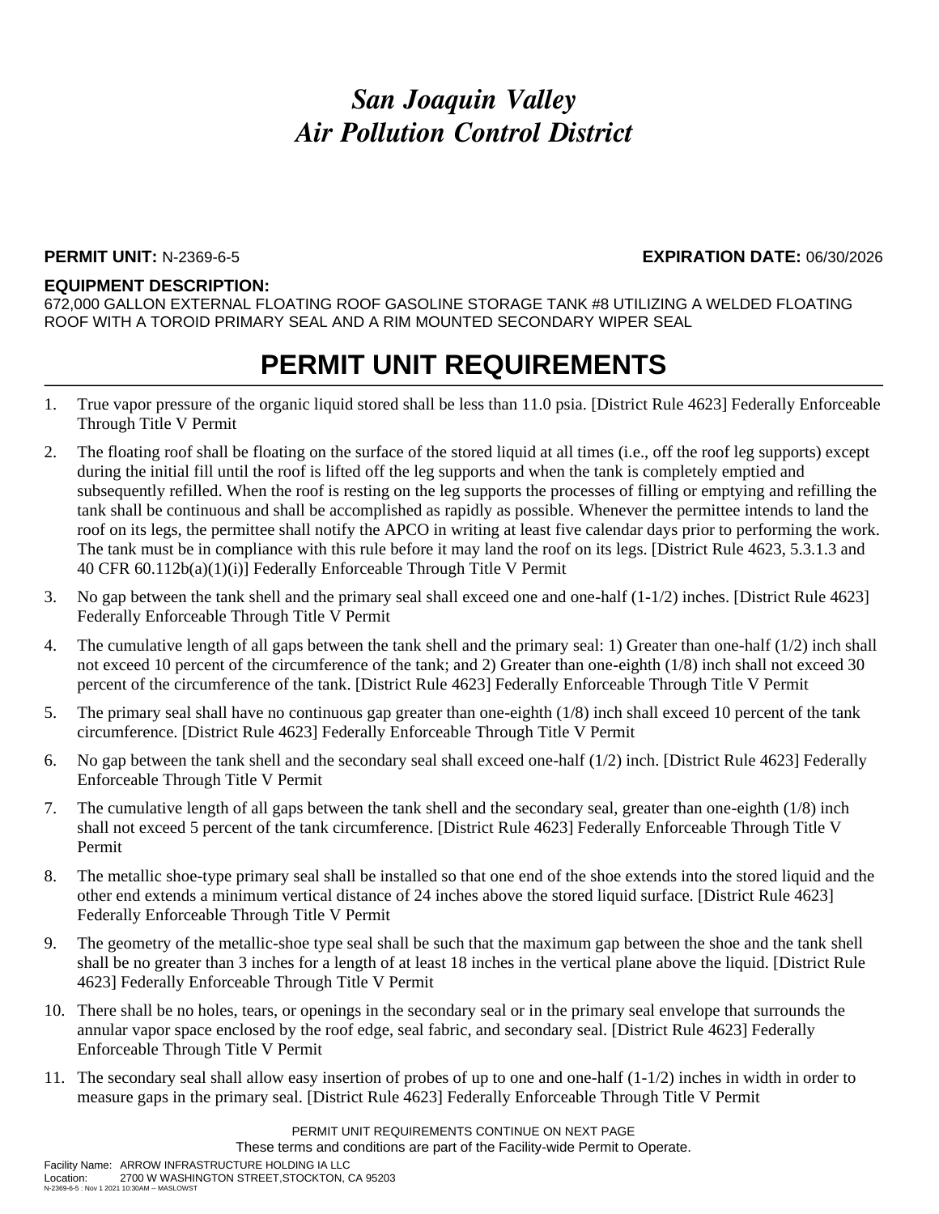# *San Joaquin Valley Air Pollution Control District*

**PERMIT UNIT:** N-2369-6-5 **EXPIRATION DATE:** 06/30/2026

**EQUIPMENT DESCRIPTION:**
672,000 GALLON EXTERNAL FLOATING ROOF GASOLINE STORAGE TANK #8 UTILIZING A WELDED FLOATING ROOF WITH A TOROID PRIMARY SEAL AND A RIM MOUNTED SECONDARY WIPER SEAL

## PERMIT UNIT REQUIREMENTS

1. True vapor pressure of the organic liquid stored shall be less than 11.0 psia. [District Rule 4623] Federally Enforceable Through Title V Permit
2. The floating roof shall be floating on the surface of the stored liquid at all times (i.e., off the roof leg supports) except during the initial fill until the roof is lifted off the leg supports and when the tank is completely emptied and subsequently refilled. When the roof is resting on the leg supports the processes of filling or emptying and refilling the tank shall be continuous and shall be accomplished as rapidly as possible. Whenever the permittee intends to land the roof on its legs, the permittee shall notify the APCO in writing at least five calendar days prior to performing the work. The tank must be in compliance with this rule before it may land the roof on its legs. [District Rule 4623, 5.3.1.3 and 40 CFR 60.112b(a)(1)(i)] Federally Enforceable Through Title V Permit
3. No gap between the tank shell and the primary seal shall exceed one and one-half (1-1/2) inches. [District Rule 4623] Federally Enforceable Through Title V Permit
4. The cumulative length of all gaps between the tank shell and the primary seal: 1) Greater than one-half (1/2) inch shall not exceed 10 percent of the circumference of the tank; and 2) Greater than one-eighth (1/8) inch shall not exceed 30 percent of the circumference of the tank. [District Rule 4623] Federally Enforceable Through Title V Permit
5. The primary seal shall have no continuous gap greater than one-eighth (1/8) inch shall exceed 10 percent of the tank circumference. [District Rule 4623] Federally Enforceable Through Title V Permit
6. No gap between the tank shell and the secondary seal shall exceed one-half (1/2) inch. [District Rule 4623] Federally Enforceable Through Title V Permit
7. The cumulative length of all gaps between the tank shell and the secondary seal, greater than one-eighth (1/8) inch shall not exceed 5 percent of the tank circumference. [District Rule 4623] Federally Enforceable Through Title V Permit
8. The metallic shoe-type primary seal shall be installed so that one end of the shoe extends into the stored liquid and the other end extends a minimum vertical distance of 24 inches above the stored liquid surface. [District Rule 4623] Federally Enforceable Through Title V Permit
9. The geometry of the metallic-shoe type seal shall be such that the maximum gap between the shoe and the tank shell shall be no greater than 3 inches for a length of at least 18 inches in the vertical plane above the liquid. [District Rule 4623] Federally Enforceable Through Title V Permit
10. There shall be no holes, tears, or openings in the secondary seal or in the primary seal envelope that surrounds the annular vapor space enclosed by the roof edge, seal fabric, and secondary seal. [District Rule 4623] Federally Enforceable Through Title V Permit
11. The secondary seal shall allow easy insertion of probes of up to one and one-half (1-1/2) inches in width in order to measure gaps in the primary seal. [District Rule 4623] Federally Enforceable Through Title V Permit

PERMIT UNIT REQUIREMENTS CONTINUE ON NEXT PAGE
These terms and conditions are part of the Facility-wide Permit to Operate.

Facility Name: ARROW INFRASTRUCTURE HOLDING IA LLC
Location: 2700 W WASHINGTON STREET,STOCKTON, CA 95203
N-2369-6-5 : Nov 1 2021 10:30AM -- MASLOWST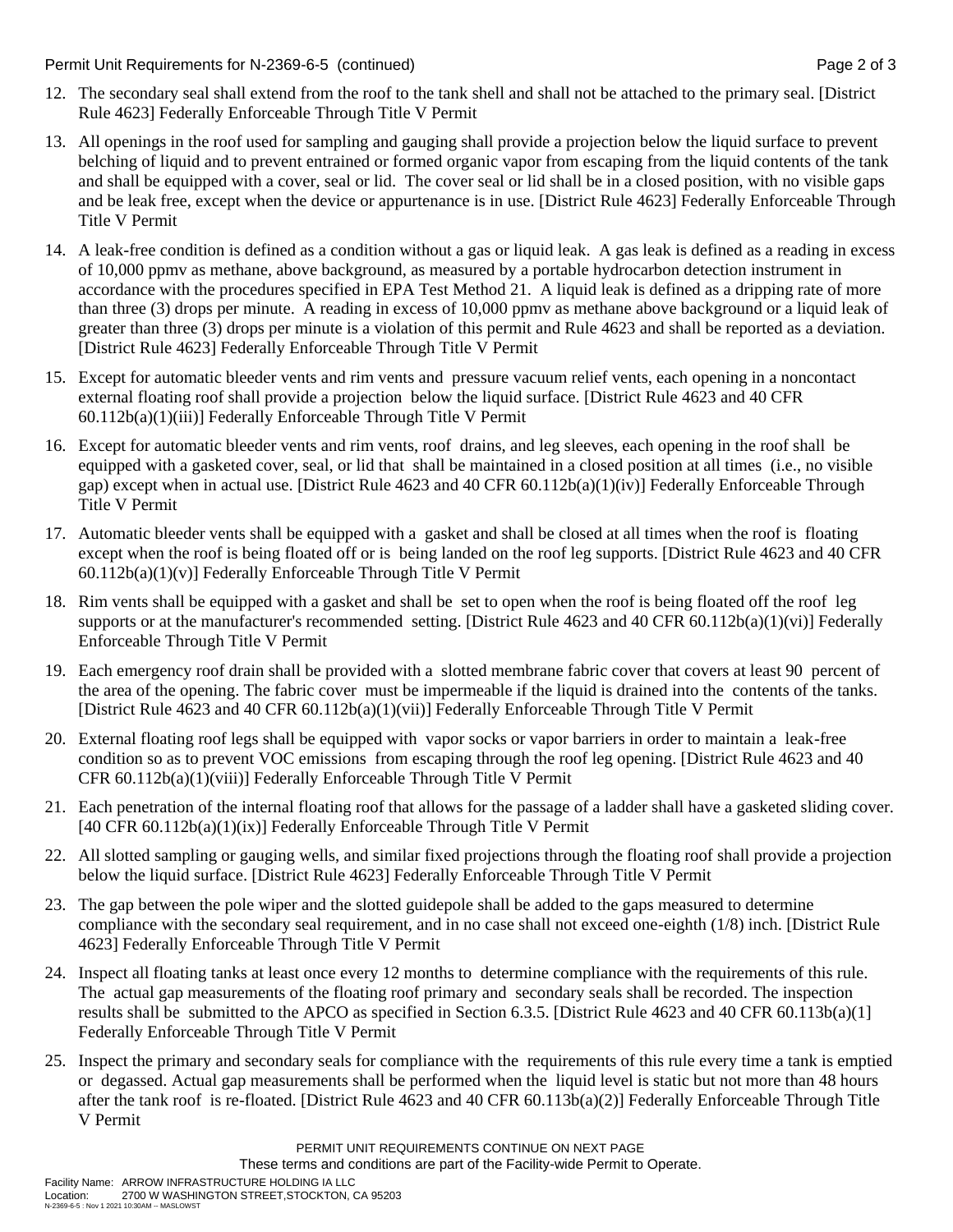12. The secondary seal shall extend from the roof to the tank shell and shall not be attached to the primary seal. [District Rule 4623] Federally Enforceable Through Title V Permit

13. All openings in the roof used for sampling and gauging shall provide a projection below the liquid surface to prevent belching of liquid and to prevent entrained or formed organic vapor from escaping from the liquid contents of the tank and shall be equipped with a cover, seal or lid. The cover seal or lid shall be in a closed position, with no visible gaps and be leak free, except when the device or appurtenance is in use. [District Rule 4623] Federally Enforceable Through Title V Permit

14. A leak-free condition is defined as a condition without a gas or liquid leak. A gas leak is defined as a reading in excess of 10,000 ppmv as methane, above background, as measured by a portable hydrocarbon detection instrument in accordance with the procedures specified in EPA Test Method 21. A liquid leak is defined as a dripping rate of more than three (3) drops per minute. A reading in excess of 10,000 ppmv as methane above background or a liquid leak of greater than three (3) drops per minute is a violation of this permit and Rule 4623 and shall be reported as a deviation. [District Rule 4623] Federally Enforceable Through Title V Permit

15. Except for automatic bleeder vents and rim vents and pressure vacuum relief vents, each opening in a noncontact external floating roof shall provide a projection below the liquid surface. [District Rule 4623 and 40 CFR 60.112b(a)(1)(iii)] Federally Enforceable Through Title V Permit

16. Except for automatic bleeder vents and rim vents, roof drains, and leg sleeves, each opening in the roof shall be equipped with a gasketed cover, seal, or lid that shall be maintained in a closed position at all times (i.e., no visible gap) except when in actual use. [District Rule 4623 and 40 CFR 60.112b(a)(1)(iv)] Federally Enforceable Through Title V Permit

17. Automatic bleeder vents shall be equipped with a gasket and shall be closed at all times when the roof is floating except when the roof is being floated off or is being landed on the roof leg supports. [District Rule 4623 and 40 CFR 60.112b(a)(1)(v)] Federally Enforceable Through Title V Permit

18. Rim vents shall be equipped with a gasket and shall be set to open when the roof is being floated off the roof leg supports or at the manufacturer's recommended setting. [District Rule 4623 and 40 CFR 60.112b(a)(1)(vi)] Federally Enforceable Through Title V Permit

19. Each emergency roof drain shall be provided with a slotted membrane fabric cover that covers at least 90 percent of the area of the opening. The fabric cover must be impermeable if the liquid is drained into the contents of the tanks. [District Rule 4623 and 40 CFR 60.112b(a)(1)(vii)] Federally Enforceable Through Title V Permit

20. External floating roof legs shall be equipped with vapor socks or vapor barriers in order to maintain a leak-free condition so as to prevent VOC emissions from escaping through the roof leg opening. [District Rule 4623 and 40 CFR 60.112b(a)(1)(viii)] Federally Enforceable Through Title V Permit

21. Each penetration of the internal floating roof that allows for the passage of a ladder shall have a gasketed sliding cover. [40 CFR 60.112b(a)(1)(ix)] Federally Enforceable Through Title V Permit

22. All slotted sampling or gauging wells, and similar fixed projections through the floating roof shall provide a projection below the liquid surface. [District Rule 4623] Federally Enforceable Through Title V Permit

23. The gap between the pole wiper and the slotted guidepole shall be added to the gaps measured to determine compliance with the secondary seal requirement, and in no case shall not exceed one-eighth (1/8) inch. [District Rule 4623] Federally Enforceable Through Title V Permit

24. Inspect all floating tanks at least once every 12 months to determine compliance with the requirements of this rule. The actual gap measurements of the floating roof primary and secondary seals shall be recorded. The inspection results shall be submitted to the APCO as specified in Section 6.3.5. [District Rule 4623 and 40 CFR 60.113b(a)(1] Federally Enforceable Through Title V Permit

25. Inspect the primary and secondary seals for compliance with the requirements of this rule every time a tank is emptied or degassed. Actual gap measurements shall be performed when the liquid level is static but not more than 48 hours after the tank roof is re-floated. [District Rule 4623 and 40 CFR 60.113b(a)(2)] Federally Enforceable Through Title V Permit

PERMIT UNIT REQUIREMENTS CONTINUE ON NEXT PAGE

These terms and conditions are part of the Facility-wide Permit to Operate.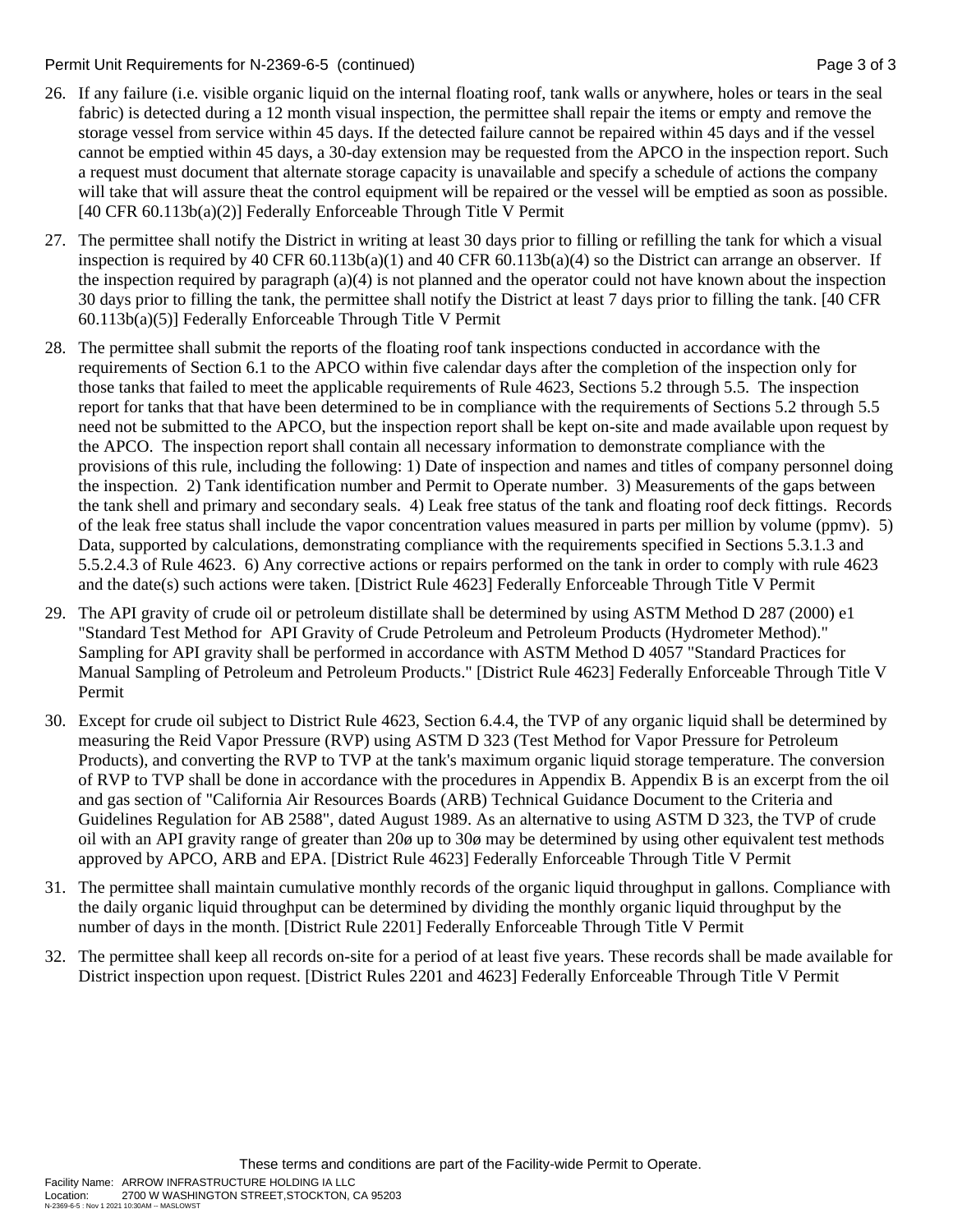26. If any failure (i.e. visible organic liquid on the internal floating roof, tank walls or anywhere, holes or tears in the seal fabric) is detected during a 12 month visual inspection, the permittee shall repair the items or empty and remove the storage vessel from service within 45 days. If the detected failure cannot be repaired within 45 days and if the vessel cannot be emptied within 45 days, a 30-day extension may be requested from the APCO in the inspection report. Such a request must document that alternate storage capacity is unavailable and specify a schedule of actions the company will take that will assure theat the control equipment will be repaired or the vessel will be emptied as soon as possible. [40 CFR 60.113b(a)(2)] Federally Enforceable Through Title V Permit

27. The permittee shall notify the District in writing at least 30 days prior to filling or refilling the tank for which a visual inspection is required by 40 CFR 60.113b(a)(1) and 40 CFR 60.113b(a)(4) so the District can arrange an observer. If the inspection required by paragraph (a)(4) is not planned and the operator could not have known about the inspection 30 days prior to filling the tank, the permittee shall notify the District at least 7 days prior to filling the tank. [40 CFR 60.113b(a)(5)] Federally Enforceable Through Title V Permit

28. The permittee shall submit the reports of the floating roof tank inspections conducted in accordance with the requirements of Section 6.1 to the APCO within five calendar days after the completion of the inspection only for those tanks that failed to meet the applicable requirements of Rule 4623, Sections 5.2 through 5.5. The inspection report for tanks that that have been determined to be in compliance with the requirements of Sections 5.2 through 5.5 need not be submitted to the APCO, but the inspection report shall be kept on-site and made available upon request by the APCO. The inspection report shall contain all necessary information to demonstrate compliance with the provisions of this rule, including the following: 1) Date of inspection and names and titles of company personnel doing the inspection. 2) Tank identification number and Permit to Operate number. 3) Measurements of the gaps between the tank shell and primary and secondary seals. 4) Leak free status of the tank and floating roof deck fittings. Records of the leak free status shall include the vapor concentration values measured in parts per million by volume (ppmv). 5) Data, supported by calculations, demonstrating compliance with the requirements specified in Sections 5.3.1.3 and 5.5.2.4.3 of Rule 4623. 6) Any corrective actions or repairs performed on the tank in order to comply with rule 4623 and the date(s) such actions were taken. [District Rule 4623] Federally Enforceable Through Title V Permit

29. The API gravity of crude oil or petroleum distillate shall be determined by using ASTM Method D 287 (2000) e1 "Standard Test Method for API Gravity of Crude Petroleum and Petroleum Products (Hydrometer Method)." Sampling for API gravity shall be performed in accordance with ASTM Method D 4057 "Standard Practices for Manual Sampling of Petroleum and Petroleum Products." [District Rule 4623] Federally Enforceable Through Title V Permit

30. Except for crude oil subject to District Rule 4623, Section 6.4.4, the TVP of any organic liquid shall be determined by measuring the Reid Vapor Pressure (RVP) using ASTM D 323 (Test Method for Vapor Pressure for Petroleum Products), and converting the RVP to TVP at the tank's maximum organic liquid storage temperature. The conversion of RVP to TVP shall be done in accordance with the procedures in Appendix B. Appendix B is an excerpt from the oil and gas section of "California Air Resources Boards (ARB) Technical Guidance Document to the Criteria and Guidelines Regulation for AB 2588", dated August 1989. As an alternative to using ASTM D 323, the TVP of crude oil with an API gravity range of greater than 20ø up to 30ø may be determined by using other equivalent test methods approved by APCO, ARB and EPA. [District Rule 4623] Federally Enforceable Through Title V Permit

31. The permittee shall maintain cumulative monthly records of the organic liquid throughput in gallons. Compliance with the daily organic liquid throughput can be determined by dividing the monthly organic liquid throughput by the number of days in the month. [District Rule 2201] Federally Enforceable Through Title V Permit

32. The permittee shall keep all records on-site for a period of at least five years. These records shall be made available for District inspection upon request. [District Rules 2201 and 4623] Federally Enforceable Through Title V Permit

These terms and conditions are part of the Facility-wide Permit to Operate.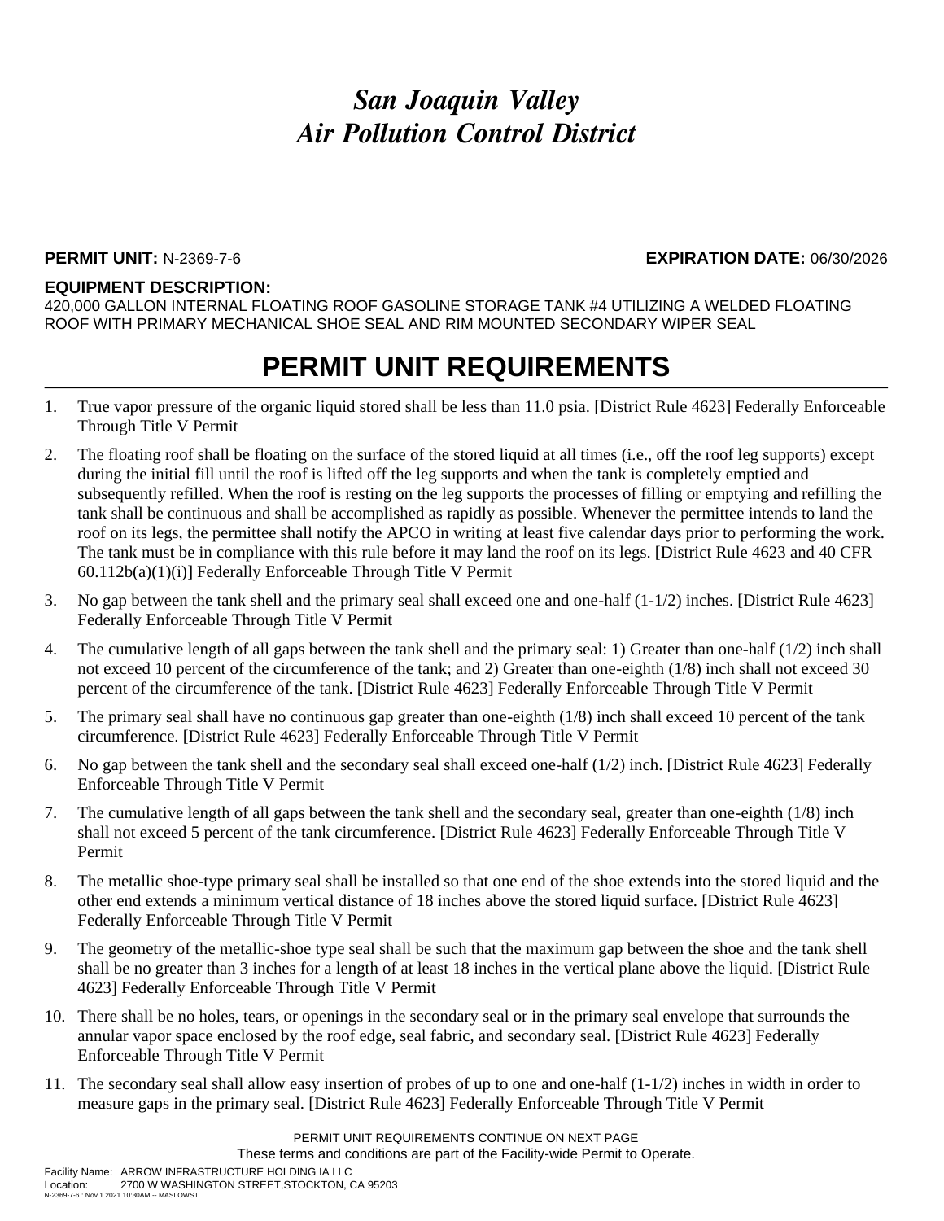# *San Joaquin Valley Air Pollution Control District*

**PERMIT UNIT:** N-2369-7-6 **EXPIRATION DATE:** 06/30/2026

**EQUIPMENT DESCRIPTION:**
420,000 GALLON INTERNAL FLOATING ROOF GASOLINE STORAGE TANK #4 UTILIZING A WELDED FLOATING ROOF WITH PRIMARY MECHANICAL SHOE SEAL AND RIM MOUNTED SECONDARY WIPER SEAL

# PERMIT UNIT REQUIREMENTS

1. True vapor pressure of the organic liquid stored shall be less than 11.0 psia. [District Rule 4623] Federally Enforceable Through Title V Permit
2. The floating roof shall be floating on the surface of the stored liquid at all times (i.e., off the roof leg supports) except during the initial fill until the roof is lifted off the leg supports and when the tank is completely emptied and subsequently refilled. When the roof is resting on the leg supports the processes of filling or emptying and refilling the tank shall be continuous and shall be accomplished as rapidly as possible. Whenever the permittee intends to land the roof on its legs, the permittee shall notify the APCO in writing at least five calendar days prior to performing the work. The tank must be in compliance with this rule before it may land the roof on its legs. [District Rule 4623 and 40 CFR 60.112b(a)(1)(i)] Federally Enforceable Through Title V Permit
3. No gap between the tank shell and the primary seal shall exceed one and one-half (1-1/2) inches. [District Rule 4623] Federally Enforceable Through Title V Permit
4. The cumulative length of all gaps between the tank shell and the primary seal: 1) Greater than one-half (1/2) inch shall not exceed 10 percent of the circumference of the tank; and 2) Greater than one-eighth (1/8) inch shall not exceed 30 percent of the circumference of the tank. [District Rule 4623] Federally Enforceable Through Title V Permit
5. The primary seal shall have no continuous gap greater than one-eighth (1/8) inch shall exceed 10 percent of the tank circumference. [District Rule 4623] Federally Enforceable Through Title V Permit
6. No gap between the tank shell and the secondary seal shall exceed one-half (1/2) inch. [District Rule 4623] Federally Enforceable Through Title V Permit
7. The cumulative length of all gaps between the tank shell and the secondary seal, greater than one-eighth (1/8) inch shall not exceed 5 percent of the tank circumference. [District Rule 4623] Federally Enforceable Through Title V Permit
8. The metallic shoe-type primary seal shall be installed so that one end of the shoe extends into the stored liquid and the other end extends a minimum vertical distance of 18 inches above the stored liquid surface. [District Rule 4623] Federally Enforceable Through Title V Permit
9. The geometry of the metallic-shoe type seal shall be such that the maximum gap between the shoe and the tank shell shall be no greater than 3 inches for a length of at least 18 inches in the vertical plane above the liquid. [District Rule 4623] Federally Enforceable Through Title V Permit
10. There shall be no holes, tears, or openings in the secondary seal or in the primary seal envelope that surrounds the annular vapor space enclosed by the roof edge, seal fabric, and secondary seal. [District Rule 4623] Federally Enforceable Through Title V Permit
11. The secondary seal shall allow easy insertion of probes of up to one and one-half (1-1/2) inches in width in order to measure gaps in the primary seal. [District Rule 4623] Federally Enforceable Through Title V Permit

PERMIT UNIT REQUIREMENTS CONTINUE ON NEXT PAGE

These terms and conditions are part of the Facility-wide Permit to Operate.

Facility Name: ARROW INFRASTRUCTURE HOLDING IA LLC
Location: 2700 W WASHINGTON STREET,STOCKTON, CA 95203
N-2369-7-6 : Nov 1 2021 10:30AM -- MASLOWST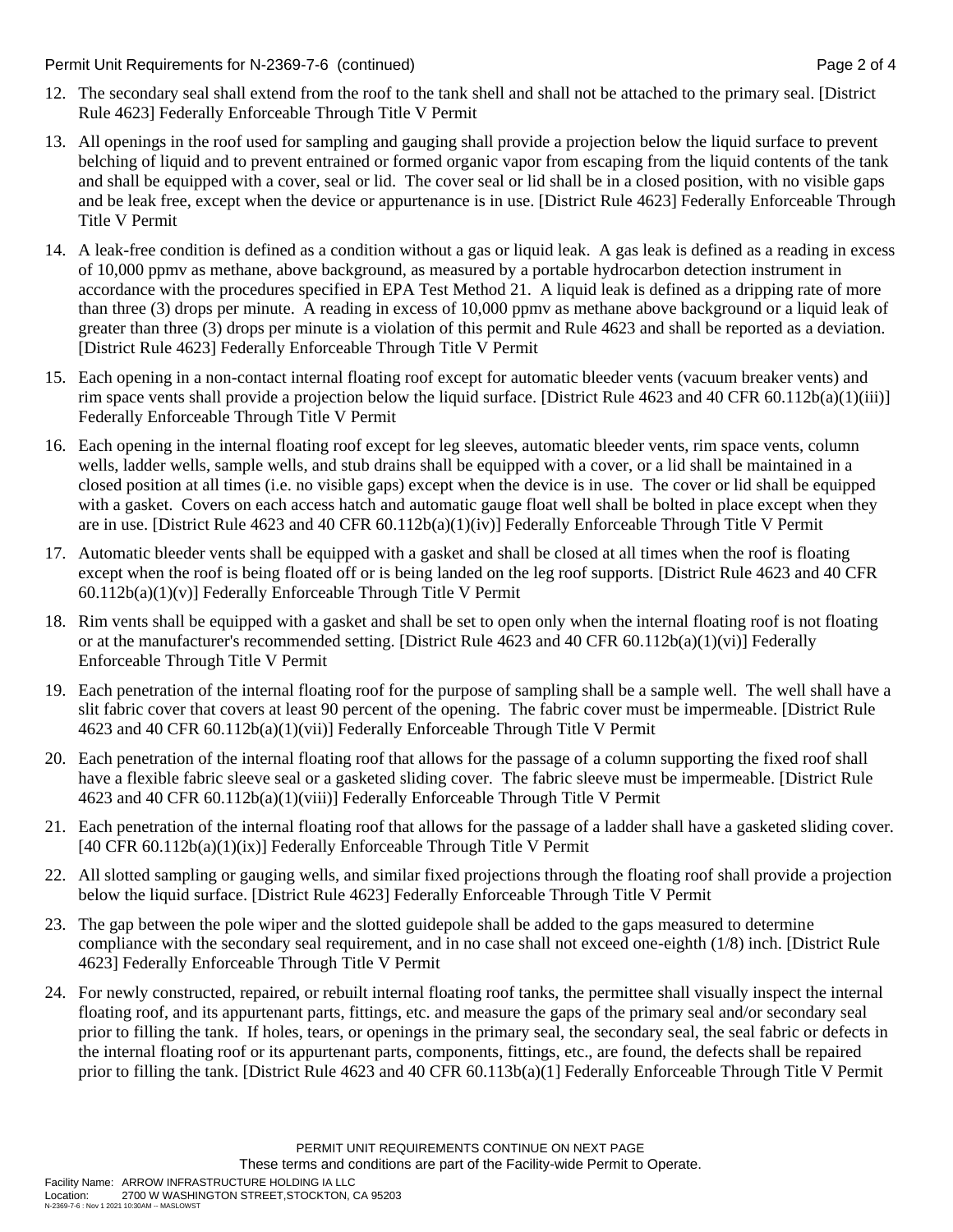12. The secondary seal shall extend from the roof to the tank shell and shall not be attached to the primary seal. [District Rule 4623] Federally Enforceable Through Title V Permit

13. All openings in the roof used for sampling and gauging shall provide a projection below the liquid surface to prevent belching of liquid and to prevent entrained or formed organic vapor from escaping from the liquid contents of the tank and shall be equipped with a cover, seal or lid. The cover seal or lid shall be in a closed position, with no visible gaps and be leak free, except when the device or appurtenance is in use. [District Rule 4623] Federally Enforceable Through Title V Permit

14. A leak-free condition is defined as a condition without a gas or liquid leak. A gas leak is defined as a reading in excess of 10,000 ppmv as methane, above background, as measured by a portable hydrocarbon detection instrument in accordance with the procedures specified in EPA Test Method 21. A liquid leak is defined as a dripping rate of more than three (3) drops per minute. A reading in excess of 10,000 ppmv as methane above background or a liquid leak of greater than three (3) drops per minute is a violation of this permit and Rule 4623 and shall be reported as a deviation. [District Rule 4623] Federally Enforceable Through Title V Permit

15. Each opening in a non-contact internal floating roof except for automatic bleeder vents (vacuum breaker vents) and rim space vents shall provide a projection below the liquid surface. [District Rule 4623 and 40 CFR 60.112b(a)(1)(iii)] Federally Enforceable Through Title V Permit

16. Each opening in the internal floating roof except for leg sleeves, automatic bleeder vents, rim space vents, column wells, ladder wells, sample wells, and stub drains shall be equipped with a cover, or a lid shall be maintained in a closed position at all times (i.e. no visible gaps) except when the device is in use. The cover or lid shall be equipped with a gasket. Covers on each access hatch and automatic gauge float well shall be bolted in place except when they are in use. [District Rule 4623 and 40 CFR 60.112b(a)(1)(iv)] Federally Enforceable Through Title V Permit

17. Automatic bleeder vents shall be equipped with a gasket and shall be closed at all times when the roof is floating except when the roof is being floated off or is being landed on the leg roof supports. [District Rule 4623 and 40 CFR 60.112b(a)(1)(v)] Federally Enforceable Through Title V Permit

18. Rim vents shall be equipped with a gasket and shall be set to open only when the internal floating roof is not floating or at the manufacturer's recommended setting. [District Rule 4623 and 40 CFR 60.112b(a)(1)(vi)] Federally Enforceable Through Title V Permit

19. Each penetration of the internal floating roof for the purpose of sampling shall be a sample well. The well shall have a slit fabric cover that covers at least 90 percent of the opening. The fabric cover must be impermeable. [District Rule 4623 and 40 CFR 60.112b(a)(1)(vii)] Federally Enforceable Through Title V Permit

20. Each penetration of the internal floating roof that allows for the passage of a column supporting the fixed roof shall have a flexible fabric sleeve seal or a gasketed sliding cover. The fabric sleeve must be impermeable. [District Rule 4623 and 40 CFR 60.112b(a)(1)(viii)] Federally Enforceable Through Title V Permit

21. Each penetration of the internal floating roof that allows for the passage of a ladder shall have a gasketed sliding cover. [40 CFR 60.112b(a)(1)(ix)] Federally Enforceable Through Title V Permit

22. All slotted sampling or gauging wells, and similar fixed projections through the floating roof shall provide a projection below the liquid surface. [District Rule 4623] Federally Enforceable Through Title V Permit

23. The gap between the pole wiper and the slotted guidepole shall be added to the gaps measured to determine compliance with the secondary seal requirement, and in no case shall not exceed one-eighth (1/8) inch. [District Rule 4623] Federally Enforceable Through Title V Permit

24. For newly constructed, repaired, or rebuilt internal floating roof tanks, the permittee shall visually inspect the internal floating roof, and its appurtenant parts, fittings, etc. and measure the gaps of the primary seal and/or secondary seal prior to filling the tank. If holes, tears, or openings in the primary seal, the secondary seal, the seal fabric or defects in the internal floating roof or its appurtenant parts, components, fittings, etc., are found, the defects shall be repaired prior to filling the tank. [District Rule 4623 and 40 CFR 60.113b(a)(1] Federally Enforceable Through Title V Permit

PERMIT UNIT REQUIREMENTS CONTINUE ON NEXT PAGE
These terms and conditions are part of the Facility-wide Permit to Operate.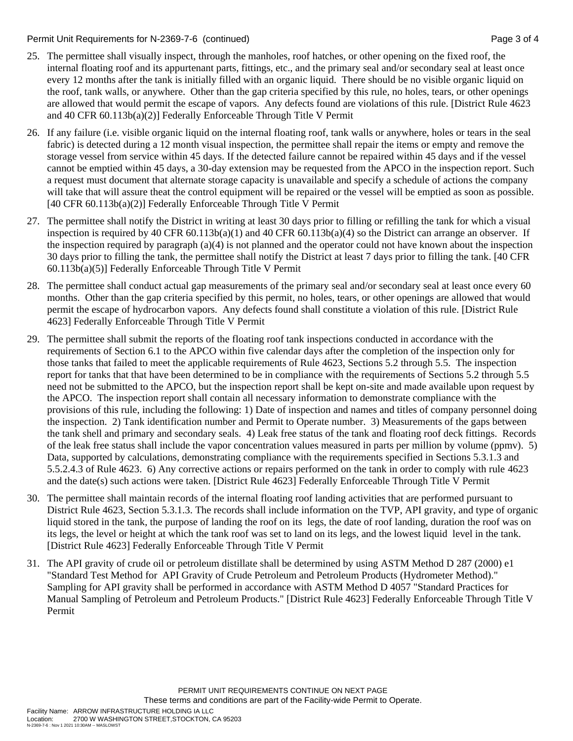25. The permittee shall visually inspect, through the manholes, roof hatches, or other opening on the fixed roof, the internal floating roof and its appurtenant parts, fittings, etc., and the primary seal and/or secondary seal at least once every 12 months after the tank is initially filled with an organic liquid. There should be no visible organic liquid on the roof, tank walls, or anywhere. Other than the gap criteria specified by this rule, no holes, tears, or other openings are allowed that would permit the escape of vapors. Any defects found are violations of this rule. [District Rule 4623 and 40 CFR 60.113b(a)(2)] Federally Enforceable Through Title V Permit

26. If any failure (i.e. visible organic liquid on the internal floating roof, tank walls or anywhere, holes or tears in the seal fabric) is detected during a 12 month visual inspection, the permittee shall repair the items or empty and remove the storage vessel from service within 45 days. If the detected failure cannot be repaired within 45 days and if the vessel cannot be emptied within 45 days, a 30-day extension may be requested from the APCO in the inspection report. Such a request must document that alternate storage capacity is unavailable and specify a schedule of actions the company will take that will assure theat the control equipment will be repaired or the vessel will be emptied as soon as possible. [40 CFR 60.113b(a)(2)] Federally Enforceable Through Title V Permit

27. The permittee shall notify the District in writing at least 30 days prior to filling or refilling the tank for which a visual inspection is required by 40 CFR 60.113b(a)(1) and 40 CFR 60.113b(a)(4) so the District can arrange an observer. If the inspection required by paragraph (a)(4) is not planned and the operator could not have known about the inspection 30 days prior to filling the tank, the permittee shall notify the District at least 7 days prior to filling the tank. [40 CFR 60.113b(a)(5)] Federally Enforceable Through Title V Permit

28. The permittee shall conduct actual gap measurements of the primary seal and/or secondary seal at least once every 60 months. Other than the gap criteria specified by this permit, no holes, tears, or other openings are allowed that would permit the escape of hydrocarbon vapors. Any defects found shall constitute a violation of this rule. [District Rule 4623] Federally Enforceable Through Title V Permit

29. The permittee shall submit the reports of the floating roof tank inspections conducted in accordance with the requirements of Section 6.1 to the APCO within five calendar days after the completion of the inspection only for those tanks that failed to meet the applicable requirements of Rule 4623, Sections 5.2 through 5.5. The inspection report for tanks that that have been determined to be in compliance with the requirements of Sections 5.2 through 5.5 need not be submitted to the APCO, but the inspection report shall be kept on-site and made available upon request by the APCO. The inspection report shall contain all necessary information to demonstrate compliance with the provisions of this rule, including the following: 1) Date of inspection and names and titles of company personnel doing the inspection. 2) Tank identification number and Permit to Operate number. 3) Measurements of the gaps between the tank shell and primary and secondary seals. 4) Leak free status of the tank and floating roof deck fittings. Records of the leak free status shall include the vapor concentration values measured in parts per million by volume (ppmv). 5) Data, supported by calculations, demonstrating compliance with the requirements specified in Sections 5.3.1.3 and 5.5.2.4.3 of Rule 4623. 6) Any corrective actions or repairs performed on the tank in order to comply with rule 4623 and the date(s) such actions were taken. [District Rule 4623] Federally Enforceable Through Title V Permit

30. The permittee shall maintain records of the internal floating roof landing activities that are performed pursuant to District Rule 4623, Section 5.3.1.3. The records shall include information on the TVP, API gravity, and type of organic liquid stored in the tank, the purpose of landing the roof on its legs, the date of roof landing, duration the roof was on its legs, the level or height at which the tank roof was set to land on its legs, and the lowest liquid level in the tank. [District Rule 4623] Federally Enforceable Through Title V Permit

31. The API gravity of crude oil or petroleum distillate shall be determined by using ASTM Method D 287 (2000) e1 "Standard Test Method for API Gravity of Crude Petroleum and Petroleum Products (Hydrometer Method)." Sampling for API gravity shall be performed in accordance with ASTM Method D 4057 "Standard Practices for Manual Sampling of Petroleum and Petroleum Products." [District Rule 4623] Federally Enforceable Through Title V Permit

PERMIT UNIT REQUIREMENTS CONTINUE ON NEXT PAGE
These terms and conditions are part of the Facility-wide Permit to Operate.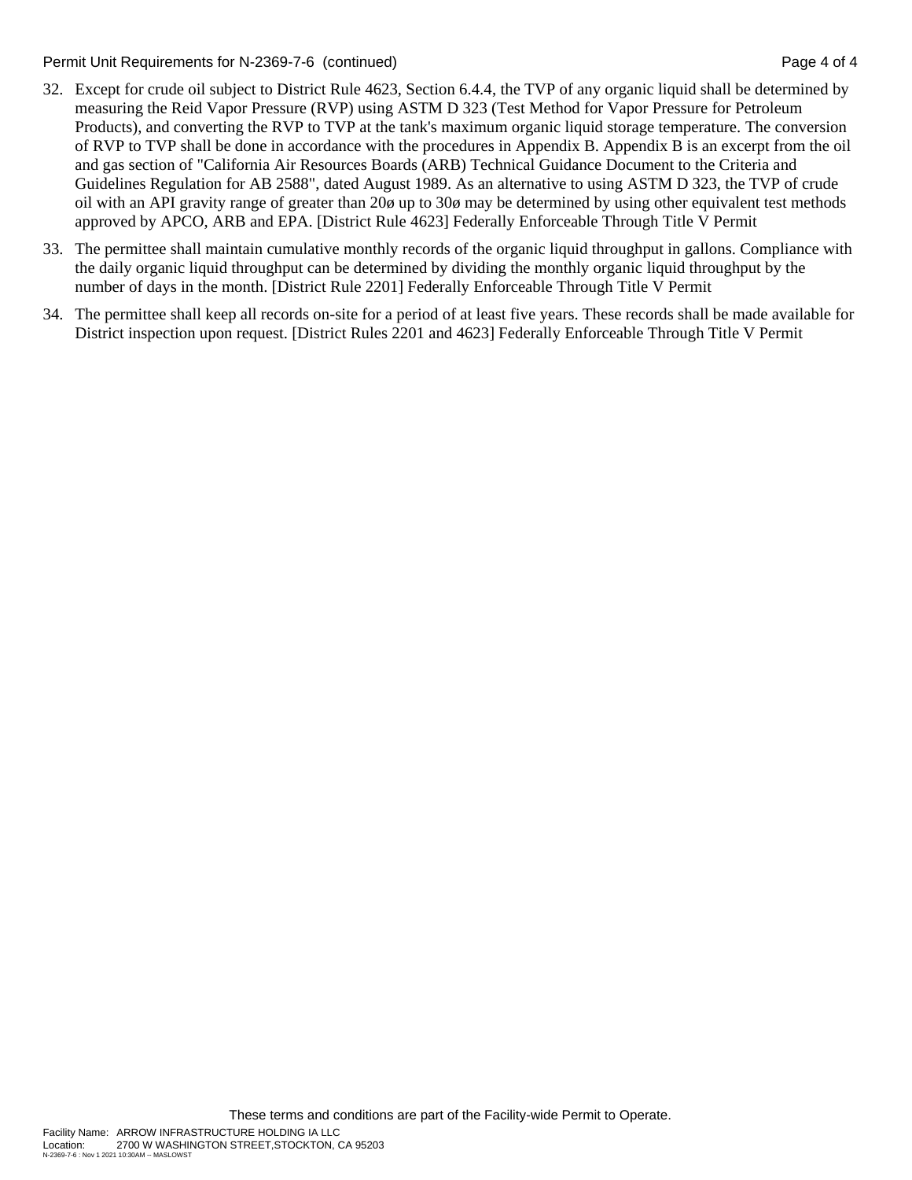32. Except for crude oil subject to District Rule 4623, Section 6.4.4, the TVP of any organic liquid shall be determined by measuring the Reid Vapor Pressure (RVP) using ASTM D 323 (Test Method for Vapor Pressure for Petroleum Products), and converting the RVP to TVP at the tank's maximum organic liquid storage temperature. The conversion of RVP to TVP shall be done in accordance with the procedures in Appendix B. Appendix B is an excerpt from the oil and gas section of "California Air Resources Boards (ARB) Technical Guidance Document to the Criteria and Guidelines Regulation for AB 2588", dated August 1989. As an alternative to using ASTM D 323, the TVP of crude oil with an API gravity range of greater than 20ø up to 30ø may be determined by using other equivalent test methods approved by APCO, ARB and EPA. [District Rule 4623] Federally Enforceable Through Title V Permit

33. The permittee shall maintain cumulative monthly records of the organic liquid throughput in gallons. Compliance with the daily organic liquid throughput can be determined by dividing the monthly organic liquid throughput by the number of days in the month. [District Rule 2201] Federally Enforceable Through Title V Permit

34. The permittee shall keep all records on-site for a period of at least five years. These records shall be made available for District inspection upon request. [District Rules 2201 and 4623] Federally Enforceable Through Title V Permit

These terms and conditions are part of the Facility-wide Permit to Operate.

Facility Name: ARROW INFRASTRUCTURE HOLDING IA LLC
Location: 2700 W WASHINGTON STREET,STOCKTON, CA 95203
N-2369-7-6 : Nov 1 2021 10:30AM -- MASLOWST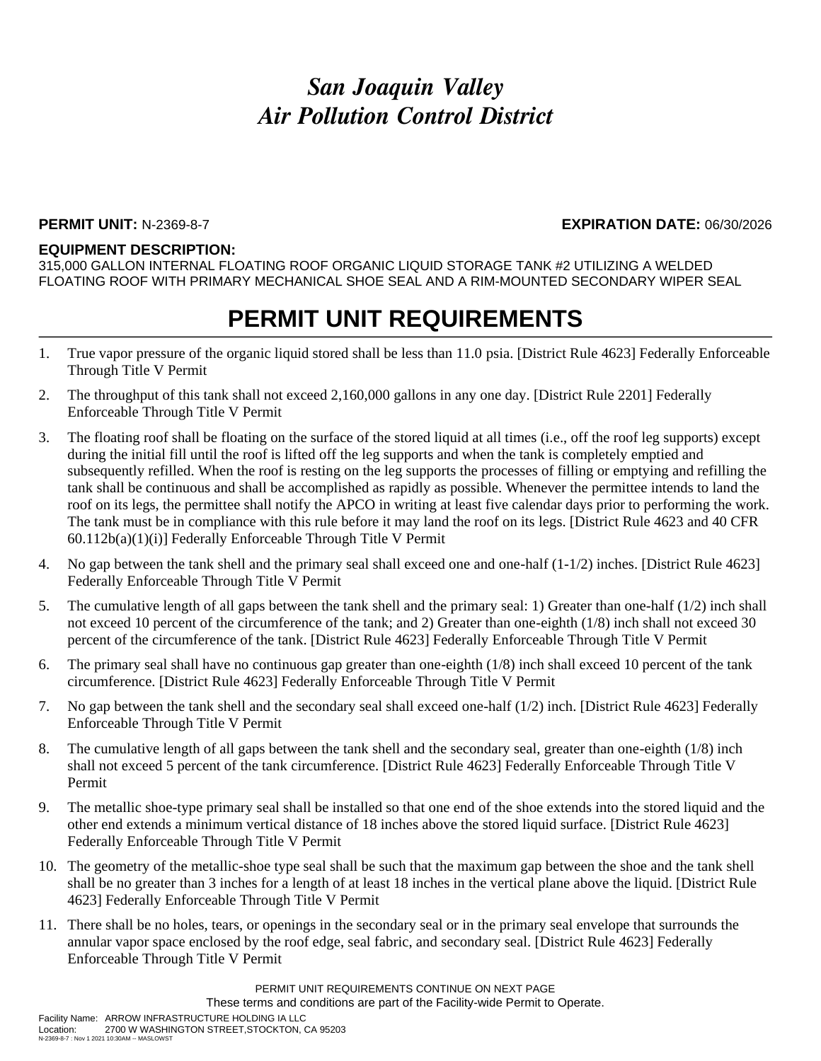# *San Joaquin Valley Air Pollution Control District*

**PERMIT UNIT:** N-2369-8-7 **EXPIRATION DATE:** 06/30/2026

**EQUIPMENT DESCRIPTION:**
315,000 GALLON INTERNAL FLOATING ROOF ORGANIC LIQUID STORAGE TANK #2 UTILIZING A WELDED FLOATING ROOF WITH PRIMARY MECHANICAL SHOE SEAL AND A RIM-MOUNTED SECONDARY WIPER SEAL

## PERMIT UNIT REQUIREMENTS

1. True vapor pressure of the organic liquid stored shall be less than 11.0 psia. [District Rule 4623] Federally Enforceable Through Title V Permit
2. The throughput of this tank shall not exceed 2,160,000 gallons in any one day. [District Rule 2201] Federally Enforceable Through Title V Permit
3. The floating roof shall be floating on the surface of the stored liquid at all times (i.e., off the roof leg supports) except during the initial fill until the roof is lifted off the leg supports and when the tank is completely emptied and subsequently refilled. When the roof is resting on the leg supports the processes of filling or emptying and refilling the tank shall be continuous and shall be accomplished as rapidly as possible. Whenever the permittee intends to land the roof on its legs, the permittee shall notify the APCO in writing at least five calendar days prior to performing the work. The tank must be in compliance with this rule before it may land the roof on its legs. [District Rule 4623 and 40 CFR 60.112b(a)(1)(i)] Federally Enforceable Through Title V Permit
4. No gap between the tank shell and the primary seal shall exceed one and one-half (1-1/2) inches. [District Rule 4623] Federally Enforceable Through Title V Permit
5. The cumulative length of all gaps between the tank shell and the primary seal: 1) Greater than one-half (1/2) inch shall not exceed 10 percent of the circumference of the tank; and 2) Greater than one-eighth (1/8) inch shall not exceed 30 percent of the circumference of the tank. [District Rule 4623] Federally Enforceable Through Title V Permit
6. The primary seal shall have no continuous gap greater than one-eighth (1/8) inch shall exceed 10 percent of the tank circumference. [District Rule 4623] Federally Enforceable Through Title V Permit
7. No gap between the tank shell and the secondary seal shall exceed one-half (1/2) inch. [District Rule 4623] Federally Enforceable Through Title V Permit
8. The cumulative length of all gaps between the tank shell and the secondary seal, greater than one-eighth (1/8) inch shall not exceed 5 percent of the tank circumference. [District Rule 4623] Federally Enforceable Through Title V Permit
9. The metallic shoe-type primary seal shall be installed so that one end of the shoe extends into the stored liquid and the other end extends a minimum vertical distance of 18 inches above the stored liquid surface. [District Rule 4623] Federally Enforceable Through Title V Permit
10. The geometry of the metallic-shoe type seal shall be such that the maximum gap between the shoe and the tank shell shall be no greater than 3 inches for a length of at least 18 inches in the vertical plane above the liquid. [District Rule 4623] Federally Enforceable Through Title V Permit
11. There shall be no holes, tears, or openings in the secondary seal or in the primary seal envelope that surrounds the annular vapor space enclosed by the roof edge, seal fabric, and secondary seal. [District Rule 4623] Federally Enforceable Through Title V Permit

PERMIT UNIT REQUIREMENTS CONTINUE ON NEXT PAGE
These terms and conditions are part of the Facility-wide Permit to Operate.

Facility Name: ARROW INFRASTRUCTURE HOLDING IA LLC
Location: 2700 W WASHINGTON STREET,STOCKTON, CA 95203
N-2369-8-7 : Nov 1 2021 10:30AM -- MASLOWST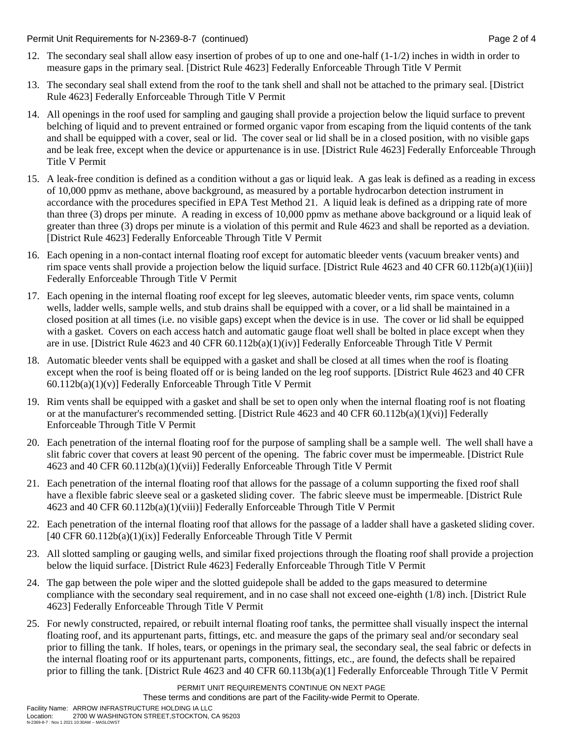12. The secondary seal shall allow easy insertion of probes of up to one and one-half (1-1/2) inches in width in order to measure gaps in the primary seal. [District Rule 4623] Federally Enforceable Through Title V Permit

13. The secondary seal shall extend from the roof to the tank shell and shall not be attached to the primary seal. [District Rule 4623] Federally Enforceable Through Title V Permit

14. All openings in the roof used for sampling and gauging shall provide a projection below the liquid surface to prevent belching of liquid and to prevent entrained or formed organic vapor from escaping from the liquid contents of the tank and shall be equipped with a cover, seal or lid. The cover seal or lid shall be in a closed position, with no visible gaps and be leak free, except when the device or appurtenance is in use. [District Rule 4623] Federally Enforceable Through Title V Permit

15. A leak-free condition is defined as a condition without a gas or liquid leak. A gas leak is defined as a reading in excess of 10,000 ppmv as methane, above background, as measured by a portable hydrocarbon detection instrument in accordance with the procedures specified in EPA Test Method 21. A liquid leak is defined as a dripping rate of more than three (3) drops per minute. A reading in excess of 10,000 ppmv as methane above background or a liquid leak of greater than three (3) drops per minute is a violation of this permit and Rule 4623 and shall be reported as a deviation. [District Rule 4623] Federally Enforceable Through Title V Permit

16. Each opening in a non-contact internal floating roof except for automatic bleeder vents (vacuum breaker vents) and rim space vents shall provide a projection below the liquid surface. [District Rule 4623 and 40 CFR 60.112b(a)(1)(iii)] Federally Enforceable Through Title V Permit

17. Each opening in the internal floating roof except for leg sleeves, automatic bleeder vents, rim space vents, column wells, ladder wells, sample wells, and stub drains shall be equipped with a cover, or a lid shall be maintained in a closed position at all times (i.e. no visible gaps) except when the device is in use. The cover or lid shall be equipped with a gasket. Covers on each access hatch and automatic gauge float well shall be bolted in place except when they are in use. [District Rule 4623 and 40 CFR 60.112b(a)(1)(iv)] Federally Enforceable Through Title V Permit

18. Automatic bleeder vents shall be equipped with a gasket and shall be closed at all times when the roof is floating except when the roof is being floated off or is being landed on the leg roof supports. [District Rule 4623 and 40 CFR 60.112b(a)(1)(v)] Federally Enforceable Through Title V Permit

19. Rim vents shall be equipped with a gasket and shall be set to open only when the internal floating roof is not floating or at the manufacturer's recommended setting. [District Rule 4623 and 40 CFR 60.112b(a)(1)(vi)] Federally Enforceable Through Title V Permit

20. Each penetration of the internal floating roof for the purpose of sampling shall be a sample well. The well shall have a slit fabric cover that covers at least 90 percent of the opening. The fabric cover must be impermeable. [District Rule 4623 and 40 CFR 60.112b(a)(1)(vii)] Federally Enforceable Through Title V Permit

21. Each penetration of the internal floating roof that allows for the passage of a column supporting the fixed roof shall have a flexible fabric sleeve seal or a gasketed sliding cover. The fabric sleeve must be impermeable. [District Rule 4623 and 40 CFR 60.112b(a)(1)(viii)] Federally Enforceable Through Title V Permit

22. Each penetration of the internal floating roof that allows for the passage of a ladder shall have a gasketed sliding cover. [40 CFR 60.112b(a)(1)(ix)] Federally Enforceable Through Title V Permit

23. All slotted sampling or gauging wells, and similar fixed projections through the floating roof shall provide a projection below the liquid surface. [District Rule 4623] Federally Enforceable Through Title V Permit

24. The gap between the pole wiper and the slotted guidepole shall be added to the gaps measured to determine compliance with the secondary seal requirement, and in no case shall not exceed one-eighth (1/8) inch. [District Rule 4623] Federally Enforceable Through Title V Permit

25. For newly constructed, repaired, or rebuilt internal floating roof tanks, the permittee shall visually inspect the internal floating roof, and its appurtenant parts, fittings, etc. and measure the gaps of the primary seal and/or secondary seal prior to filling the tank. If holes, tears, or openings in the primary seal, the secondary seal, the seal fabric or defects in the internal floating roof or its appurtenant parts, components, fittings, etc., are found, the defects shall be repaired prior to filling the tank. [District Rule 4623 and 40 CFR 60.113b(a)(1] Federally Enforceable Through Title V Permit

PERMIT UNIT REQUIREMENTS CONTINUE ON NEXT PAGE
These terms and conditions are part of the Facility-wide Permit to Operate.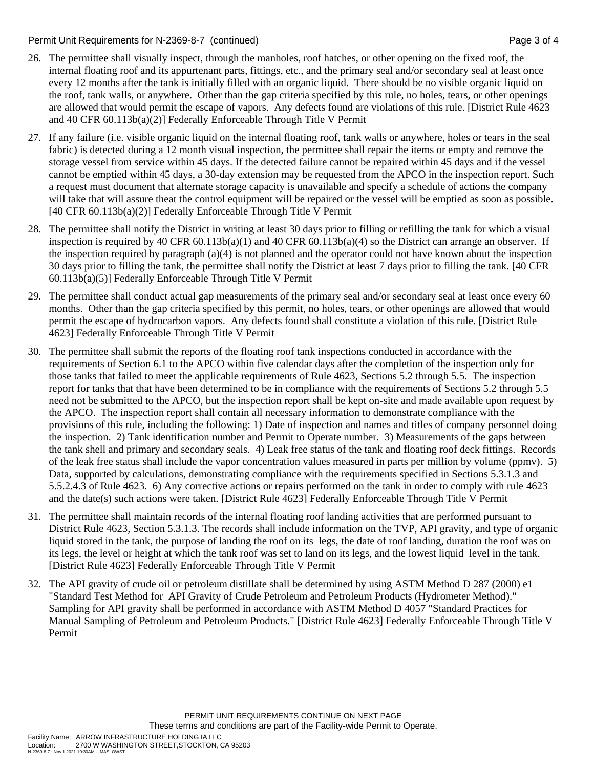26. The permittee shall visually inspect, through the manholes, roof hatches, or other opening on the fixed roof, the internal floating roof and its appurtenant parts, fittings, etc., and the primary seal and/or secondary seal at least once every 12 months after the tank is initially filled with an organic liquid. There should be no visible organic liquid on the roof, tank walls, or anywhere. Other than the gap criteria specified by this rule, no holes, tears, or other openings are allowed that would permit the escape of vapors. Any defects found are violations of this rule. [District Rule 4623 and 40 CFR 60.113b(a)(2)] Federally Enforceable Through Title V Permit

27. If any failure (i.e. visible organic liquid on the internal floating roof, tank walls or anywhere, holes or tears in the seal fabric) is detected during a 12 month visual inspection, the permittee shall repair the items or empty and remove the storage vessel from service within 45 days. If the detected failure cannot be repaired within 45 days and if the vessel cannot be emptied within 45 days, a 30-day extension may be requested from the APCO in the inspection report. Such a request must document that alternate storage capacity is unavailable and specify a schedule of actions the company will take that will assure theat the control equipment will be repaired or the vessel will be emptied as soon as possible. [40 CFR 60.113b(a)(2)] Federally Enforceable Through Title V Permit

28. The permittee shall notify the District in writing at least 30 days prior to filling or refilling the tank for which a visual inspection is required by 40 CFR 60.113b(a)(1) and 40 CFR 60.113b(a)(4) so the District can arrange an observer. If the inspection required by paragraph (a)(4) is not planned and the operator could not have known about the inspection 30 days prior to filling the tank, the permittee shall notify the District at least 7 days prior to filling the tank. [40 CFR 60.113b(a)(5)] Federally Enforceable Through Title V Permit

29. The permittee shall conduct actual gap measurements of the primary seal and/or secondary seal at least once every 60 months. Other than the gap criteria specified by this permit, no holes, tears, or other openings are allowed that would permit the escape of hydrocarbon vapors. Any defects found shall constitute a violation of this rule. [District Rule 4623] Federally Enforceable Through Title V Permit

30. The permittee shall submit the reports of the floating roof tank inspections conducted in accordance with the requirements of Section 6.1 to the APCO within five calendar days after the completion of the inspection only for those tanks that failed to meet the applicable requirements of Rule 4623, Sections 5.2 through 5.5. The inspection report for tanks that that have been determined to be in compliance with the requirements of Sections 5.2 through 5.5 need not be submitted to the APCO, but the inspection report shall be kept on-site and made available upon request by the APCO. The inspection report shall contain all necessary information to demonstrate compliance with the provisions of this rule, including the following: 1) Date of inspection and names and titles of company personnel doing the inspection. 2) Tank identification number and Permit to Operate number. 3) Measurements of the gaps between the tank shell and primary and secondary seals. 4) Leak free status of the tank and floating roof deck fittings. Records of the leak free status shall include the vapor concentration values measured in parts per million by volume (ppmv). 5) Data, supported by calculations, demonstrating compliance with the requirements specified in Sections 5.3.1.3 and 5.5.2.4.3 of Rule 4623. 6) Any corrective actions or repairs performed on the tank in order to comply with rule 4623 and the date(s) such actions were taken. [District Rule 4623] Federally Enforceable Through Title V Permit

31. The permittee shall maintain records of the internal floating roof landing activities that are performed pursuant to District Rule 4623, Section 5.3.1.3. The records shall include information on the TVP, API gravity, and type of organic liquid stored in the tank, the purpose of landing the roof on its legs, the date of roof landing, duration the roof was on its legs, the level or height at which the tank roof was set to land on its legs, and the lowest liquid level in the tank. [District Rule 4623] Federally Enforceable Through Title V Permit

32. The API gravity of crude oil or petroleum distillate shall be determined by using ASTM Method D 287 (2000) e1 "Standard Test Method for API Gravity of Crude Petroleum and Petroleum Products (Hydrometer Method)." Sampling for API gravity shall be performed in accordance with ASTM Method D 4057 "Standard Practices for Manual Sampling of Petroleum and Petroleum Products." [District Rule 4623] Federally Enforceable Through Title V Permit

PERMIT UNIT REQUIREMENTS CONTINUE ON NEXT PAGE
These terms and conditions are part of the Facility-wide Permit to Operate.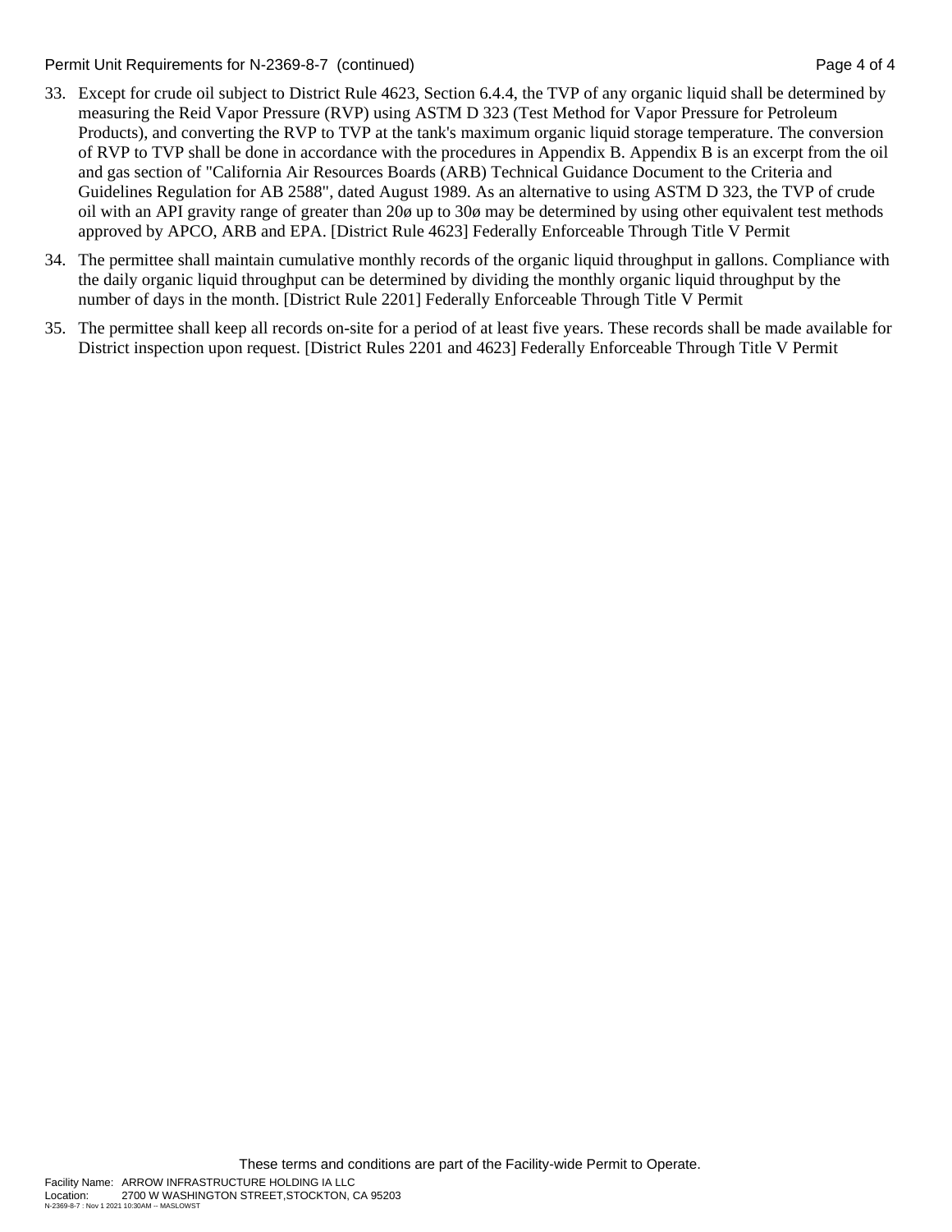33. Except for crude oil subject to District Rule 4623, Section 6.4.4, the TVP of any organic liquid shall be determined by measuring the Reid Vapor Pressure (RVP) using ASTM D 323 (Test Method for Vapor Pressure for Petroleum Products), and converting the RVP to TVP at the tank's maximum organic liquid storage temperature. The conversion of RVP to TVP shall be done in accordance with the procedures in Appendix B. Appendix B is an excerpt from the oil and gas section of "California Air Resources Boards (ARB) Technical Guidance Document to the Criteria and Guidelines Regulation for AB 2588", dated August 1989. As an alternative to using ASTM D 323, the TVP of crude oil with an API gravity range of greater than 20ø up to 30ø may be determined by using other equivalent test methods approved by APCO, ARB and EPA. [District Rule 4623] Federally Enforceable Through Title V Permit

34. The permittee shall maintain cumulative monthly records of the organic liquid throughput in gallons. Compliance with the daily organic liquid throughput can be determined by dividing the monthly organic liquid throughput by the number of days in the month. [District Rule 2201] Federally Enforceable Through Title V Permit

35. The permittee shall keep all records on-site for a period of at least five years. These records shall be made available for District inspection upon request. [District Rules 2201 and 4623] Federally Enforceable Through Title V Permit

These terms and conditions are part of the Facility-wide Permit to Operate.

Facility Name: ARROW INFRASTRUCTURE HOLDING IA LLC
Location: 2700 W WASHINGTON STREET,STOCKTON, CA 95203
N-2369-8-7 : Nov 1 2021 10:30AM -- MASLOWST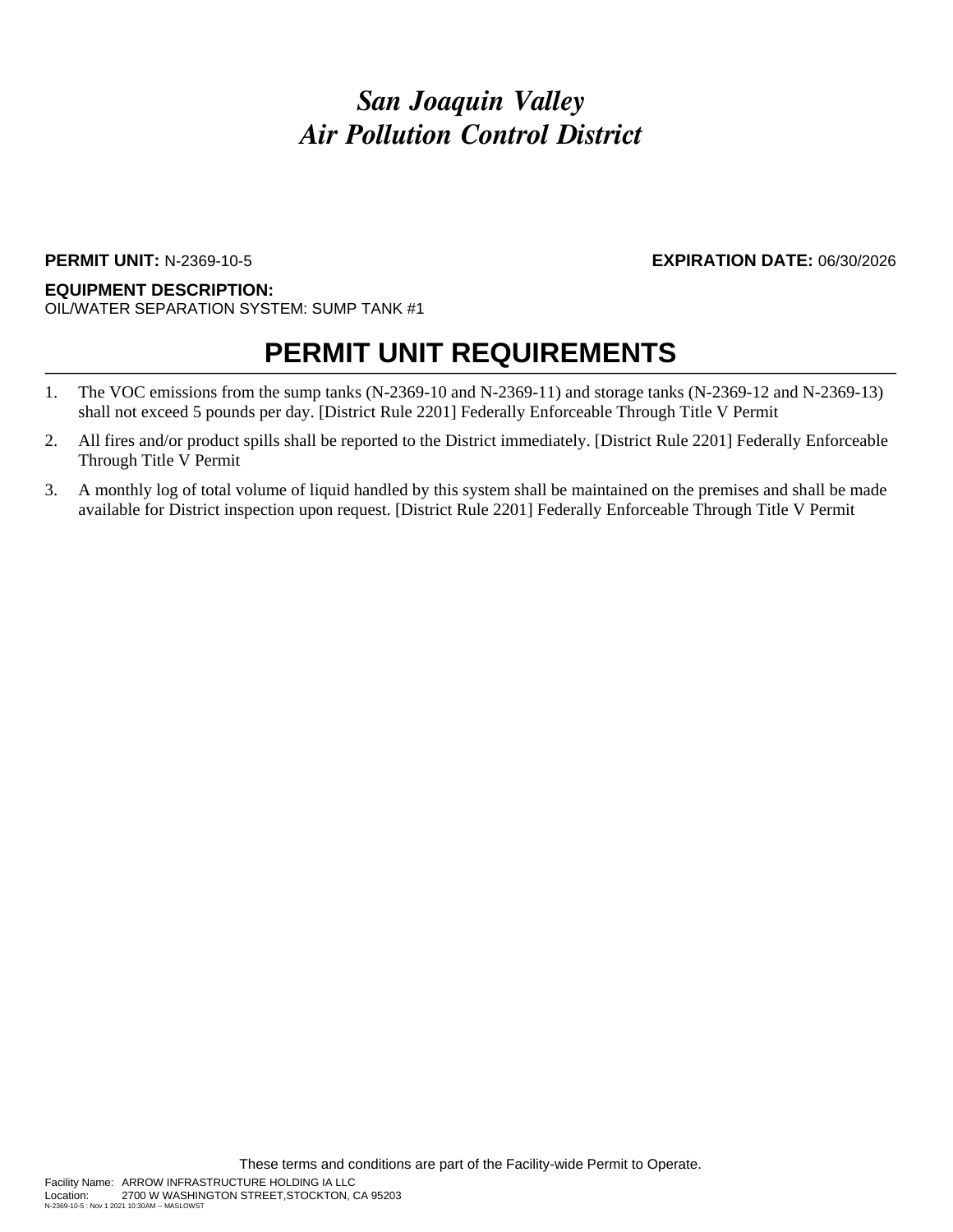# *San Joaquin Valley Air Pollution Control District*

**PERMIT UNIT:** N-2369-10-5 **EXPIRATION DATE:** 06/30/2026

**EQUIPMENT DESCRIPTION:**
OIL/WATER SEPARATION SYSTEM: SUMP TANK #1

## PERMIT UNIT REQUIREMENTS

1. The VOC emissions from the sump tanks (N-2369-10 and N-2369-11) and storage tanks (N-2369-12 and N-2369-13) shall not exceed 5 pounds per day. [District Rule 2201] Federally Enforceable Through Title V Permit
2. All fires and/or product spills shall be reported to the District immediately. [District Rule 2201] Federally Enforceable Through Title V Permit
3. A monthly log of total volume of liquid handled by this system shall be maintained on the premises and shall be made available for District inspection upon request. [District Rule 2201] Federally Enforceable Through Title V Permit

These terms and conditions are part of the Facility-wide Permit to Operate.

Facility Name: ARROW INFRASTRUCTURE HOLDING IA LLC
Location: 2700 W WASHINGTON STREET,STOCKTON, CA 95203
N-2369-10-5 : Nov 1 2021 10:30AM -- MASLOWST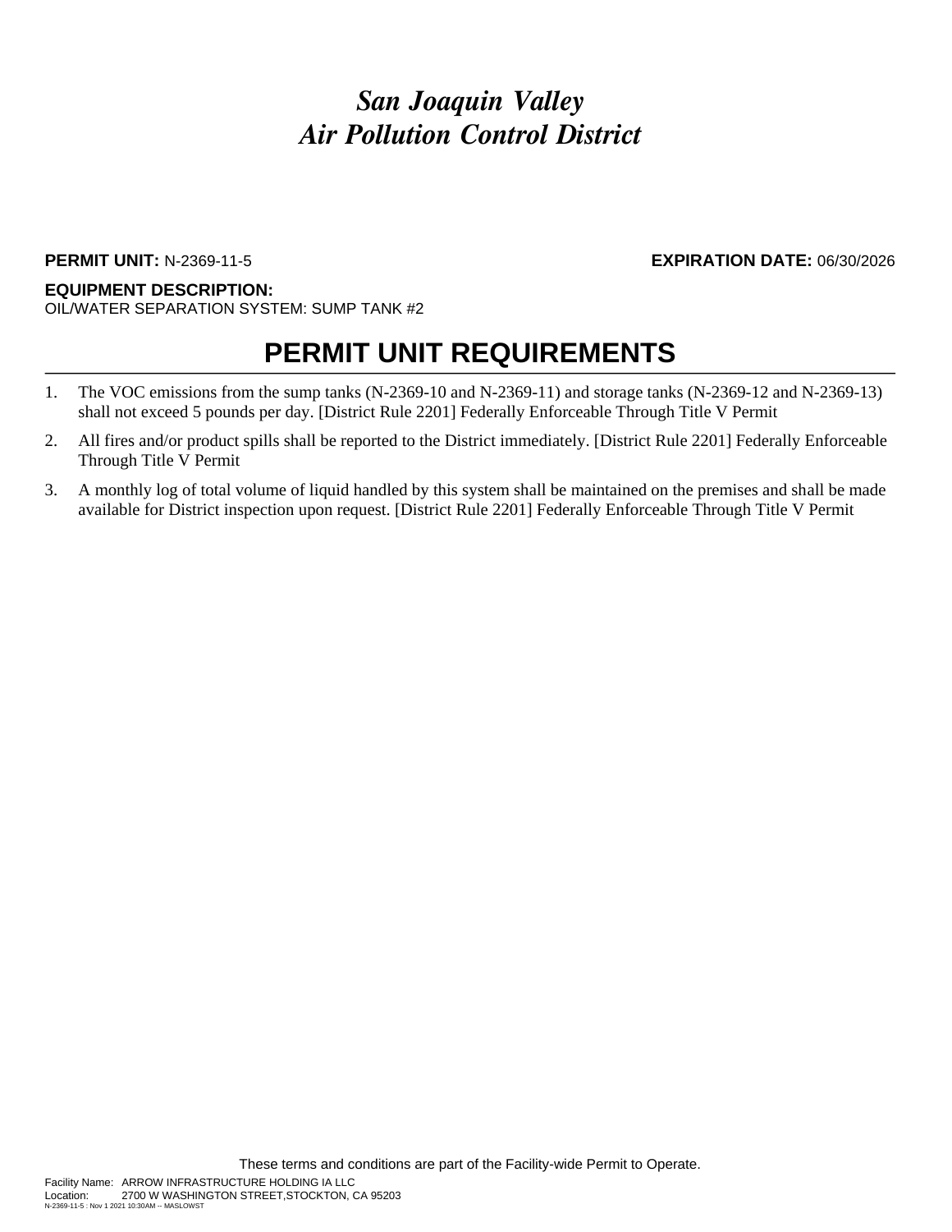# *San Joaquin Valley Air Pollution Control District*

**PERMIT UNIT:** N-2369-11-5 **EXPIRATION DATE:** 06/30/2026

**EQUIPMENT DESCRIPTION:**
OIL/WATER SEPARATION SYSTEM: SUMP TANK #2

## PERMIT UNIT REQUIREMENTS

1. The VOC emissions from the sump tanks (N-2369-10 and N-2369-11) and storage tanks (N-2369-12 and N-2369-13) shall not exceed 5 pounds per day. [District Rule 2201] Federally Enforceable Through Title V Permit
2. All fires and/or product spills shall be reported to the District immediately. [District Rule 2201] Federally Enforceable Through Title V Permit
3. A monthly log of total volume of liquid handled by this system shall be maintained on the premises and shall be made available for District inspection upon request. [District Rule 2201] Federally Enforceable Through Title V Permit

These terms and conditions are part of the Facility-wide Permit to Operate.

Facility Name: ARROW INFRASTRUCTURE HOLDING IA LLC
Location: 2700 W WASHINGTON STREET,STOCKTON, CA 95203
N-2369-11-5 : Nov 1 2021 10:30AM -- MASLOWST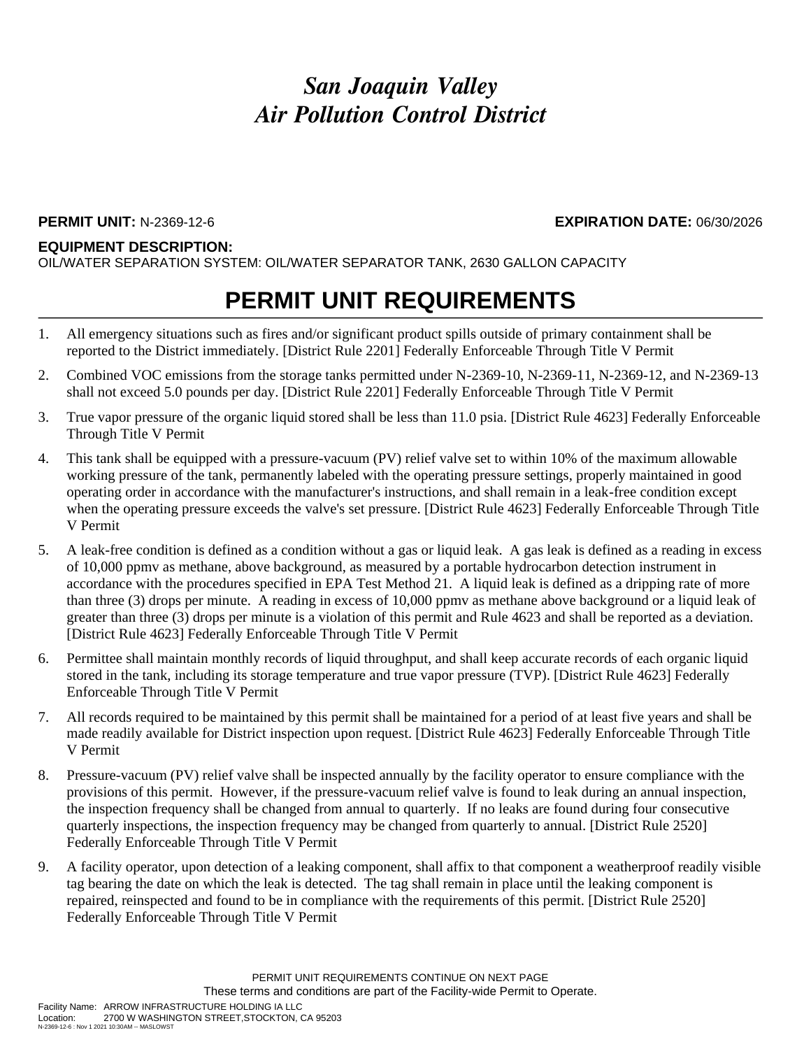# *San Joaquin Valley*
# *Air Pollution Control District*

**PERMIT UNIT:** N-2369-12-6 **EXPIRATION DATE:** 06/30/2026

**EQUIPMENT DESCRIPTION:**
OIL/WATER SEPARATION SYSTEM: OIL/WATER SEPARATOR TANK, 2630 GALLON CAPACITY

## PERMIT UNIT REQUIREMENTS

1. All emergency situations such as fires and/or significant product spills outside of primary containment shall be reported to the District immediately. [District Rule 2201] Federally Enforceable Through Title V Permit
2. Combined VOC emissions from the storage tanks permitted under N-2369-10, N-2369-11, N-2369-12, and N-2369-13 shall not exceed 5.0 pounds per day. [District Rule 2201] Federally Enforceable Through Title V Permit
3. True vapor pressure of the organic liquid stored shall be less than 11.0 psia. [District Rule 4623] Federally Enforceable Through Title V Permit
4. This tank shall be equipped with a pressure-vacuum (PV) relief valve set to within 10% of the maximum allowable working pressure of the tank, permanently labeled with the operating pressure settings, properly maintained in good operating order in accordance with the manufacturer's instructions, and shall remain in a leak-free condition except when the operating pressure exceeds the valve's set pressure. [District Rule 4623] Federally Enforceable Through Title V Permit
5. A leak-free condition is defined as a condition without a gas or liquid leak. A gas leak is defined as a reading in excess of 10,000 ppmv as methane, above background, as measured by a portable hydrocarbon detection instrument in accordance with the procedures specified in EPA Test Method 21. A liquid leak is defined as a dripping rate of more than three (3) drops per minute. A reading in excess of 10,000 ppmv as methane above background or a liquid leak of greater than three (3) drops per minute is a violation of this permit and Rule 4623 and shall be reported as a deviation. [District Rule 4623] Federally Enforceable Through Title V Permit
6. Permittee shall maintain monthly records of liquid throughput, and shall keep accurate records of each organic liquid stored in the tank, including its storage temperature and true vapor pressure (TVP). [District Rule 4623] Federally Enforceable Through Title V Permit
7. All records required to be maintained by this permit shall be maintained for a period of at least five years and shall be made readily available for District inspection upon request. [District Rule 4623] Federally Enforceable Through Title V Permit
8. Pressure-vacuum (PV) relief valve shall be inspected annually by the facility operator to ensure compliance with the provisions of this permit. However, if the pressure-vacuum relief valve is found to leak during an annual inspection, the inspection frequency shall be changed from annual to quarterly. If no leaks are found during four consecutive quarterly inspections, the inspection frequency may be changed from quarterly to annual. [District Rule 2520] Federally Enforceable Through Title V Permit
9. A facility operator, upon detection of a leaking component, shall affix to that component a weatherproof readily visible tag bearing the date on which the leak is detected. The tag shall remain in place until the leaking component is repaired, reinspected and found to be in compliance with the requirements of this permit. [District Rule 2520] Federally Enforceable Through Title V Permit

PERMIT UNIT REQUIREMENTS CONTINUE ON NEXT PAGE
These terms and conditions are part of the Facility-wide Permit to Operate.

Facility Name: ARROW INFRASTRUCTURE HOLDING IA LLC
Location: 2700 W WASHINGTON STREET,STOCKTON, CA 95203
N-2369-12-6 : Nov 1 2021 10:30AM -- MASLOWST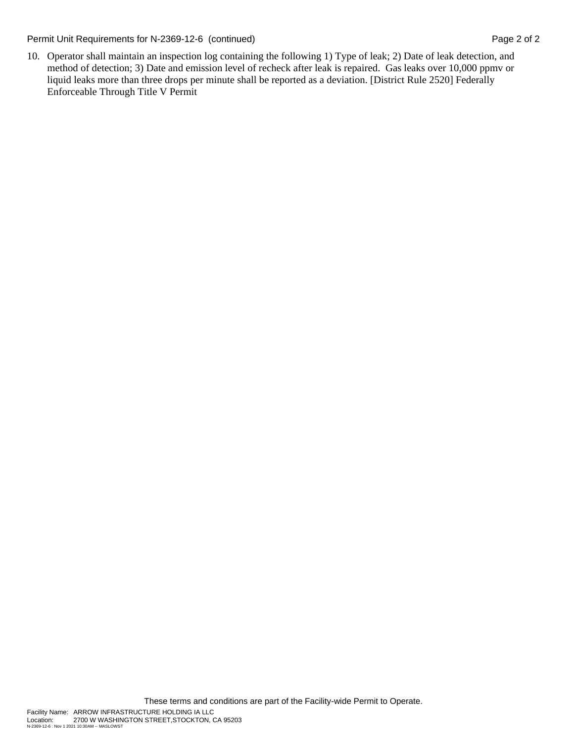10. Operator shall maintain an inspection log containing the following 1) Type of leak; 2) Date of leak detection, and method of detection; 3) Date and emission level of recheck after leak is repaired. Gas leaks over 10,000 ppmv or liquid leaks more than three drops per minute shall be reported as a deviation. [District Rule 2520] Federally Enforceable Through Title V Permit

These terms and conditions are part of the Facility-wide Permit to Operate.

Facility Name: ARROW INFRASTRUCTURE HOLDING IA LLC
Location: 2700 W WASHINGTON STREET,STOCKTON, CA 95203
N-2369-12-6 : Nov 1 2021 10:30AM -- MASLOWST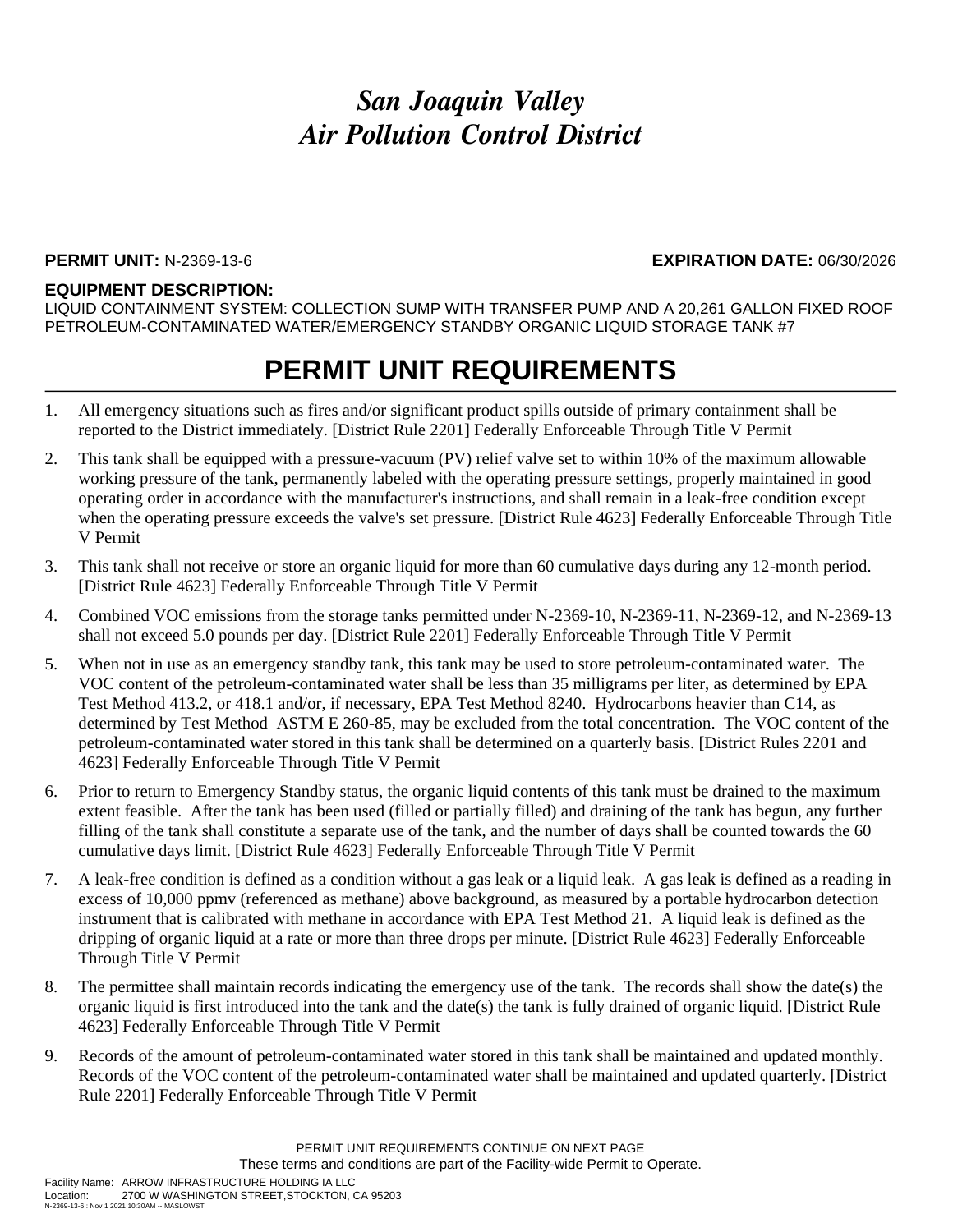# *San Joaquin Valley*
# *Air Pollution Control District*

**PERMIT UNIT:** N-2369-13-6 **EXPIRATION DATE:** 06/30/2026

**EQUIPMENT DESCRIPTION:**
LIQUID CONTAINMENT SYSTEM: COLLECTION SUMP WITH TRANSFER PUMP AND A 20,261 GALLON FIXED ROOF PETROLEUM-CONTAMINATED WATER/EMERGENCY STANDBY ORGANIC LIQUID STORAGE TANK #7

## PERMIT UNIT REQUIREMENTS

1. All emergency situations such as fires and/or significant product spills outside of primary containment shall be reported to the District immediately. [District Rule 2201] Federally Enforceable Through Title V Permit
2. This tank shall be equipped with a pressure-vacuum (PV) relief valve set to within 10% of the maximum allowable working pressure of the tank, permanently labeled with the operating pressure settings, properly maintained in good operating order in accordance with the manufacturer's instructions, and shall remain in a leak-free condition except when the operating pressure exceeds the valve's set pressure. [District Rule 4623] Federally Enforceable Through Title V Permit
3. This tank shall not receive or store an organic liquid for more than 60 cumulative days during any 12-month period. [District Rule 4623] Federally Enforceable Through Title V Permit
4. Combined VOC emissions from the storage tanks permitted under N-2369-10, N-2369-11, N-2369-12, and N-2369-13 shall not exceed 5.0 pounds per day. [District Rule 2201] Federally Enforceable Through Title V Permit
5. When not in use as an emergency standby tank, this tank may be used to store petroleum-contaminated water. The VOC content of the petroleum-contaminated water shall be less than 35 milligrams per liter, as determined by EPA Test Method 413.2, or 418.1 and/or, if necessary, EPA Test Method 8240. Hydrocarbons heavier than C14, as determined by Test Method ASTM E 260-85, may be excluded from the total concentration. The VOC content of the petroleum-contaminated water stored in this tank shall be determined on a quarterly basis. [District Rules 2201 and 4623] Federally Enforceable Through Title V Permit
6. Prior to return to Emergency Standby status, the organic liquid contents of this tank must be drained to the maximum extent feasible. After the tank has been used (filled or partially filled) and draining of the tank has begun, any further filling of the tank shall constitute a separate use of the tank, and the number of days shall be counted towards the 60 cumulative days limit. [District Rule 4623] Federally Enforceable Through Title V Permit
7. A leak-free condition is defined as a condition without a gas leak or a liquid leak. A gas leak is defined as a reading in excess of 10,000 ppmv (referenced as methane) above background, as measured by a portable hydrocarbon detection instrument that is calibrated with methane in accordance with EPA Test Method 21. A liquid leak is defined as the dripping of organic liquid at a rate or more than three drops per minute. [District Rule 4623] Federally Enforceable Through Title V Permit
8. The permittee shall maintain records indicating the emergency use of the tank. The records shall show the date(s) the organic liquid is first introduced into the tank and the date(s) the tank is fully drained of organic liquid. [District Rule 4623] Federally Enforceable Through Title V Permit
9. Records of the amount of petroleum-contaminated water stored in this tank shall be maintained and updated monthly. Records of the VOC content of the petroleum-contaminated water shall be maintained and updated quarterly. [District Rule 2201] Federally Enforceable Through Title V Permit

PERMIT UNIT REQUIREMENTS CONTINUE ON NEXT PAGE
These terms and conditions are part of the Facility-wide Permit to Operate.

Facility Name: ARROW INFRASTRUCTURE HOLDING IA LLC
Location: 2700 W WASHINGTON STREET,STOCKTON, CA 95203
N-2369-13-6 : Nov 1 2021 10:30AM -- MASLOWST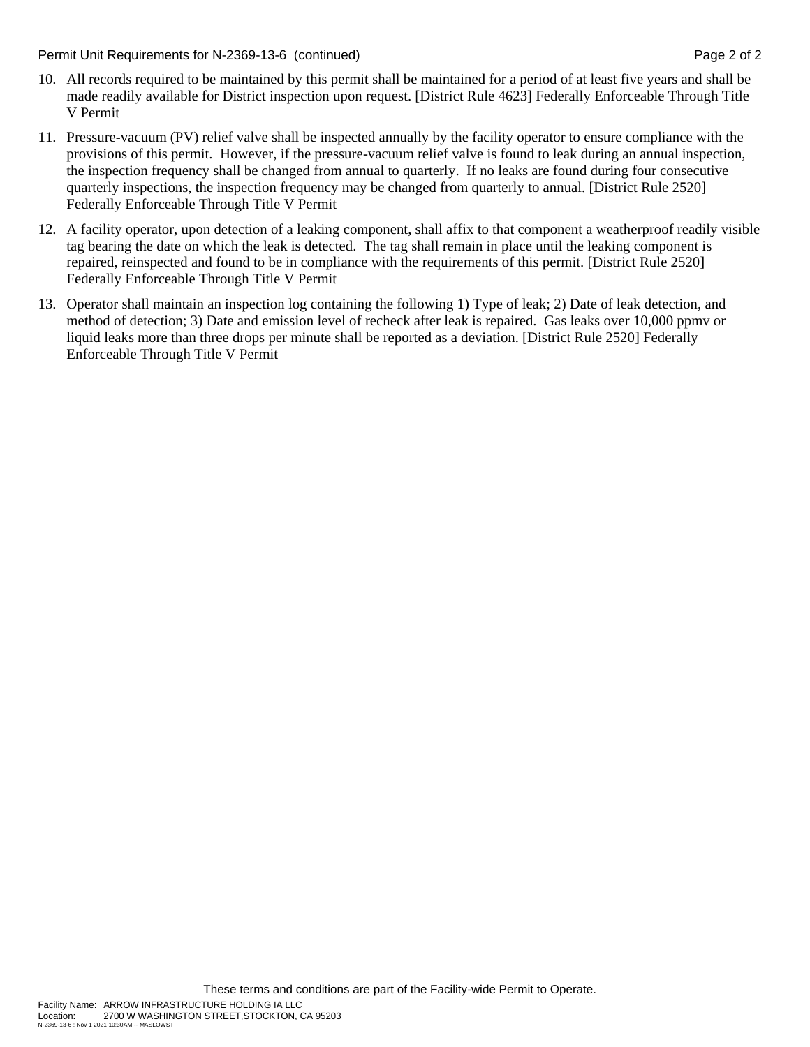10. All records required to be maintained by this permit shall be maintained for a period of at least five years and shall be made readily available for District inspection upon request. [District Rule 4623] Federally Enforceable Through Title V Permit

11. Pressure-vacuum (PV) relief valve shall be inspected annually by the facility operator to ensure compliance with the provisions of this permit. However, if the pressure-vacuum relief valve is found to leak during an annual inspection, the inspection frequency shall be changed from annual to quarterly. If no leaks are found during four consecutive quarterly inspections, the inspection frequency may be changed from quarterly to annual. [District Rule 2520] Federally Enforceable Through Title V Permit

12. A facility operator, upon detection of a leaking component, shall affix to that component a weatherproof readily visible tag bearing the date on which the leak is detected. The tag shall remain in place until the leaking component is repaired, reinspected and found to be in compliance with the requirements of this permit. [District Rule 2520] Federally Enforceable Through Title V Permit

13. Operator shall maintain an inspection log containing the following 1) Type of leak; 2) Date of leak detection, and method of detection; 3) Date and emission level of recheck after leak is repaired. Gas leaks over 10,000 ppmv or liquid leaks more than three drops per minute shall be reported as a deviation. [District Rule 2520] Federally Enforceable Through Title V Permit

These terms and conditions are part of the Facility-wide Permit to Operate.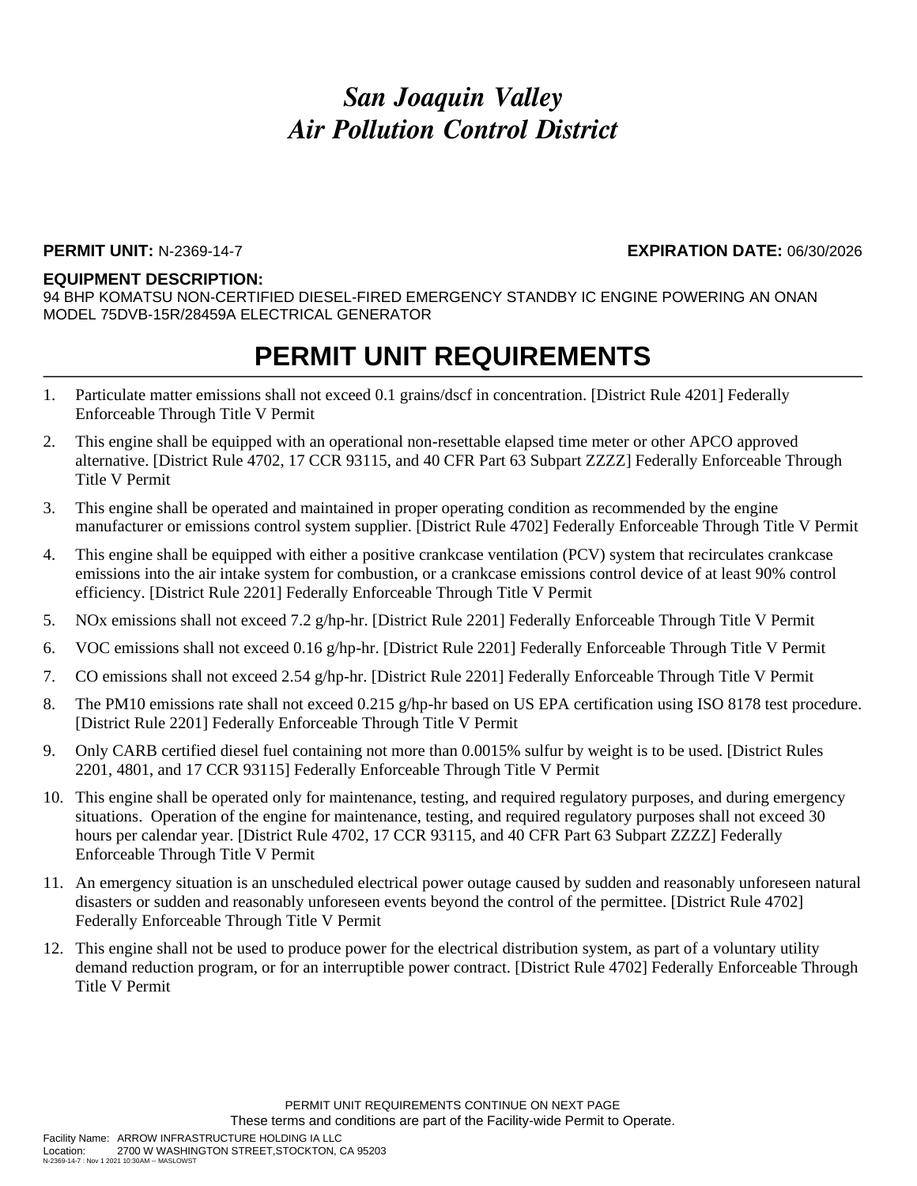# *San Joaquin Valley*
# *Air Pollution Control District*

**PERMIT UNIT:** N-2369-14-7 **EXPIRATION DATE:** 06/30/2026

**EQUIPMENT DESCRIPTION:**
94 BHP KOMATSU NON-CERTIFIED DIESEL-FIRED EMERGENCY STANDBY IC ENGINE POWERING AN ONAN MODEL 75DVB-15R/28459A ELECTRICAL GENERATOR

## PERMIT UNIT REQUIREMENTS

1. Particulate matter emissions shall not exceed 0.1 grains/dscf in concentration. [District Rule 4201] Federally Enforceable Through Title V Permit
2. This engine shall be equipped with an operational non-resettable elapsed time meter or other APCO approved alternative. [District Rule 4702, 17 CCR 93115, and 40 CFR Part 63 Subpart ZZZZ] Federally Enforceable Through Title V Permit
3. This engine shall be operated and maintained in proper operating condition as recommended by the engine manufacturer or emissions control system supplier. [District Rule 4702] Federally Enforceable Through Title V Permit
4. This engine shall be equipped with either a positive crankcase ventilation (PCV) system that recirculates crankcase emissions into the air intake system for combustion, or a crankcase emissions control device of at least 90% control efficiency. [District Rule 2201] Federally Enforceable Through Title V Permit
5. NOx emissions shall not exceed 7.2 g/hp-hr. [District Rule 2201] Federally Enforceable Through Title V Permit
6. VOC emissions shall not exceed 0.16 g/hp-hr. [District Rule 2201] Federally Enforceable Through Title V Permit
7. CO emissions shall not exceed 2.54 g/hp-hr. [District Rule 2201] Federally Enforceable Through Title V Permit
8. The PM10 emissions rate shall not exceed 0.215 g/hp-hr based on US EPA certification using ISO 8178 test procedure. [District Rule 2201] Federally Enforceable Through Title V Permit
9. Only CARB certified diesel fuel containing not more than 0.0015% sulfur by weight is to be used. [District Rules 2201, 4801, and 17 CCR 93115] Federally Enforceable Through Title V Permit
10. This engine shall be operated only for maintenance, testing, and required regulatory purposes, and during emergency situations. Operation of the engine for maintenance, testing, and required regulatory purposes shall not exceed 30 hours per calendar year. [District Rule 4702, 17 CCR 93115, and 40 CFR Part 63 Subpart ZZZZ] Federally Enforceable Through Title V Permit
11. An emergency situation is an unscheduled electrical power outage caused by sudden and reasonably unforeseen natural disasters or sudden and reasonably unforeseen events beyond the control of the permittee. [District Rule 4702] Federally Enforceable Through Title V Permit
12. This engine shall not be used to produce power for the electrical distribution system, as part of a voluntary utility demand reduction program, or for an interruptible power contract. [District Rule 4702] Federally Enforceable Through Title V Permit

PERMIT UNIT REQUIREMENTS CONTINUE ON NEXT PAGE
These terms and conditions are part of the Facility-wide Permit to Operate.

Facility Name: ARROW INFRASTRUCTURE HOLDING IA LLC
Location: 2700 W WASHINGTON STREET,STOCKTON, CA 95203
N-2369-14-7 : Nov 1 2021 10:30AM -- MASLOWST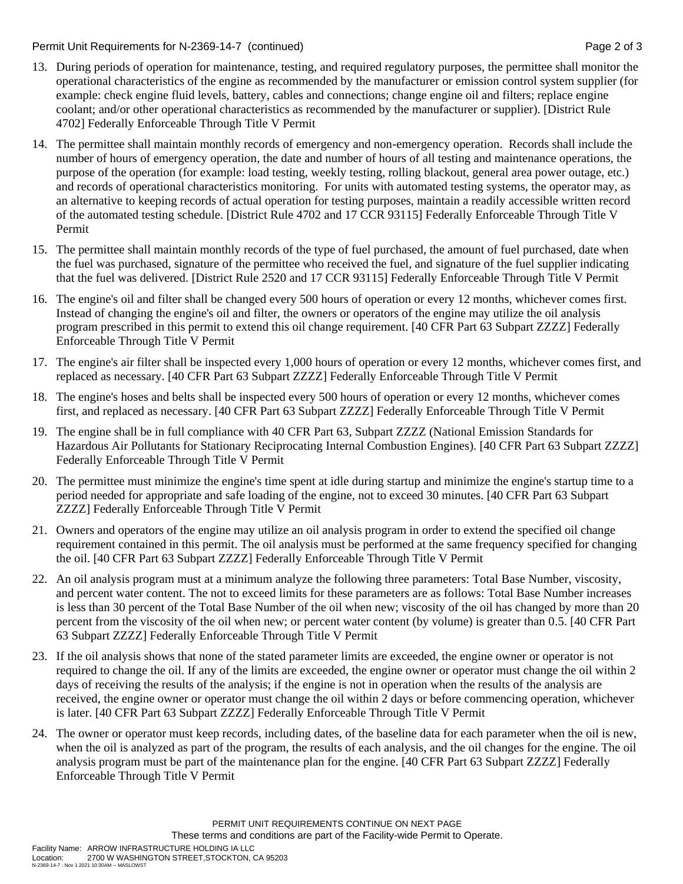13. During periods of operation for maintenance, testing, and required regulatory purposes, the permittee shall monitor the operational characteristics of the engine as recommended by the manufacturer or emission control system supplier (for example: check engine fluid levels, battery, cables and connections; change engine oil and filters; replace engine coolant; and/or other operational characteristics as recommended by the manufacturer or supplier). [District Rule 4702] Federally Enforceable Through Title V Permit

14. The permittee shall maintain monthly records of emergency and non-emergency operation. Records shall include the number of hours of emergency operation, the date and number of hours of all testing and maintenance operations, the purpose of the operation (for example: load testing, weekly testing, rolling blackout, general area power outage, etc.) and records of operational characteristics monitoring. For units with automated testing systems, the operator may, as an alternative to keeping records of actual operation for testing purposes, maintain a readily accessible written record of the automated testing schedule. [District Rule 4702 and 17 CCR 93115] Federally Enforceable Through Title V Permit

15. The permittee shall maintain monthly records of the type of fuel purchased, the amount of fuel purchased, date when the fuel was purchased, signature of the permittee who received the fuel, and signature of the fuel supplier indicating that the fuel was delivered. [District Rule 2520 and 17 CCR 93115] Federally Enforceable Through Title V Permit

16. The engine's oil and filter shall be changed every 500 hours of operation or every 12 months, whichever comes first. Instead of changing the engine's oil and filter, the owners or operators of the engine may utilize the oil analysis program prescribed in this permit to extend this oil change requirement. [40 CFR Part 63 Subpart ZZZZ] Federally Enforceable Through Title V Permit

17. The engine's air filter shall be inspected every 1,000 hours of operation or every 12 months, whichever comes first, and replaced as necessary. [40 CFR Part 63 Subpart ZZZZ] Federally Enforceable Through Title V Permit

18. The engine's hoses and belts shall be inspected every 500 hours of operation or every 12 months, whichever comes first, and replaced as necessary. [40 CFR Part 63 Subpart ZZZZ] Federally Enforceable Through Title V Permit

19. The engine shall be in full compliance with 40 CFR Part 63, Subpart ZZZZ (National Emission Standards for Hazardous Air Pollutants for Stationary Reciprocating Internal Combustion Engines). [40 CFR Part 63 Subpart ZZZZ] Federally Enforceable Through Title V Permit

20. The permittee must minimize the engine's time spent at idle during startup and minimize the engine's startup time to a period needed for appropriate and safe loading of the engine, not to exceed 30 minutes. [40 CFR Part 63 Subpart ZZZZ] Federally Enforceable Through Title V Permit

21. Owners and operators of the engine may utilize an oil analysis program in order to extend the specified oil change requirement contained in this permit. The oil analysis must be performed at the same frequency specified for changing the oil. [40 CFR Part 63 Subpart ZZZZ] Federally Enforceable Through Title V Permit

22. An oil analysis program must at a minimum analyze the following three parameters: Total Base Number, viscosity, and percent water content. The not to exceed limits for these parameters are as follows: Total Base Number increases is less than 30 percent of the Total Base Number of the oil when new; viscosity of the oil has changed by more than 20 percent from the viscosity of the oil when new; or percent water content (by volume) is greater than 0.5. [40 CFR Part 63 Subpart ZZZZ] Federally Enforceable Through Title V Permit

23. If the oil analysis shows that none of the stated parameter limits are exceeded, the engine owner or operator is not required to change the oil. If any of the limits are exceeded, the engine owner or operator must change the oil within 2 days of receiving the results of the analysis; if the engine is not in operation when the results of the analysis are received, the engine owner or operator must change the oil within 2 days or before commencing operation, whichever is later. [40 CFR Part 63 Subpart ZZZZ] Federally Enforceable Through Title V Permit

24. The owner or operator must keep records, including dates, of the baseline data for each parameter when the oil is new, when the oil is analyzed as part of the program, the results of each analysis, and the oil changes for the engine. The oil analysis program must be part of the maintenance plan for the engine. [40 CFR Part 63 Subpart ZZZZ] Federally Enforceable Through Title V Permit

PERMIT UNIT REQUIREMENTS CONTINUE ON NEXT PAGE

These terms and conditions are part of the Facility-wide Permit to Operate.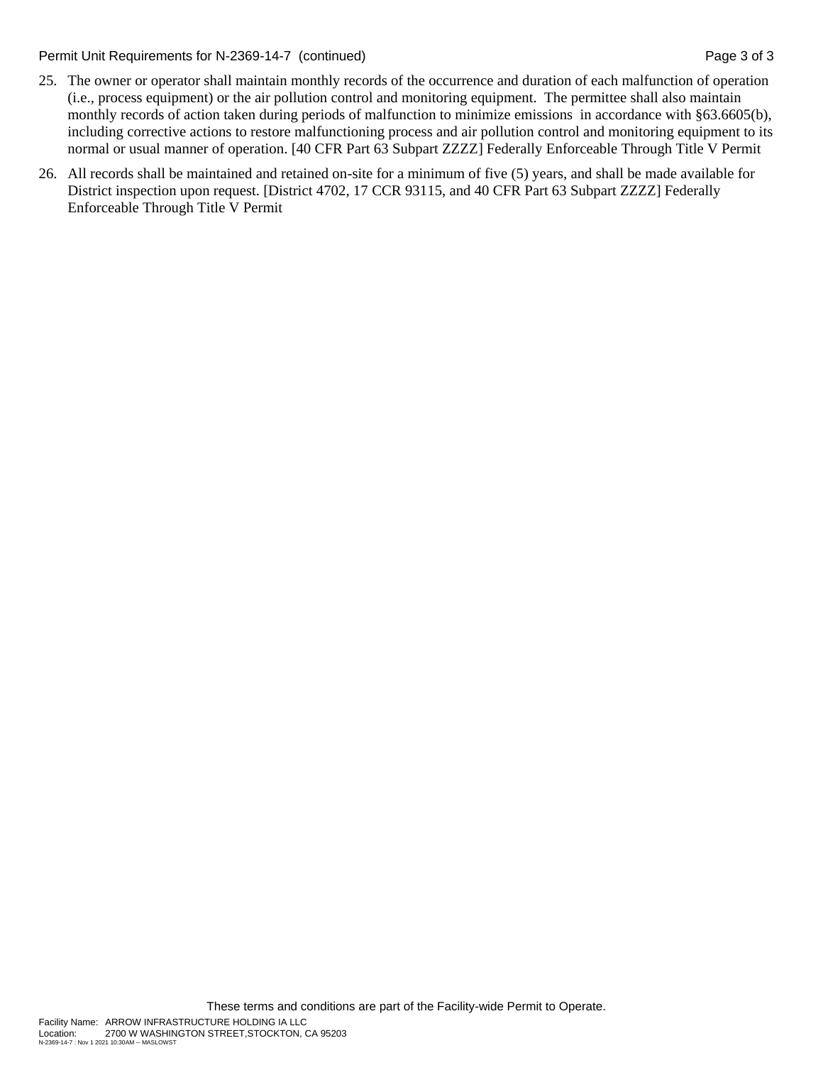25. The owner or operator shall maintain monthly records of the occurrence and duration of each malfunction of operation (i.e., process equipment) or the air pollution control and monitoring equipment. The permittee shall also maintain monthly records of action taken during periods of malfunction to minimize emissions in accordance with §63.6605(b), including corrective actions to restore malfunctioning process and air pollution control and monitoring equipment to its normal or usual manner of operation. [40 CFR Part 63 Subpart ZZZZ] Federally Enforceable Through Title V Permit

26. All records shall be maintained and retained on-site for a minimum of five (5) years, and shall be made available for District inspection upon request. [District 4702, 17 CCR 93115, and 40 CFR Part 63 Subpart ZZZZ] Federally Enforceable Through Title V Permit

These terms and conditions are part of the Facility-wide Permit to Operate.

Facility Name: ARROW INFRASTRUCTURE HOLDING IA LLC
Location: 2700 W WASHINGTON STREET,STOCKTON, CA 95203
N-2369-14-7 : Nov 1 2021 10:30AM -- MASLOWST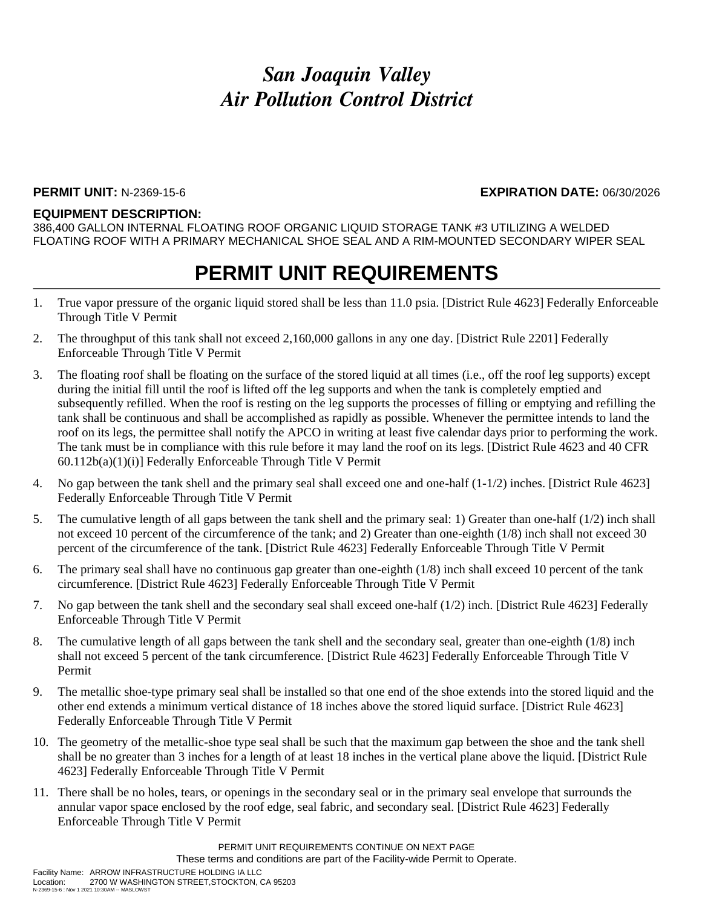# *San Joaquin Valley Air Pollution Control District*

**PERMIT UNIT:** N-2369-15-6 **EXPIRATION DATE:** 06/30/2026

**EQUIPMENT DESCRIPTION:**
386,400 GALLON INTERNAL FLOATING ROOF ORGANIC LIQUID STORAGE TANK #3 UTILIZING A WELDED FLOATING ROOF WITH A PRIMARY MECHANICAL SHOE SEAL AND A RIM-MOUNTED SECONDARY WIPER SEAL

## PERMIT UNIT REQUIREMENTS

1. True vapor pressure of the organic liquid stored shall be less than 11.0 psia. [District Rule 4623] Federally Enforceable Through Title V Permit
2. The throughput of this tank shall not exceed 2,160,000 gallons in any one day. [District Rule 2201] Federally Enforceable Through Title V Permit
3. The floating roof shall be floating on the surface of the stored liquid at all times (i.e., off the roof leg supports) except during the initial fill until the roof is lifted off the leg supports and when the tank is completely emptied and subsequently refilled. When the roof is resting on the leg supports the processes of filling or emptying and refilling the tank shall be continuous and shall be accomplished as rapidly as possible. Whenever the permittee intends to land the roof on its legs, the permittee shall notify the APCO in writing at least five calendar days prior to performing the work. The tank must be in compliance with this rule before it may land the roof on its legs. [District Rule 4623 and 40 CFR 60.112b(a)(1)(i)] Federally Enforceable Through Title V Permit
4. No gap between the tank shell and the primary seal shall exceed one and one-half (1-1/2) inches. [District Rule 4623] Federally Enforceable Through Title V Permit
5. The cumulative length of all gaps between the tank shell and the primary seal: 1) Greater than one-half (1/2) inch shall not exceed 10 percent of the circumference of the tank; and 2) Greater than one-eighth (1/8) inch shall not exceed 30 percent of the circumference of the tank. [District Rule 4623] Federally Enforceable Through Title V Permit
6. The primary seal shall have no continuous gap greater than one-eighth (1/8) inch shall exceed 10 percent of the tank circumference. [District Rule 4623] Federally Enforceable Through Title V Permit
7. No gap between the tank shell and the secondary seal shall exceed one-half (1/2) inch. [District Rule 4623] Federally Enforceable Through Title V Permit
8. The cumulative length of all gaps between the tank shell and the secondary seal, greater than one-eighth (1/8) inch shall not exceed 5 percent of the tank circumference. [District Rule 4623] Federally Enforceable Through Title V Permit
9. The metallic shoe-type primary seal shall be installed so that one end of the shoe extends into the stored liquid and the other end extends a minimum vertical distance of 18 inches above the stored liquid surface. [District Rule 4623] Federally Enforceable Through Title V Permit
10. The geometry of the metallic-shoe type seal shall be such that the maximum gap between the shoe and the tank shell shall be no greater than 3 inches for a length of at least 18 inches in the vertical plane above the liquid. [District Rule 4623] Federally Enforceable Through Title V Permit
11. There shall be no holes, tears, or openings in the secondary seal or in the primary seal envelope that surrounds the annular vapor space enclosed by the roof edge, seal fabric, and secondary seal. [District Rule 4623] Federally Enforceable Through Title V Permit

PERMIT UNIT REQUIREMENTS CONTINUE ON NEXT PAGE

These terms and conditions are part of the Facility-wide Permit to Operate.

Facility Name: ARROW INFRASTRUCTURE HOLDING IA LLC
Location: 2700 W WASHINGTON STREET,STOCKTON, CA 95203
N-2369-15-6 : Nov 1 2021 10:30AM -- MASLOWST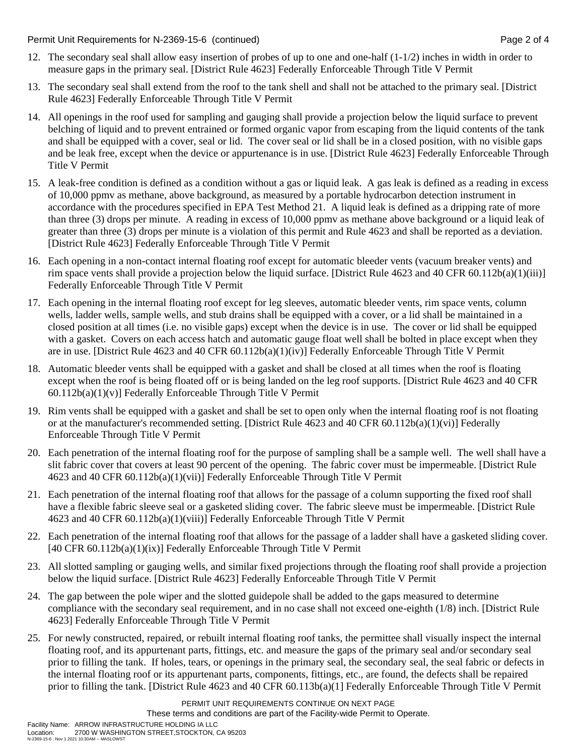12. The secondary seal shall allow easy insertion of probes of up to one and one-half (1-1/2) inches in width in order to measure gaps in the primary seal. [District Rule 4623] Federally Enforceable Through Title V Permit

13. The secondary seal shall extend from the roof to the tank shell and shall not be attached to the primary seal. [District Rule 4623] Federally Enforceable Through Title V Permit

14. All openings in the roof used for sampling and gauging shall provide a projection below the liquid surface to prevent belching of liquid and to prevent entrained or formed organic vapor from escaping from the liquid contents of the tank and shall be equipped with a cover, seal or lid. The cover seal or lid shall be in a closed position, with no visible gaps and be leak free, except when the device or appurtenance is in use. [District Rule 4623] Federally Enforceable Through Title V Permit

15. A leak-free condition is defined as a condition without a gas or liquid leak. A gas leak is defined as a reading in excess of 10,000 ppmv as methane, above background, as measured by a portable hydrocarbon detection instrument in accordance with the procedures specified in EPA Test Method 21. A liquid leak is defined as a dripping rate of more than three (3) drops per minute. A reading in excess of 10,000 ppmv as methane above background or a liquid leak of greater than three (3) drops per minute is a violation of this permit and Rule 4623 and shall be reported as a deviation. [District Rule 4623] Federally Enforceable Through Title V Permit

16. Each opening in a non-contact internal floating roof except for automatic bleeder vents (vacuum breaker vents) and rim space vents shall provide a projection below the liquid surface. [District Rule 4623 and 40 CFR 60.112b(a)(1)(iii)] Federally Enforceable Through Title V Permit

17. Each opening in the internal floating roof except for leg sleeves, automatic bleeder vents, rim space vents, column wells, ladder wells, sample wells, and stub drains shall be equipped with a cover, or a lid shall be maintained in a closed position at all times (i.e. no visible gaps) except when the device is in use. The cover or lid shall be equipped with a gasket. Covers on each access hatch and automatic gauge float well shall be bolted in place except when they are in use. [District Rule 4623 and 40 CFR 60.112b(a)(1)(iv)] Federally Enforceable Through Title V Permit

18. Automatic bleeder vents shall be equipped with a gasket and shall be closed at all times when the roof is floating except when the roof is being floated off or is being landed on the leg roof supports. [District Rule 4623 and 40 CFR 60.112b(a)(1)(v)] Federally Enforceable Through Title V Permit

19. Rim vents shall be equipped with a gasket and shall be set to open only when the internal floating roof is not floating or at the manufacturer's recommended setting. [District Rule 4623 and 40 CFR 60.112b(a)(1)(vi)] Federally Enforceable Through Title V Permit

20. Each penetration of the internal floating roof for the purpose of sampling shall be a sample well. The well shall have a slit fabric cover that covers at least 90 percent of the opening. The fabric cover must be impermeable. [District Rule 4623 and 40 CFR 60.112b(a)(1)(vii)] Federally Enforceable Through Title V Permit

21. Each penetration of the internal floating roof that allows for the passage of a column supporting the fixed roof shall have a flexible fabric sleeve seal or a gasketed sliding cover. The fabric sleeve must be impermeable. [District Rule 4623 and 40 CFR 60.112b(a)(1)(viii)] Federally Enforceable Through Title V Permit

22. Each penetration of the internal floating roof that allows for the passage of a ladder shall have a gasketed sliding cover. [40 CFR 60.112b(a)(1)(ix)] Federally Enforceable Through Title V Permit

23. All slotted sampling or gauging wells, and similar fixed projections through the floating roof shall provide a projection below the liquid surface. [District Rule 4623] Federally Enforceable Through Title V Permit

24. The gap between the pole wiper and the slotted guidepole shall be added to the gaps measured to determine compliance with the secondary seal requirement, and in no case shall not exceed one-eighth (1/8) inch. [District Rule 4623] Federally Enforceable Through Title V Permit

25. For newly constructed, repaired, or rebuilt internal floating roof tanks, the permittee shall visually inspect the internal floating roof, and its appurtenant parts, fittings, etc. and measure the gaps of the primary seal and/or secondary seal prior to filling the tank. If holes, tears, or openings in the primary seal, the secondary seal, the seal fabric or defects in the internal floating roof or its appurtenant parts, components, fittings, etc., are found, the defects shall be repaired prior to filling the tank. [District Rule 4623 and 40 CFR 60.113b(a)(1] Federally Enforceable Through Title V Permit

PERMIT UNIT REQUIREMENTS CONTINUE ON NEXT PAGE

These terms and conditions are part of the Facility-wide Permit to Operate.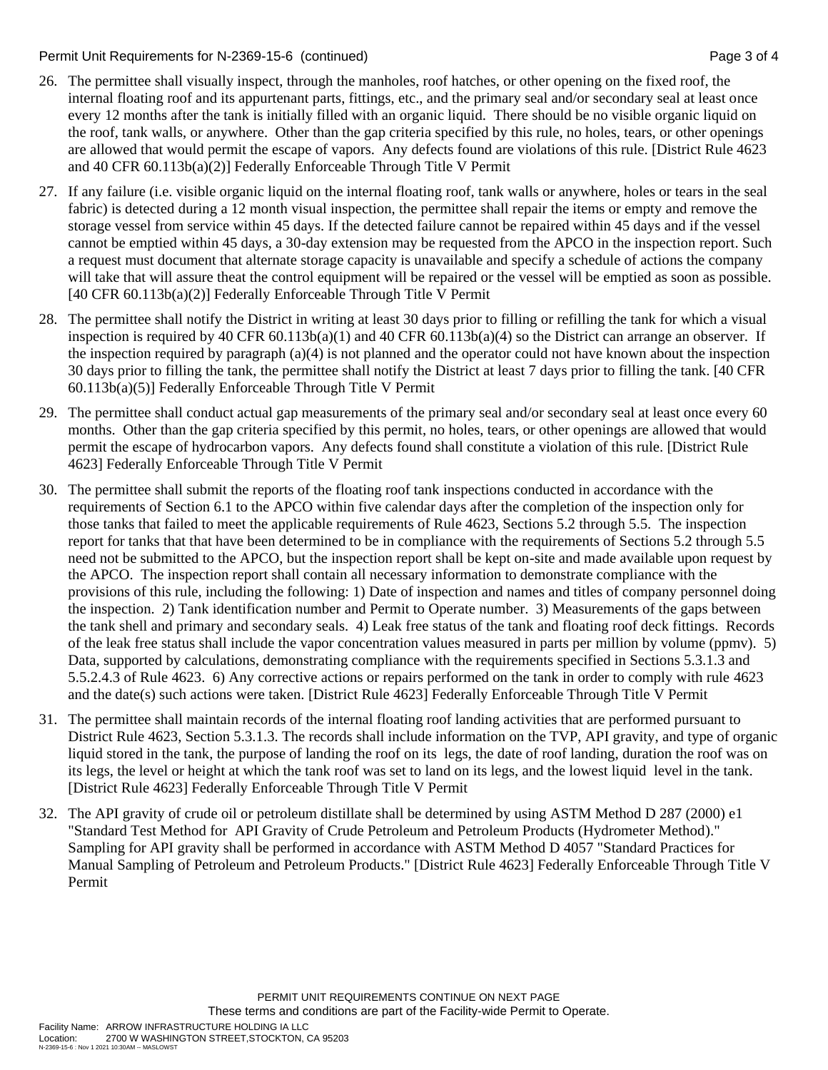26. The permittee shall visually inspect, through the manholes, roof hatches, or other opening on the fixed roof, the internal floating roof and its appurtenant parts, fittings, etc., and the primary seal and/or secondary seal at least once every 12 months after the tank is initially filled with an organic liquid. There should be no visible organic liquid on the roof, tank walls, or anywhere. Other than the gap criteria specified by this rule, no holes, tears, or other openings are allowed that would permit the escape of vapors. Any defects found are violations of this rule. [District Rule 4623 and 40 CFR 60.113b(a)(2)] Federally Enforceable Through Title V Permit

27. If any failure (i.e. visible organic liquid on the internal floating roof, tank walls or anywhere, holes or tears in the seal fabric) is detected during a 12 month visual inspection, the permittee shall repair the items or empty and remove the storage vessel from service within 45 days. If the detected failure cannot be repaired within 45 days and if the vessel cannot be emptied within 45 days, a 30-day extension may be requested from the APCO in the inspection report. Such a request must document that alternate storage capacity is unavailable and specify a schedule of actions the company will take that will assure theat the control equipment will be repaired or the vessel will be emptied as soon as possible. [40 CFR 60.113b(a)(2)] Federally Enforceable Through Title V Permit

28. The permittee shall notify the District in writing at least 30 days prior to filling or refilling the tank for which a visual inspection is required by 40 CFR 60.113b(a)(1) and 40 CFR 60.113b(a)(4) so the District can arrange an observer. If the inspection required by paragraph (a)(4) is not planned and the operator could not have known about the inspection 30 days prior to filling the tank, the permittee shall notify the District at least 7 days prior to filling the tank. [40 CFR 60.113b(a)(5)] Federally Enforceable Through Title V Permit

29. The permittee shall conduct actual gap measurements of the primary seal and/or secondary seal at least once every 60 months. Other than the gap criteria specified by this permit, no holes, tears, or other openings are allowed that would permit the escape of hydrocarbon vapors. Any defects found shall constitute a violation of this rule. [District Rule 4623] Federally Enforceable Through Title V Permit

30. The permittee shall submit the reports of the floating roof tank inspections conducted in accordance with the requirements of Section 6.1 to the APCO within five calendar days after the completion of the inspection only for those tanks that failed to meet the applicable requirements of Rule 4623, Sections 5.2 through 5.5. The inspection report for tanks that that have been determined to be in compliance with the requirements of Sections 5.2 through 5.5 need not be submitted to the APCO, but the inspection report shall be kept on-site and made available upon request by the APCO. The inspection report shall contain all necessary information to demonstrate compliance with the provisions of this rule, including the following: 1) Date of inspection and names and titles of company personnel doing the inspection. 2) Tank identification number and Permit to Operate number. 3) Measurements of the gaps between the tank shell and primary and secondary seals. 4) Leak free status of the tank and floating roof deck fittings. Records of the leak free status shall include the vapor concentration values measured in parts per million by volume (ppmv). 5) Data, supported by calculations, demonstrating compliance with the requirements specified in Sections 5.3.1.3 and 5.5.2.4.3 of Rule 4623. 6) Any corrective actions or repairs performed on the tank in order to comply with rule 4623 and the date(s) such actions were taken. [District Rule 4623] Federally Enforceable Through Title V Permit

31. The permittee shall maintain records of the internal floating roof landing activities that are performed pursuant to District Rule 4623, Section 5.3.1.3. The records shall include information on the TVP, API gravity, and type of organic liquid stored in the tank, the purpose of landing the roof on its legs, the date of roof landing, duration the roof was on its legs, the level or height at which the tank roof was set to land on its legs, and the lowest liquid level in the tank. [District Rule 4623] Federally Enforceable Through Title V Permit

32. The API gravity of crude oil or petroleum distillate shall be determined by using ASTM Method D 287 (2000) e1 "Standard Test Method for API Gravity of Crude Petroleum and Petroleum Products (Hydrometer Method)." Sampling for API gravity shall be performed in accordance with ASTM Method D 4057 "Standard Practices for Manual Sampling of Petroleum and Petroleum Products." [District Rule 4623] Federally Enforceable Through Title V Permit

PERMIT UNIT REQUIREMENTS CONTINUE ON NEXT PAGE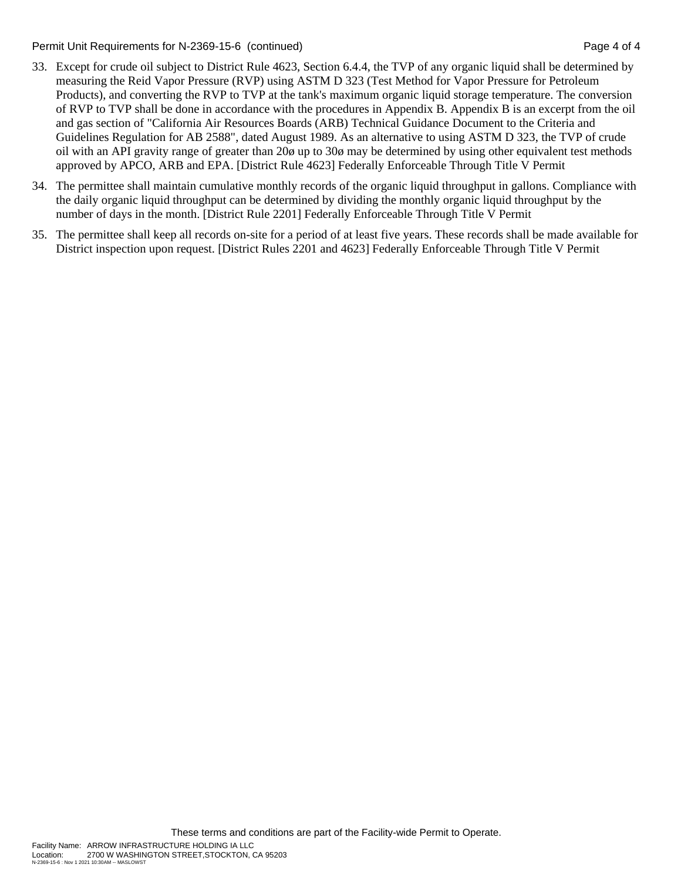33. Except for crude oil subject to District Rule 4623, Section 6.4.4, the TVP of any organic liquid shall be determined by measuring the Reid Vapor Pressure (RVP) using ASTM D 323 (Test Method for Vapor Pressure for Petroleum Products), and converting the RVP to TVP at the tank's maximum organic liquid storage temperature. The conversion of RVP to TVP shall be done in accordance with the procedures in Appendix B. Appendix B is an excerpt from the oil and gas section of "California Air Resources Boards (ARB) Technical Guidance Document to the Criteria and Guidelines Regulation for AB 2588", dated August 1989. As an alternative to using ASTM D 323, the TVP of crude oil with an API gravity range of greater than 20ø up to 30ø may be determined by using other equivalent test methods approved by APCO, ARB and EPA. [District Rule 4623] Federally Enforceable Through Title V Permit

34. The permittee shall maintain cumulative monthly records of the organic liquid throughput in gallons. Compliance with the daily organic liquid throughput can be determined by dividing the monthly organic liquid throughput by the number of days in the month. [District Rule 2201] Federally Enforceable Through Title V Permit

35. The permittee shall keep all records on-site for a period of at least five years. These records shall be made available for District inspection upon request. [District Rules 2201 and 4623] Federally Enforceable Through Title V Permit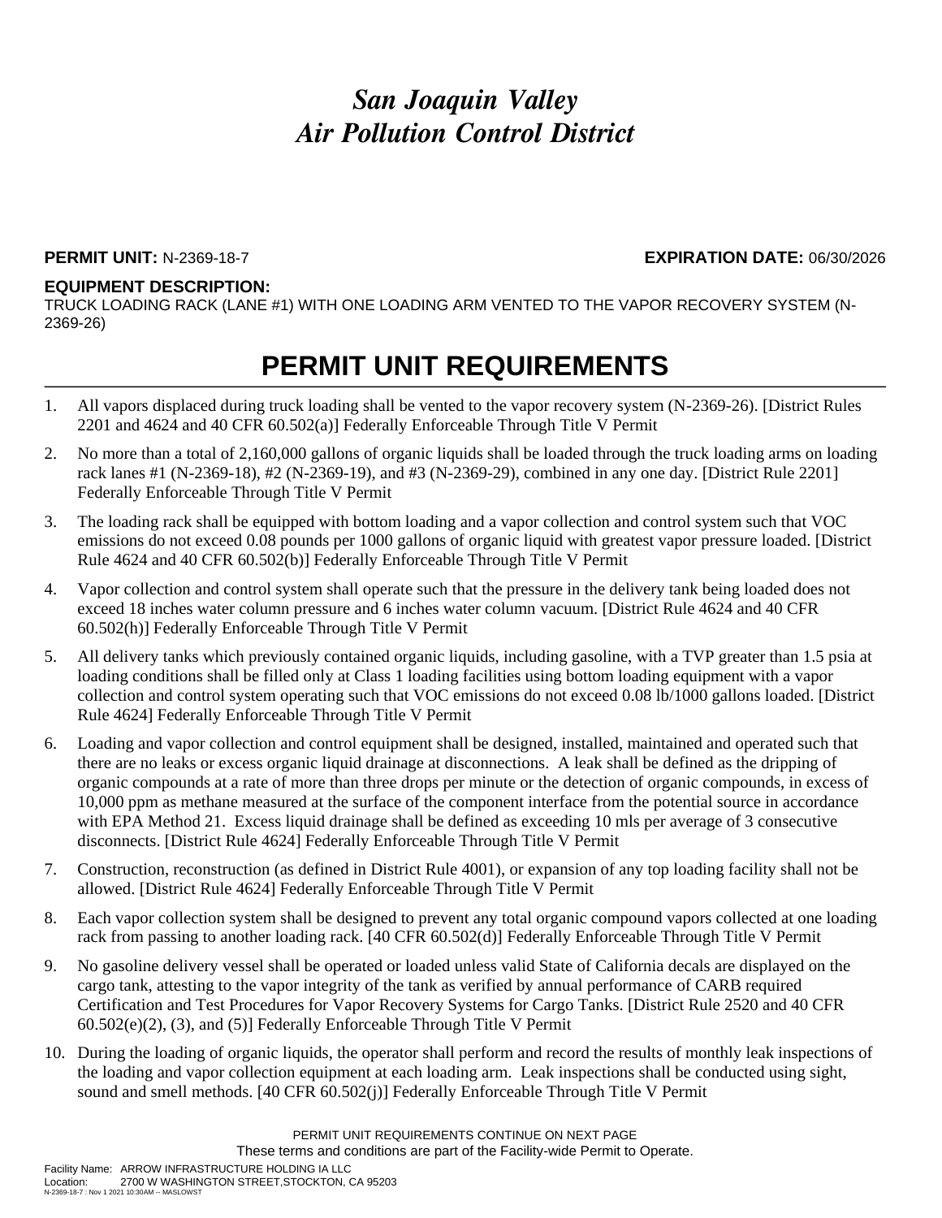# *San Joaquin Valley Air Pollution Control District*

**PERMIT UNIT:** N-2369-18-7 **EXPIRATION DATE:** 06/30/2026

**EQUIPMENT DESCRIPTION:**
TRUCK LOADING RACK (LANE #1) WITH ONE LOADING ARM VENTED TO THE VAPOR RECOVERY SYSTEM (N-2369-26)

## PERMIT UNIT REQUIREMENTS

1. All vapors displaced during truck loading shall be vented to the vapor recovery system (N-2369-26). [District Rules 2201 and 4624 and 40 CFR 60.502(a)] Federally Enforceable Through Title V Permit
2. No more than a total of 2,160,000 gallons of organic liquids shall be loaded through the truck loading arms on loading rack lanes #1 (N-2369-18), #2 (N-2369-19), and #3 (N-2369-29), combined in any one day. [District Rule 2201] Federally Enforceable Through Title V Permit
3. The loading rack shall be equipped with bottom loading and a vapor collection and control system such that VOC emissions do not exceed 0.08 pounds per 1000 gallons of organic liquid with greatest vapor pressure loaded. [District Rule 4624 and 40 CFR 60.502(b)] Federally Enforceable Through Title V Permit
4. Vapor collection and control system shall operate such that the pressure in the delivery tank being loaded does not exceed 18 inches water column pressure and 6 inches water column vacuum. [District Rule 4624 and 40 CFR 60.502(h)] Federally Enforceable Through Title V Permit
5. All delivery tanks which previously contained organic liquids, including gasoline, with a TVP greater than 1.5 psia at loading conditions shall be filled only at Class 1 loading facilities using bottom loading equipment with a vapor collection and control system operating such that VOC emissions do not exceed 0.08 lb/1000 gallons loaded. [District Rule 4624] Federally Enforceable Through Title V Permit
6. Loading and vapor collection and control equipment shall be designed, installed, maintained and operated such that there are no leaks or excess organic liquid drainage at disconnections. A leak shall be defined as the dripping of organic compounds at a rate of more than three drops per minute or the detection of organic compounds, in excess of 10,000 ppm as methane measured at the surface of the component interface from the potential source in accordance with EPA Method 21. Excess liquid drainage shall be defined as exceeding 10 mls per average of 3 consecutive disconnects. [District Rule 4624] Federally Enforceable Through Title V Permit
7. Construction, reconstruction (as defined in District Rule 4001), or expansion of any top loading facility shall not be allowed. [District Rule 4624] Federally Enforceable Through Title V Permit
8. Each vapor collection system shall be designed to prevent any total organic compound vapors collected at one loading rack from passing to another loading rack. [40 CFR 60.502(d)] Federally Enforceable Through Title V Permit
9. No gasoline delivery vessel shall be operated or loaded unless valid State of California decals are displayed on the cargo tank, attesting to the vapor integrity of the tank as verified by annual performance of CARB required Certification and Test Procedures for Vapor Recovery Systems for Cargo Tanks. [District Rule 2520 and 40 CFR 60.502(e)(2), (3), and (5)] Federally Enforceable Through Title V Permit
10. During the loading of organic liquids, the operator shall perform and record the results of monthly leak inspections of the loading and vapor collection equipment at each loading arm. Leak inspections shall be conducted using sight, sound and smell methods. [40 CFR 60.502(j)] Federally Enforceable Through Title V Permit

PERMIT UNIT REQUIREMENTS CONTINUE ON NEXT PAGE

These terms and conditions are part of the Facility-wide Permit to Operate.

Facility Name: ARROW INFRASTRUCTURE HOLDING IA LLC
Location: 2700 W WASHINGTON STREET,STOCKTON, CA 95203
N-2369-18-7 : Nov 1 2021 10:30AM -- MASLOWST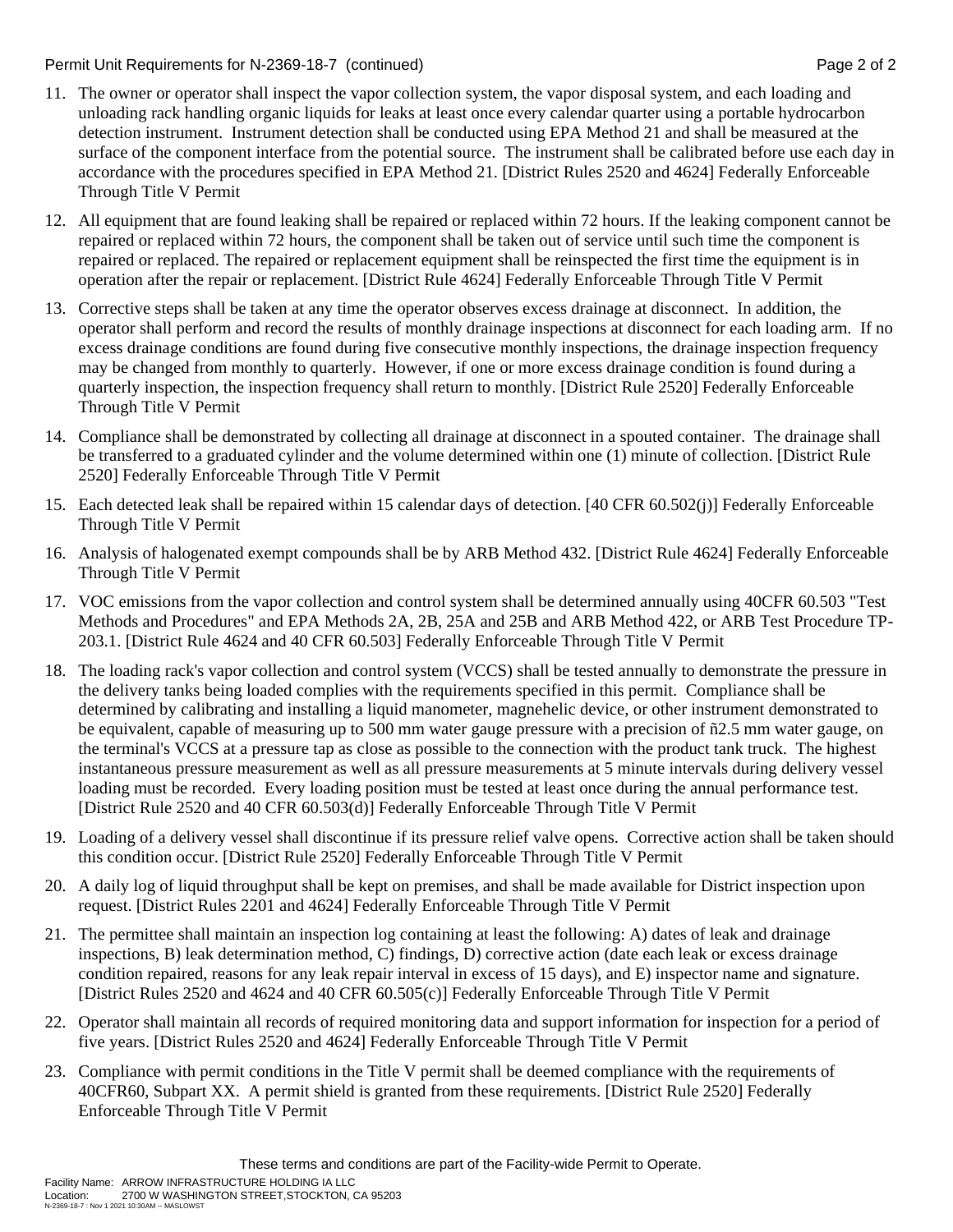11. The owner or operator shall inspect the vapor collection system, the vapor disposal system, and each loading and unloading rack handling organic liquids for leaks at least once every calendar quarter using a portable hydrocarbon detection instrument. Instrument detection shall be conducted using EPA Method 21 and shall be measured at the surface of the component interface from the potential source. The instrument shall be calibrated before use each day in accordance with the procedures specified in EPA Method 21. [District Rules 2520 and 4624] Federally Enforceable Through Title V Permit

12. All equipment that are found leaking shall be repaired or replaced within 72 hours. If the leaking component cannot be repaired or replaced within 72 hours, the component shall be taken out of service until such time the component is repaired or replaced. The repaired or replacement equipment shall be reinspected the first time the equipment is in operation after the repair or replacement. [District Rule 4624] Federally Enforceable Through Title V Permit

13. Corrective steps shall be taken at any time the operator observes excess drainage at disconnect. In addition, the operator shall perform and record the results of monthly drainage inspections at disconnect for each loading arm. If no excess drainage conditions are found during five consecutive monthly inspections, the drainage inspection frequency may be changed from monthly to quarterly. However, if one or more excess drainage condition is found during a quarterly inspection, the inspection frequency shall return to monthly. [District Rule 2520] Federally Enforceable Through Title V Permit

14. Compliance shall be demonstrated by collecting all drainage at disconnect in a spouted container. The drainage shall be transferred to a graduated cylinder and the volume determined within one (1) minute of collection. [District Rule 2520] Federally Enforceable Through Title V Permit

15. Each detected leak shall be repaired within 15 calendar days of detection. [40 CFR 60.502(j)] Federally Enforceable Through Title V Permit

16. Analysis of halogenated exempt compounds shall be by ARB Method 432. [District Rule 4624] Federally Enforceable Through Title V Permit

17. VOC emissions from the vapor collection and control system shall be determined annually using 40CFR 60.503 "Test Methods and Procedures" and EPA Methods 2A, 2B, 25A and 25B and ARB Method 422, or ARB Test Procedure TP-203.1. [District Rule 4624 and 40 CFR 60.503] Federally Enforceable Through Title V Permit

18. The loading rack's vapor collection and control system (VCCS) shall be tested annually to demonstrate the pressure in the delivery tanks being loaded complies with the requirements specified in this permit. Compliance shall be determined by calibrating and installing a liquid manometer, magnehelic device, or other instrument demonstrated to be equivalent, capable of measuring up to 500 mm water gauge pressure with a precision of ñ2.5 mm water gauge, on the terminal's VCCS at a pressure tap as close as possible to the connection with the product tank truck. The highest instantaneous pressure measurement as well as all pressure measurements at 5 minute intervals during delivery vessel loading must be recorded. Every loading position must be tested at least once during the annual performance test. [District Rule 2520 and 40 CFR 60.503(d)] Federally Enforceable Through Title V Permit

19. Loading of a delivery vessel shall discontinue if its pressure relief valve opens. Corrective action shall be taken should this condition occur. [District Rule 2520] Federally Enforceable Through Title V Permit

20. A daily log of liquid throughput shall be kept on premises, and shall be made available for District inspection upon request. [District Rules 2201 and 4624] Federally Enforceable Through Title V Permit

21. The permittee shall maintain an inspection log containing at least the following: A) dates of leak and drainage inspections, B) leak determination method, C) findings, D) corrective action (date each leak or excess drainage condition repaired, reasons for any leak repair interval in excess of 15 days), and E) inspector name and signature. [District Rules 2520 and 4624 and 40 CFR 60.505(c)] Federally Enforceable Through Title V Permit

22. Operator shall maintain all records of required monitoring data and support information for inspection for a period of five years. [District Rules 2520 and 4624] Federally Enforceable Through Title V Permit

23. Compliance with permit conditions in the Title V permit shall be deemed compliance with the requirements of 40CFR60, Subpart XX. A permit shield is granted from these requirements. [District Rule 2520] Federally Enforceable Through Title V Permit

These terms and conditions are part of the Facility-wide Permit to Operate.

Facility Name: ARROW INFRASTRUCTURE HOLDING IA LLC
Location: 2700 W WASHINGTON STREET,STOCKTON, CA 95203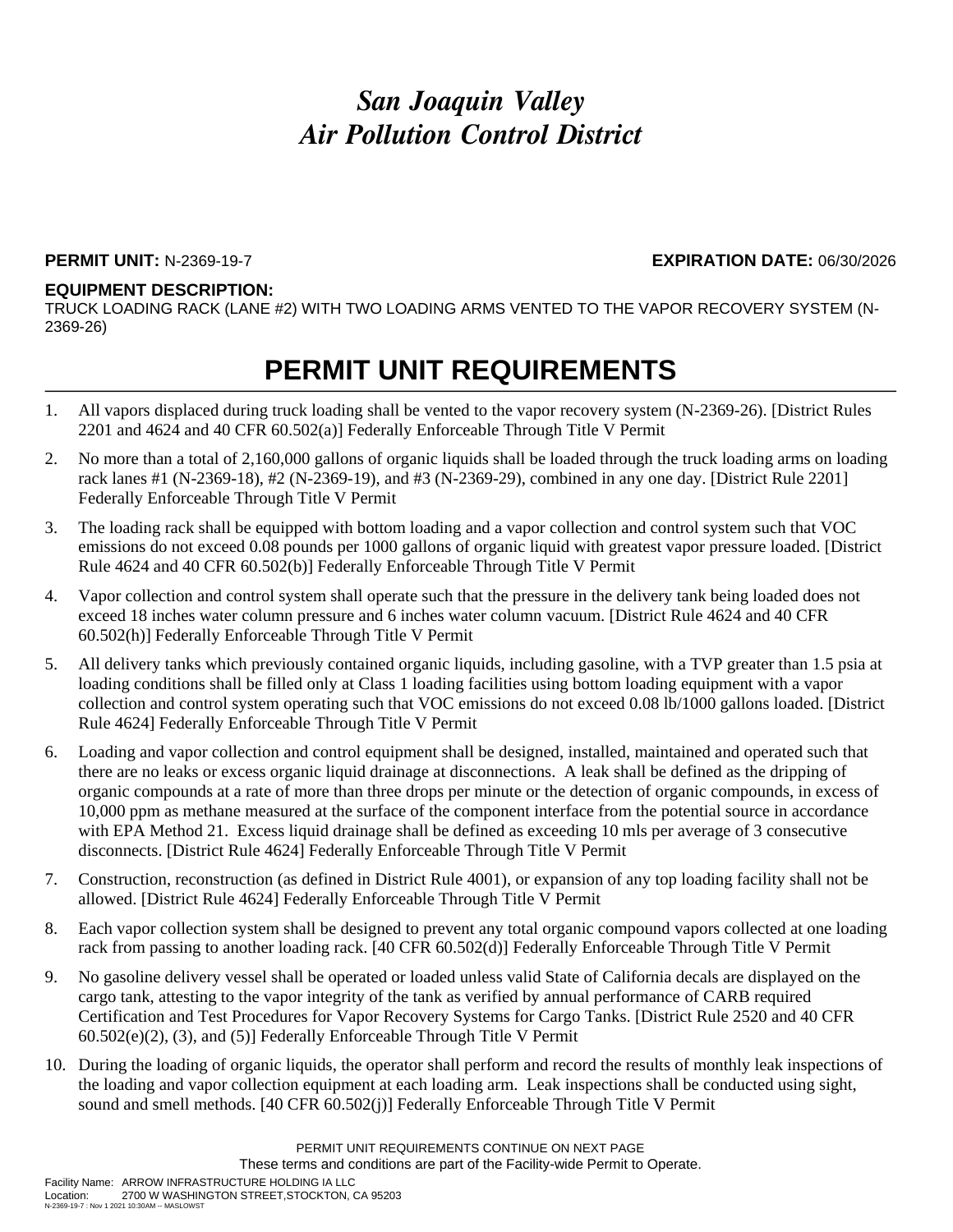# *San Joaquin Valley Air Pollution Control District*

**PERMIT UNIT:** N-2369-19-7 **EXPIRATION DATE:** 06/30/2026

**EQUIPMENT DESCRIPTION:**
TRUCK LOADING RACK (LANE #2) WITH TWO LOADING ARMS VENTED TO THE VAPOR RECOVERY SYSTEM (N-2369-26)

## PERMIT UNIT REQUIREMENTS

1. All vapors displaced during truck loading shall be vented to the vapor recovery system (N-2369-26). [District Rules 2201 and 4624 and 40 CFR 60.502(a)] Federally Enforceable Through Title V Permit
2. No more than a total of 2,160,000 gallons of organic liquids shall be loaded through the truck loading arms on loading rack lanes #1 (N-2369-18), #2 (N-2369-19), and #3 (N-2369-29), combined in any one day. [District Rule 2201] Federally Enforceable Through Title V Permit
3. The loading rack shall be equipped with bottom loading and a vapor collection and control system such that VOC emissions do not exceed 0.08 pounds per 1000 gallons of organic liquid with greatest vapor pressure loaded. [District Rule 4624 and 40 CFR 60.502(b)] Federally Enforceable Through Title V Permit
4. Vapor collection and control system shall operate such that the pressure in the delivery tank being loaded does not exceed 18 inches water column pressure and 6 inches water column vacuum. [District Rule 4624 and 40 CFR 60.502(h)] Federally Enforceable Through Title V Permit
5. All delivery tanks which previously contained organic liquids, including gasoline, with a TVP greater than 1.5 psia at loading conditions shall be filled only at Class 1 loading facilities using bottom loading equipment with a vapor collection and control system operating such that VOC emissions do not exceed 0.08 lb/1000 gallons loaded. [District Rule 4624] Federally Enforceable Through Title V Permit
6. Loading and vapor collection and control equipment shall be designed, installed, maintained and operated such that there are no leaks or excess organic liquid drainage at disconnections. A leak shall be defined as the dripping of organic compounds at a rate of more than three drops per minute or the detection of organic compounds, in excess of 10,000 ppm as methane measured at the surface of the component interface from the potential source in accordance with EPA Method 21. Excess liquid drainage shall be defined as exceeding 10 mls per average of 3 consecutive disconnects. [District Rule 4624] Federally Enforceable Through Title V Permit
7. Construction, reconstruction (as defined in District Rule 4001), or expansion of any top loading facility shall not be allowed. [District Rule 4624] Federally Enforceable Through Title V Permit
8. Each vapor collection system shall be designed to prevent any total organic compound vapors collected at one loading rack from passing to another loading rack. [40 CFR 60.502(d)] Federally Enforceable Through Title V Permit
9. No gasoline delivery vessel shall be operated or loaded unless valid State of California decals are displayed on the cargo tank, attesting to the vapor integrity of the tank as verified by annual performance of CARB required Certification and Test Procedures for Vapor Recovery Systems for Cargo Tanks. [District Rule 2520 and 40 CFR 60.502(e)(2), (3), and (5)] Federally Enforceable Through Title V Permit
10. During the loading of organic liquids, the operator shall perform and record the results of monthly leak inspections of the loading and vapor collection equipment at each loading arm. Leak inspections shall be conducted using sight, sound and smell methods. [40 CFR 60.502(j)] Federally Enforceable Through Title V Permit

PERMIT UNIT REQUIREMENTS CONTINUE ON NEXT PAGE
These terms and conditions are part of the Facility-wide Permit to Operate.

Facility Name: ARROW INFRASTRUCTURE HOLDING IA LLC
Location: 2700 W WASHINGTON STREET,STOCKTON, CA 95203
N-2369-19-7 : Nov 1 2021 10:30AM -- MASLOWST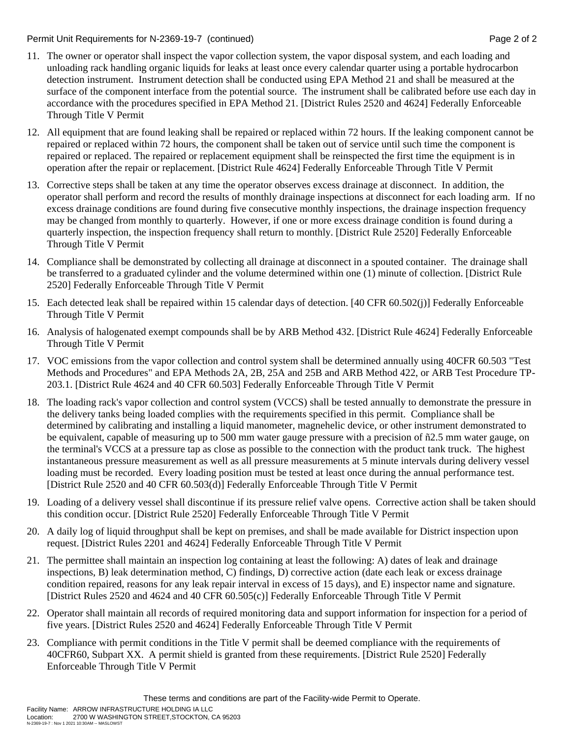Permit Unit Requirements for N-2369-19-7 (continued)

11. The owner or operator shall inspect the vapor collection system, the vapor disposal system, and each loading and unloading rack handling organic liquids for leaks at least once every calendar quarter using a portable hydrocarbon detection instrument. Instrument detection shall be conducted using EPA Method 21 and shall be measured at the surface of the component interface from the potential source. The instrument shall be calibrated before use each day in accordance with the procedures specified in EPA Method 21. [District Rules 2520 and 4624] Federally Enforceable Through Title V Permit
12. All equipment that are found leaking shall be repaired or replaced within 72 hours. If the leaking component cannot be repaired or replaced within 72 hours, the component shall be taken out of service until such time the component is repaired or replaced. The repaired or replacement equipment shall be reinspected the first time the equipment is in operation after the repair or replacement. [District Rule 4624] Federally Enforceable Through Title V Permit
13. Corrective steps shall be taken at any time the operator observes excess drainage at disconnect. In addition, the operator shall perform and record the results of monthly drainage inspections at disconnect for each loading arm. If no excess drainage conditions are found during five consecutive monthly inspections, the drainage inspection frequency may be changed from monthly to quarterly. However, if one or more excess drainage condition is found during a quarterly inspection, the inspection frequency shall return to monthly. [District Rule 2520] Federally Enforceable Through Title V Permit
14. Compliance shall be demonstrated by collecting all drainage at disconnect in a spouted container. The drainage shall be transferred to a graduated cylinder and the volume determined within one (1) minute of collection. [District Rule 2520] Federally Enforceable Through Title V Permit
15. Each detected leak shall be repaired within 15 calendar days of detection. [40 CFR 60.502(j)] Federally Enforceable Through Title V Permit
16. Analysis of halogenated exempt compounds shall be by ARB Method 432. [District Rule 4624] Federally Enforceable Through Title V Permit
17. VOC emissions from the vapor collection and control system shall be determined annually using 40CFR 60.503 "Test Methods and Procedures" and EPA Methods 2A, 2B, 25A and 25B and ARB Method 422, or ARB Test Procedure TP-203.1. [District Rule 4624 and 40 CFR 60.503] Federally Enforceable Through Title V Permit
18. The loading rack's vapor collection and control system (VCCS) shall be tested annually to demonstrate the pressure in the delivery tanks being loaded complies with the requirements specified in this permit. Compliance shall be determined by calibrating and installing a liquid manometer, magnehelic device, or other instrument demonstrated to be equivalent, capable of measuring up to 500 mm water gauge pressure with a precision of ñ2.5 mm water gauge, on the terminal's VCCS at a pressure tap as close as possible to the connection with the product tank truck. The highest instantaneous pressure measurement as well as all pressure measurements at 5 minute intervals during delivery vessel loading must be recorded. Every loading position must be tested at least once during the annual performance test. [District Rule 2520 and 40 CFR 60.503(d)] Federally Enforceable Through Title V Permit
19. Loading of a delivery vessel shall discontinue if its pressure relief valve opens. Corrective action shall be taken should this condition occur. [District Rule 2520] Federally Enforceable Through Title V Permit
20. A daily log of liquid throughput shall be kept on premises, and shall be made available for District inspection upon request. [District Rules 2201 and 4624] Federally Enforceable Through Title V Permit
21. The permittee shall maintain an inspection log containing at least the following: A) dates of leak and drainage inspections, B) leak determination method, C) findings, D) corrective action (date each leak or excess drainage condition repaired, reasons for any leak repair interval in excess of 15 days), and E) inspector name and signature. [District Rules 2520 and 4624 and 40 CFR 60.505(c)] Federally Enforceable Through Title V Permit
22. Operator shall maintain all records of required monitoring data and support information for inspection for a period of five years. [District Rules 2520 and 4624] Federally Enforceable Through Title V Permit
23. Compliance with permit conditions in the Title V permit shall be deemed compliance with the requirements of 40CFR60, Subpart XX. A permit shield is granted from these requirements. [District Rule 2520] Federally Enforceable Through Title V Permit

These terms and conditions are part of the Facility-wide Permit to Operate.

Facility Name: ARROW INFRASTRUCTURE HOLDING IA LLC
Location: 2700 W WASHINGTON STREET,STOCKTON, CA 95203
N-2369-19-7 : Nov 1 2021 10:30AM -- MASLOWST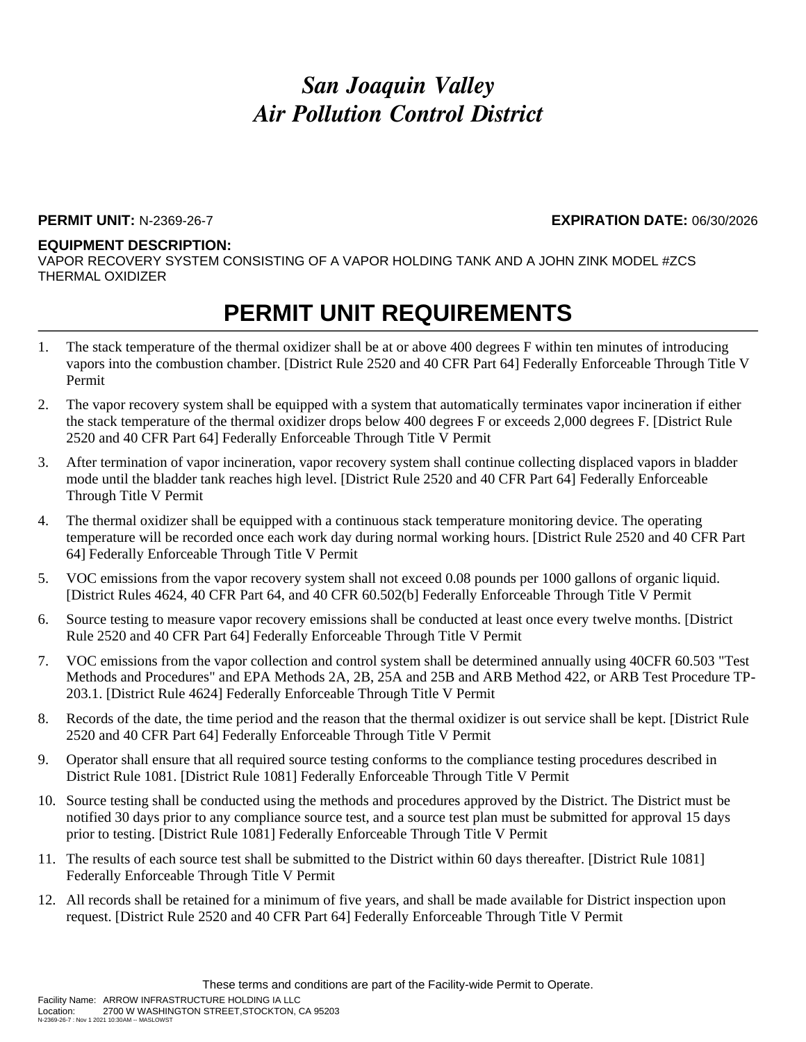# *San Joaquin Valley*
# *Air Pollution Control District*

**PERMIT UNIT:** N-2369-26-7 **EXPIRATION DATE:** 06/30/2026

**EQUIPMENT DESCRIPTION:**
VAPOR RECOVERY SYSTEM CONSISTING OF A VAPOR HOLDING TANK AND A JOHN ZINK MODEL #ZCS THERMAL OXIDIZER

## PERMIT UNIT REQUIREMENTS

1. The stack temperature of the thermal oxidizer shall be at or above 400 degrees F within ten minutes of introducing vapors into the combustion chamber. [District Rule 2520 and 40 CFR Part 64] Federally Enforceable Through Title V Permit
2. The vapor recovery system shall be equipped with a system that automatically terminates vapor incineration if either the stack temperature of the thermal oxidizer drops below 400 degrees F or exceeds 2,000 degrees F. [District Rule 2520 and 40 CFR Part 64] Federally Enforceable Through Title V Permit
3. After termination of vapor incineration, vapor recovery system shall continue collecting displaced vapors in bladder mode until the bladder tank reaches high level. [District Rule 2520 and 40 CFR Part 64] Federally Enforceable Through Title V Permit
4. The thermal oxidizer shall be equipped with a continuous stack temperature monitoring device. The operating temperature will be recorded once each work day during normal working hours. [District Rule 2520 and 40 CFR Part 64] Federally Enforceable Through Title V Permit
5. VOC emissions from the vapor recovery system shall not exceed 0.08 pounds per 1000 gallons of organic liquid. [District Rules 4624, 40 CFR Part 64, and 40 CFR 60.502(b] Federally Enforceable Through Title V Permit
6. Source testing to measure vapor recovery emissions shall be conducted at least once every twelve months. [District Rule 2520 and 40 CFR Part 64] Federally Enforceable Through Title V Permit
7. VOC emissions from the vapor collection and control system shall be determined annually using 40CFR 60.503 "Test Methods and Procedures" and EPA Methods 2A, 2B, 25A and 25B and ARB Method 422, or ARB Test Procedure TP-203.1. [District Rule 4624] Federally Enforceable Through Title V Permit
8. Records of the date, the time period and the reason that the thermal oxidizer is out service shall be kept. [District Rule 2520 and 40 CFR Part 64] Federally Enforceable Through Title V Permit
9. Operator shall ensure that all required source testing conforms to the compliance testing procedures described in District Rule 1081. [District Rule 1081] Federally Enforceable Through Title V Permit
10. Source testing shall be conducted using the methods and procedures approved by the District. The District must be notified 30 days prior to any compliance source test, and a source test plan must be submitted for approval 15 days prior to testing. [District Rule 1081] Federally Enforceable Through Title V Permit
11. The results of each source test shall be submitted to the District within 60 days thereafter. [District Rule 1081] Federally Enforceable Through Title V Permit
12. All records shall be retained for a minimum of five years, and shall be made available for District inspection upon request. [District Rule 2520 and 40 CFR Part 64] Federally Enforceable Through Title V Permit

These terms and conditions are part of the Facility-wide Permit to Operate.

Facility Name: ARROW INFRASTRUCTURE HOLDING IA LLC
Location: 2700 W WASHINGTON STREET,STOCKTON, CA 95203
N-2369-26-7 : Nov 1 2021 10:30AM -- MASLOWST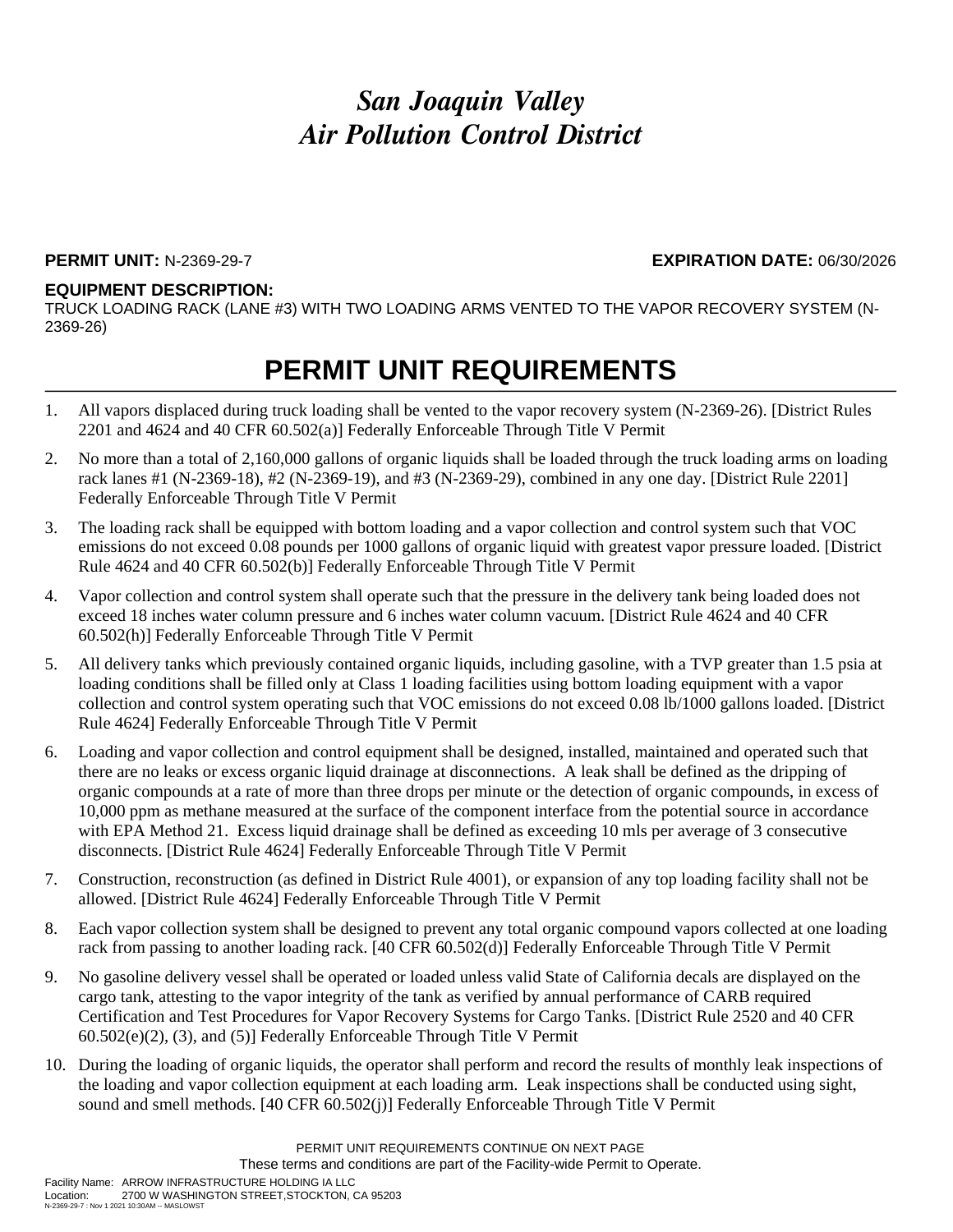# *San Joaquin Valley*
# *Air Pollution Control District*

**PERMIT UNIT:** N-2369-29-7 **EXPIRATION DATE:** 06/30/2026

**EQUIPMENT DESCRIPTION:**
TRUCK LOADING RACK (LANE #3) WITH TWO LOADING ARMS VENTED TO THE VAPOR RECOVERY SYSTEM (N-2369-26)

## PERMIT UNIT REQUIREMENTS

1. All vapors displaced during truck loading shall be vented to the vapor recovery system (N-2369-26). [District Rules 2201 and 4624 and 40 CFR 60.502(a)] Federally Enforceable Through Title V Permit
2. No more than a total of 2,160,000 gallons of organic liquids shall be loaded through the truck loading arms on loading rack lanes #1 (N-2369-18), #2 (N-2369-19), and #3 (N-2369-29), combined in any one day. [District Rule 2201] Federally Enforceable Through Title V Permit
3. The loading rack shall be equipped with bottom loading and a vapor collection and control system such that VOC emissions do not exceed 0.08 pounds per 1000 gallons of organic liquid with greatest vapor pressure loaded. [District Rule 4624 and 40 CFR 60.502(b)] Federally Enforceable Through Title V Permit
4. Vapor collection and control system shall operate such that the pressure in the delivery tank being loaded does not exceed 18 inches water column pressure and 6 inches water column vacuum. [District Rule 4624 and 40 CFR 60.502(h)] Federally Enforceable Through Title V Permit
5. All delivery tanks which previously contained organic liquids, including gasoline, with a TVP greater than 1.5 psia at loading conditions shall be filled only at Class 1 loading facilities using bottom loading equipment with a vapor collection and control system operating such that VOC emissions do not exceed 0.08 lb/1000 gallons loaded. [District Rule 4624] Federally Enforceable Through Title V Permit
6. Loading and vapor collection and control equipment shall be designed, installed, maintained and operated such that there are no leaks or excess organic liquid drainage at disconnections. A leak shall be defined as the dripping of organic compounds at a rate of more than three drops per minute or the detection of organic compounds, in excess of 10,000 ppm as methane measured at the surface of the component interface from the potential source in accordance with EPA Method 21. Excess liquid drainage shall be defined as exceeding 10 mls per average of 3 consecutive disconnects. [District Rule 4624] Federally Enforceable Through Title V Permit
7. Construction, reconstruction (as defined in District Rule 4001), or expansion of any top loading facility shall not be allowed. [District Rule 4624] Federally Enforceable Through Title V Permit
8. Each vapor collection system shall be designed to prevent any total organic compound vapors collected at one loading rack from passing to another loading rack. [40 CFR 60.502(d)] Federally Enforceable Through Title V Permit
9. No gasoline delivery vessel shall be operated or loaded unless valid State of California decals are displayed on the cargo tank, attesting to the vapor integrity of the tank as verified by annual performance of CARB required Certification and Test Procedures for Vapor Recovery Systems for Cargo Tanks. [District Rule 2520 and 40 CFR 60.502(e)(2), (3), and (5)] Federally Enforceable Through Title V Permit
10. During the loading of organic liquids, the operator shall perform and record the results of monthly leak inspections of the loading and vapor collection equipment at each loading arm. Leak inspections shall be conducted using sight, sound and smell methods. [40 CFR 60.502(j)] Federally Enforceable Through Title V Permit

PERMIT UNIT REQUIREMENTS CONTINUE ON NEXT PAGE
These terms and conditions are part of the Facility-wide Permit to Operate.

Facility Name: ARROW INFRASTRUCTURE HOLDING IA LLC
Location: 2700 W WASHINGTON STREET,STOCKTON, CA 95203
N-2369-29-7 : Nov 1 2021 10:30AM -- MASLOWST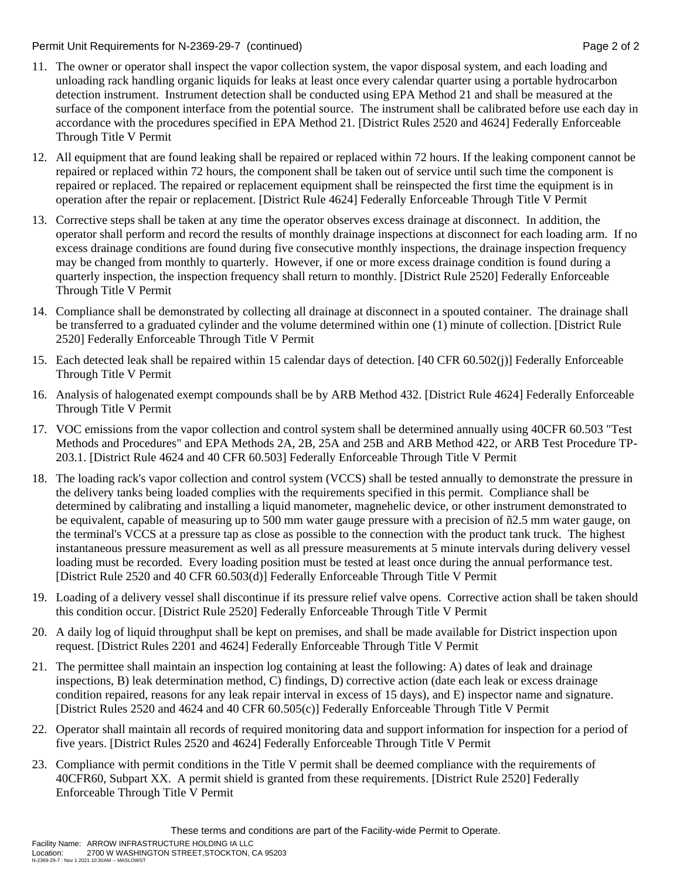Permit Unit Requirements for N-2369-29-7 (continued)

11. The owner or operator shall inspect the vapor collection system, the vapor disposal system, and each loading and unloading rack handling organic liquids for leaks at least once every calendar quarter using a portable hydrocarbon detection instrument. Instrument detection shall be conducted using EPA Method 21 and shall be measured at the surface of the component interface from the potential source. The instrument shall be calibrated before use each day in accordance with the procedures specified in EPA Method 21. [District Rules 2520 and 4624] Federally Enforceable Through Title V Permit
12. All equipment that are found leaking shall be repaired or replaced within 72 hours. If the leaking component cannot be repaired or replaced within 72 hours, the component shall be taken out of service until such time the component is repaired or replaced. The repaired or replacement equipment shall be reinspected the first time the equipment is in operation after the repair or replacement. [District Rule 4624] Federally Enforceable Through Title V Permit
13. Corrective steps shall be taken at any time the operator observes excess drainage at disconnect. In addition, the operator shall perform and record the results of monthly drainage inspections at disconnect for each loading arm. If no excess drainage conditions are found during five consecutive monthly inspections, the drainage inspection frequency may be changed from monthly to quarterly. However, if one or more excess drainage condition is found during a quarterly inspection, the inspection frequency shall return to monthly. [District Rule 2520] Federally Enforceable Through Title V Permit
14. Compliance shall be demonstrated by collecting all drainage at disconnect in a spouted container. The drainage shall be transferred to a graduated cylinder and the volume determined within one (1) minute of collection. [District Rule 2520] Federally Enforceable Through Title V Permit
15. Each detected leak shall be repaired within 15 calendar days of detection. [40 CFR 60.502(j)] Federally Enforceable Through Title V Permit
16. Analysis of halogenated exempt compounds shall be by ARB Method 432. [District Rule 4624] Federally Enforceable Through Title V Permit
17. VOC emissions from the vapor collection and control system shall be determined annually using 40CFR 60.503 "Test Methods and Procedures" and EPA Methods 2A, 2B, 25A and 25B and ARB Method 422, or ARB Test Procedure TP-203.1. [District Rule 4624 and 40 CFR 60.503] Federally Enforceable Through Title V Permit
18. The loading rack's vapor collection and control system (VCCS) shall be tested annually to demonstrate the pressure in the delivery tanks being loaded complies with the requirements specified in this permit. Compliance shall be determined by calibrating and installing a liquid manometer, magnehelic device, or other instrument demonstrated to be equivalent, capable of measuring up to 500 mm water gauge pressure with a precision of ñ2.5 mm water gauge, on the terminal's VCCS at a pressure tap as close as possible to the connection with the product tank truck. The highest instantaneous pressure measurement as well as all pressure measurements at 5 minute intervals during delivery vessel loading must be recorded. Every loading position must be tested at least once during the annual performance test. [District Rule 2520 and 40 CFR 60.503(d)] Federally Enforceable Through Title V Permit
19. Loading of a delivery vessel shall discontinue if its pressure relief valve opens. Corrective action shall be taken should this condition occur. [District Rule 2520] Federally Enforceable Through Title V Permit
20. A daily log of liquid throughput shall be kept on premises, and shall be made available for District inspection upon request. [District Rules 2201 and 4624] Federally Enforceable Through Title V Permit
21. The permittee shall maintain an inspection log containing at least the following: A) dates of leak and drainage inspections, B) leak determination method, C) findings, D) corrective action (date each leak or excess drainage condition repaired, reasons for any leak repair interval in excess of 15 days), and E) inspector name and signature. [District Rules 2520 and 4624 and 40 CFR 60.505(c)] Federally Enforceable Through Title V Permit
22. Operator shall maintain all records of required monitoring data and support information for inspection for a period of five years. [District Rules 2520 and 4624] Federally Enforceable Through Title V Permit
23. Compliance with permit conditions in the Title V permit shall be deemed compliance with the requirements of 40CFR60, Subpart XX. A permit shield is granted from these requirements. [District Rule 2520] Federally Enforceable Through Title V Permit

These terms and conditions are part of the Facility-wide Permit to Operate.

Facility Name: ARROW INFRASTRUCTURE HOLDING IA LLC
Location: 2700 W WASHINGTON STREET,STOCKTON, CA 95203
N-2369-29-7 : Nov 1 2021 10:30AM -- MASLOWST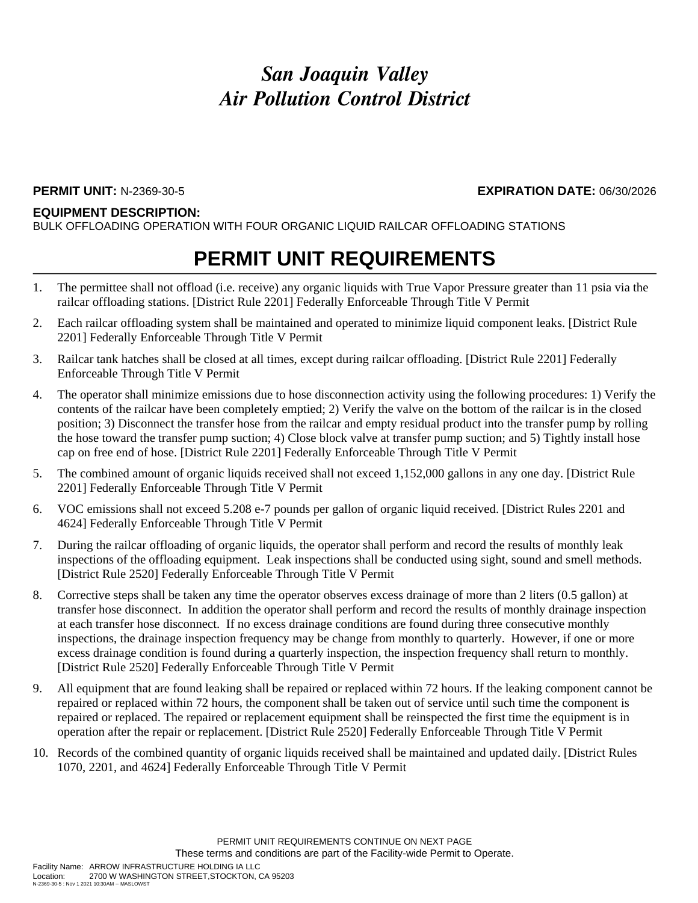# *San Joaquin Valley Air Pollution Control District*

**PERMIT UNIT:** N-2369-30-5 **EXPIRATION DATE:** 06/30/2026

**EQUIPMENT DESCRIPTION:**
BULK OFFLOADING OPERATION WITH FOUR ORGANIC LIQUID RAILCAR OFFLOADING STATIONS

## PERMIT UNIT REQUIREMENTS

1. The permittee shall not offload (i.e. receive) any organic liquids with True Vapor Pressure greater than 11 psia via the railcar offloading stations. [District Rule 2201] Federally Enforceable Through Title V Permit
2. Each railcar offloading system shall be maintained and operated to minimize liquid component leaks. [District Rule 2201] Federally Enforceable Through Title V Permit
3. Railcar tank hatches shall be closed at all times, except during railcar offloading. [District Rule 2201] Federally Enforceable Through Title V Permit
4. The operator shall minimize emissions due to hose disconnection activity using the following procedures: 1) Verify the contents of the railcar have been completely emptied; 2) Verify the valve on the bottom of the railcar is in the closed position; 3) Disconnect the transfer hose from the railcar and empty residual product into the transfer pump by rolling the hose toward the transfer pump suction; 4) Close block valve at transfer pump suction; and 5) Tightly install hose cap on free end of hose. [District Rule 2201] Federally Enforceable Through Title V Permit
5. The combined amount of organic liquids received shall not exceed 1,152,000 gallons in any one day. [District Rule 2201] Federally Enforceable Through Title V Permit
6. VOC emissions shall not exceed 5.208 e-7 pounds per gallon of organic liquid received. [District Rules 2201 and 4624] Federally Enforceable Through Title V Permit
7. During the railcar offloading of organic liquids, the operator shall perform and record the results of monthly leak inspections of the offloading equipment. Leak inspections shall be conducted using sight, sound and smell methods. [District Rule 2520] Federally Enforceable Through Title V Permit
8. Corrective steps shall be taken any time the operator observes excess drainage of more than 2 liters (0.5 gallon) at transfer hose disconnect. In addition the operator shall perform and record the results of monthly drainage inspection at each transfer hose disconnect. If no excess drainage conditions are found during three consecutive monthly inspections, the drainage inspection frequency may be change from monthly to quarterly. However, if one or more excess drainage condition is found during a quarterly inspection, the inspection frequency shall return to monthly. [District Rule 2520] Federally Enforceable Through Title V Permit
9. All equipment that are found leaking shall be repaired or replaced within 72 hours. If the leaking component cannot be repaired or replaced within 72 hours, the component shall be taken out of service until such time the component is repaired or replaced. The repaired or replacement equipment shall be reinspected the first time the equipment is in operation after the repair or replacement. [District Rule 2520] Federally Enforceable Through Title V Permit
10. Records of the combined quantity of organic liquids received shall be maintained and updated daily. [District Rules 1070, 2201, and 4624] Federally Enforceable Through Title V Permit

PERMIT UNIT REQUIREMENTS CONTINUE ON NEXT PAGE
These terms and conditions are part of the Facility-wide Permit to Operate.

Facility Name: ARROW INFRASTRUCTURE HOLDING IA LLC
Location: 2700 W WASHINGTON STREET,STOCKTON, CA 95203
N-2369-30-5 : Nov 1 2021 10:30AM -- MASLOWST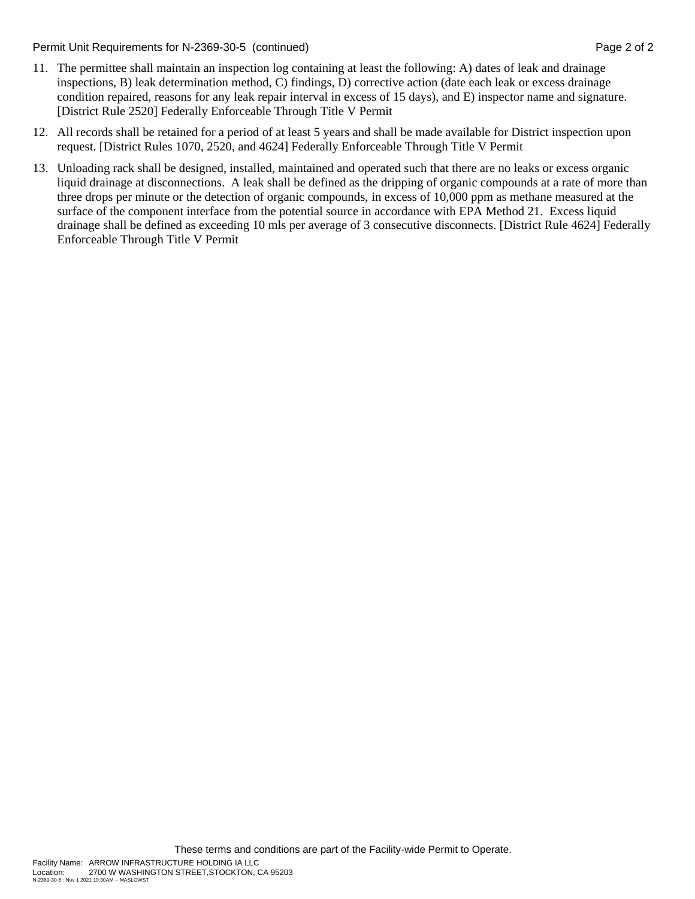11. The permittee shall maintain an inspection log containing at least the following: A) dates of leak and drainage inspections, B) leak determination method, C) findings, D) corrective action (date each leak or excess drainage condition repaired, reasons for any leak repair interval in excess of 15 days), and E) inspector name and signature. [District Rule 2520] Federally Enforceable Through Title V Permit

12. All records shall be retained for a period of at least 5 years and shall be made available for District inspection upon request. [District Rules 1070, 2520, and 4624] Federally Enforceable Through Title V Permit

13. Unloading rack shall be designed, installed, maintained and operated such that there are no leaks or excess organic liquid drainage at disconnections. A leak shall be defined as the dripping of organic compounds at a rate of more than three drops per minute or the detection of organic compounds, in excess of 10,000 ppm as methane measured at the surface of the component interface from the potential source in accordance with EPA Method 21. Excess liquid drainage shall be defined as exceeding 10 mls per average of 3 consecutive disconnects. [District Rule 4624] Federally Enforceable Through Title V Permit

These terms and conditions are part of the Facility-wide Permit to Operate.

Facility Name: ARROW INFRASTRUCTURE HOLDING IA LLC
Location: 2700 W WASHINGTON STREET,STOCKTON, CA 95203